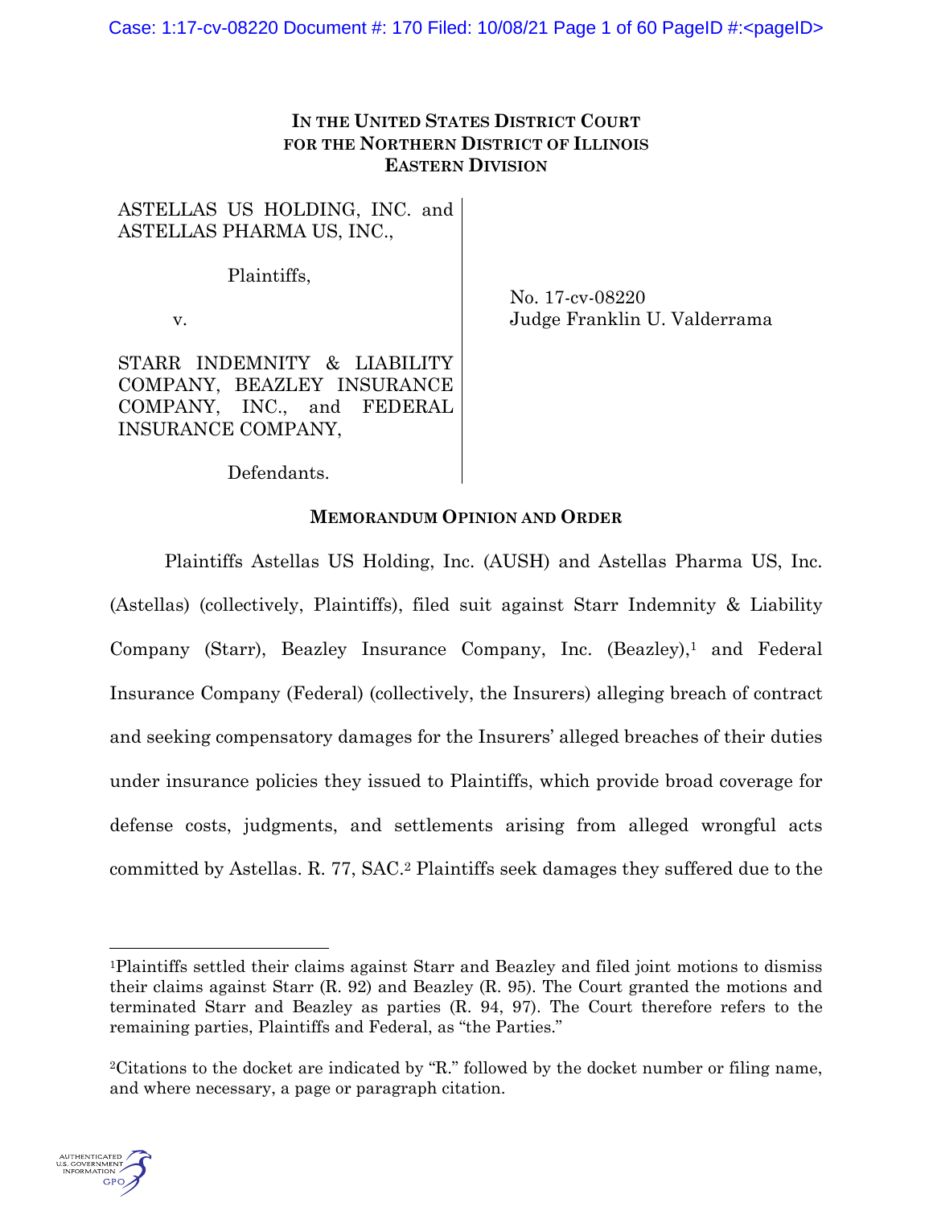**IN THE UNITED STATES DISTRICT COURT**
**FOR THE NORTHERN DISTRICT OF ILLINOIS**
**EASTERN DIVISION**

ASTELLAS US HOLDING, INC. and ASTELLAS PHARMA US, INC.,

Plaintiffs,

v.

STARR INDEMNITY & LIABILITY COMPANY, BEAZLEY INSURANCE COMPANY, INC., and FEDERAL INSURANCE COMPANY,

Defendants.

No. 17-cv-08220
Judge Franklin U. Valderrama

**MEMORANDUM OPINION AND ORDER**

Plaintiffs Astellas US Holding, Inc. (AUSH) and Astellas Pharma US, Inc. (Astellas) (collectively, Plaintiffs), filed suit against Starr Indemnity & Liability Company (Starr), Beazley Insurance Company, Inc. (Beazley),[1] and Federal Insurance Company (Federal) (collectively, the Insurers) alleging breach of contract and seeking compensatory damages for the Insurers' alleged breaches of their duties under insurance policies they issued to Plaintiffs, which provide broad coverage for defense costs, judgments, and settlements arising from alleged wrongful acts committed by Astellas. R. 77, SAC.[2] Plaintiffs seek damages they suffered due to the

[1]Plaintiffs settled their claims against Starr and Beazley and filed joint motions to dismiss their claims against Starr (R. 92) and Beazley (R. 95). The Court granted the motions and terminated Starr and Beazley as parties (R. 94, 97). The Court therefore refers to the remaining parties, Plaintiffs and Federal, as "the Parties."

[2]Citations to the docket are indicated by "R." followed by the docket number or filing name, and where necessary, a page or paragraph citation.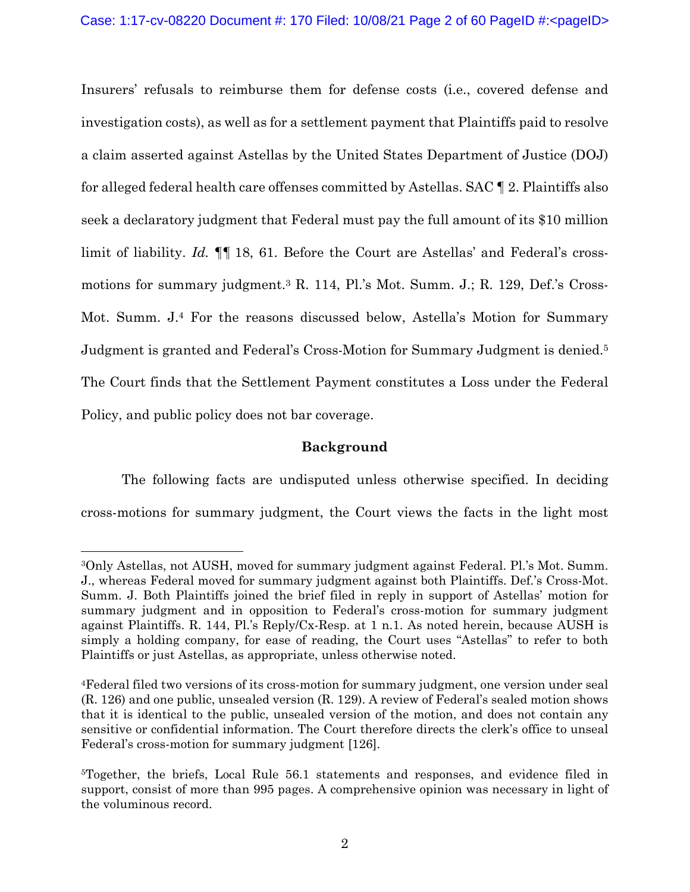Insurers' refusals to reimburse them for defense costs (i.e., covered defense and investigation costs), as well as for a settlement payment that Plaintiffs paid to resolve a claim asserted against Astellas by the United States Department of Justice (DOJ) for alleged federal health care offenses committed by Astellas. SAC ¶ 2. Plaintiffs also seek a declaratory judgment that Federal must pay the full amount of its $10 million limit of liability. *Id.* ¶¶ 18, 61. Before the Court are Astellas' and Federal's cross-motions for summary judgment.[3] R. 114, Pl.'s Mot. Summ. J.; R. 129, Def.'s Cross-Mot. Summ. J.[4] For the reasons discussed below, Astella's Motion for Summary Judgment is granted and Federal's Cross-Motion for Summary Judgment is denied.[5] The Court finds that the Settlement Payment constitutes a Loss under the Federal Policy, and public policy does not bar coverage.

## Background

The following facts are undisputed unless otherwise specified. In deciding cross-motions for summary judgment, the Court views the facts in the light most

---

[3]Only Astellas, not AUSH, moved for summary judgment against Federal. Pl.'s Mot. Summ. J., whereas Federal moved for summary judgment against both Plaintiffs. Def.'s Cross-Mot. Summ. J. Both Plaintiffs joined the brief filed in reply in support of Astellas' motion for summary judgment and in opposition to Federal's cross-motion for summary judgment against Plaintiffs. R. 144, Pl.'s Reply/Cx-Resp. at 1 n.1. As noted herein, because AUSH is simply a holding company, for ease of reading, the Court uses "Astellas" to refer to both Plaintiffs or just Astellas, as appropriate, unless otherwise noted.

[4]Federal filed two versions of its cross-motion for summary judgment, one version under seal (R. 126) and one public, unsealed version (R. 129). A review of Federal's sealed motion shows that it is identical to the public, unsealed version of the motion, and does not contain any sensitive or confidential information. The Court therefore directs the clerk's office to unseal Federal's cross-motion for summary judgment [126].

[5]Together, the briefs, Local Rule 56.1 statements and responses, and evidence filed in support, consist of more than 995 pages. A comprehensive opinion was necessary in light of the voluminous record.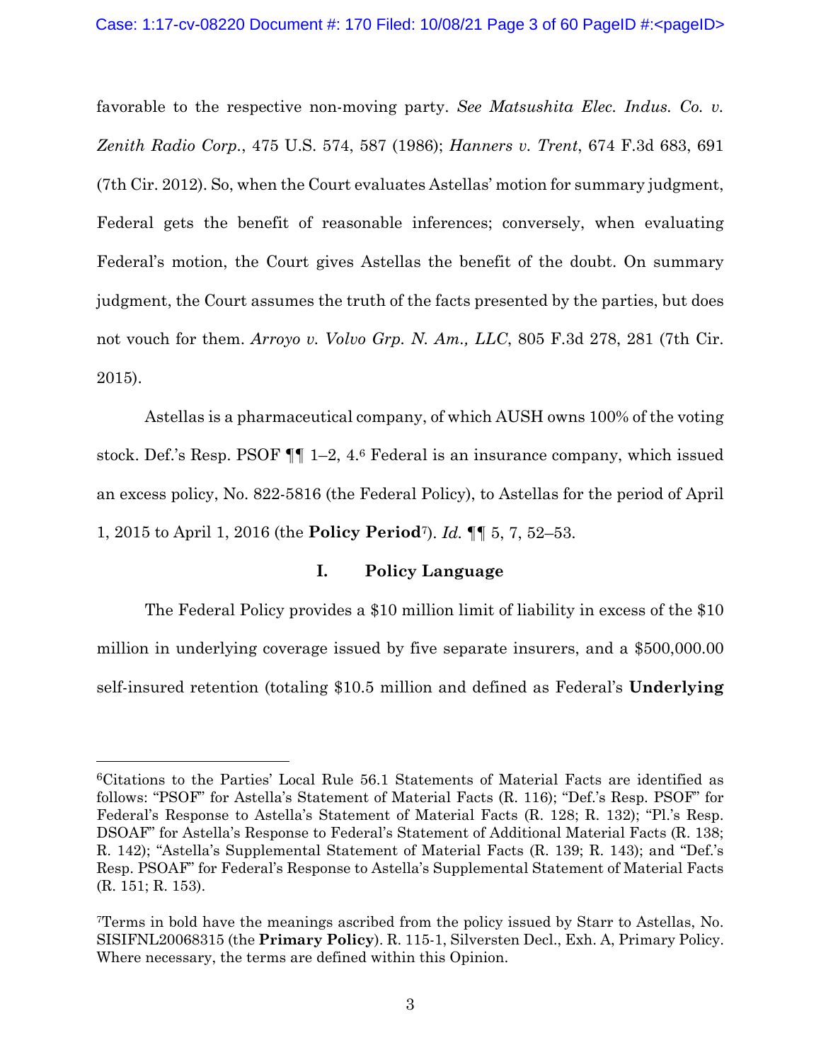favorable to the respective non-moving party. *See Matsushita Elec. Indus. Co. v. Zenith Radio Corp.*, 475 U.S. 574, 587 (1986); *Hanners v. Trent*, 674 F.3d 683, 691 (7th Cir. 2012). So, when the Court evaluates Astellas' motion for summary judgment, Federal gets the benefit of reasonable inferences; conversely, when evaluating Federal's motion, the Court gives Astellas the benefit of the doubt. On summary judgment, the Court assumes the truth of the facts presented by the parties, but does not vouch for them. *Arroyo v. Volvo Grp. N. Am., LLC*, 805 F.3d 278, 281 (7th Cir. 2015).

Astellas is a pharmaceutical company, of which AUSH owns 100% of the voting stock. Def.'s Resp. PSOF ¶¶ 1–2, 4.[6] Federal is an insurance company, which issued an excess policy, No. 822-5816 (the Federal Policy), to Astellas for the period of April 1, 2015 to April 1, 2016 (the **Policy Period**[7]). *Id.* ¶¶ 5, 7, 52–53.

## I. Policy Language

The Federal Policy provides a $10 million limit of liability in excess of the $10 million in underlying coverage issued by five separate insurers, and a $500,000.00 self-insured retention (totaling $10.5 million and defined as Federal's **Underlying**

---

[6]Citations to the Parties' Local Rule 56.1 Statements of Material Facts are identified as follows: "PSOF" for Astella's Statement of Material Facts (R. 116); "Def.'s Resp. PSOF" for Federal's Response to Astella's Statement of Material Facts (R. 128; R. 132); "Pl.'s Resp. DSOAF" for Astella's Response to Federal's Statement of Additional Material Facts (R. 138; R. 142); "Astella's Supplemental Statement of Material Facts (R. 139; R. 143); and "Def.'s Resp. PSOAF" for Federal's Response to Astella's Supplemental Statement of Material Facts (R. 151; R. 153).

[7]Terms in bold have the meanings ascribed from the policy issued by Starr to Astellas, No. SISIFNL20068315 (the **Primary Policy**). R. 115-1, Silversten Decl., Exh. A, Primary Policy. Where necessary, the terms are defined within this Opinion.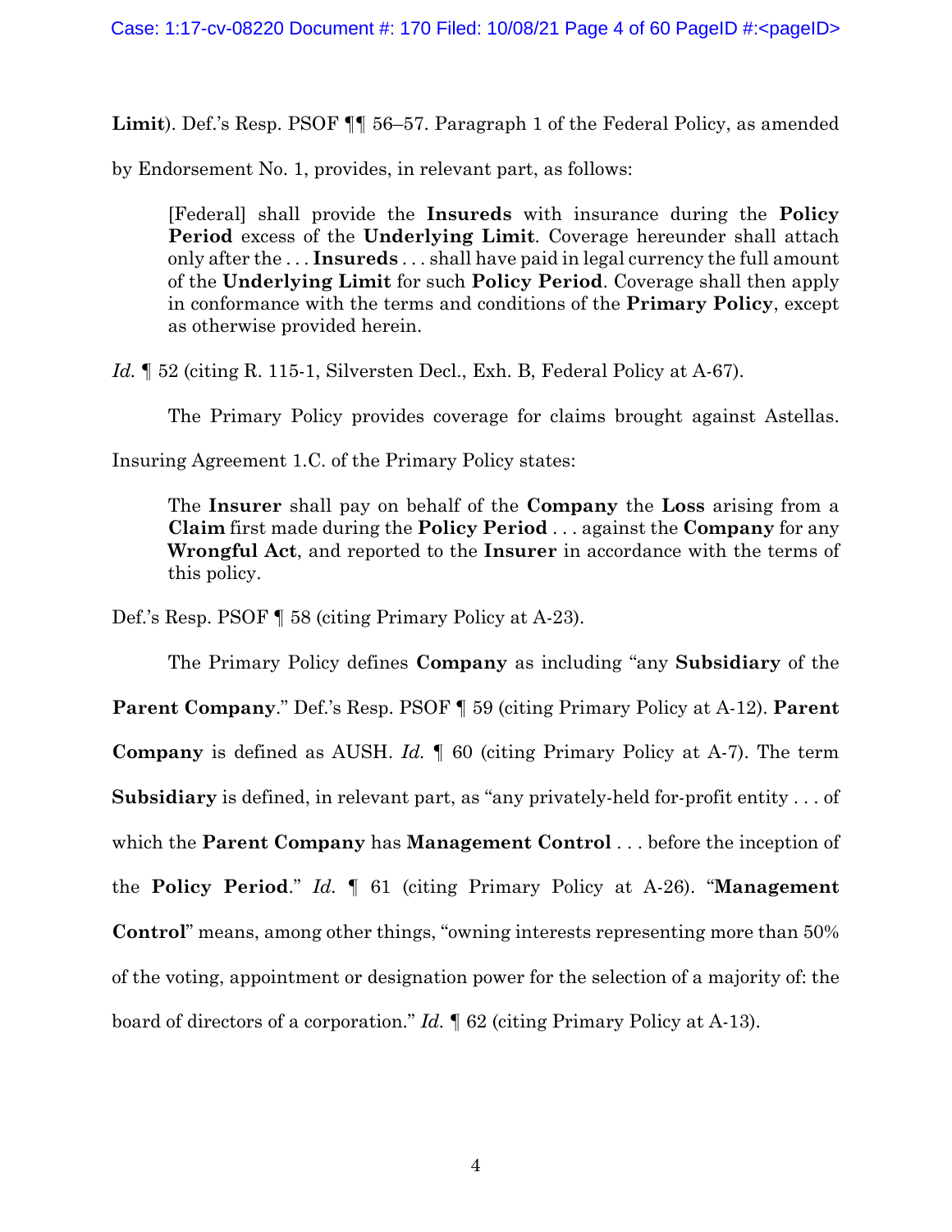**Limit**). Def.'s Resp. PSOF ¶¶ 56–57. Paragraph 1 of the Federal Policy, as amended by Endorsement No. 1, provides, in relevant part, as follows:

> [Federal] shall provide the **Insureds** with insurance during the **Policy Period** excess of the **Underlying Limit**. Coverage hereunder shall attach only after the . . . **Insureds** . . . shall have paid in legal currency the full amount of the **Underlying Limit** for such **Policy Period**. Coverage shall then apply in conformance with the terms and conditions of the **Primary Policy**, except as otherwise provided herein.

*Id.* ¶ 52 (citing R. 115-1, Silversten Decl., Exh. B, Federal Policy at A-67).

The Primary Policy provides coverage for claims brought against Astellas. Insuring Agreement 1.C. of the Primary Policy states:

> The **Insurer** shall pay on behalf of the **Company** the **Loss** arising from a **Claim** first made during the **Policy Period** . . . against the **Company** for any **Wrongful Act**, and reported to the **Insurer** in accordance with the terms of this policy.

Def.'s Resp. PSOF ¶ 58 (citing Primary Policy at A-23).

The Primary Policy defines **Company** as including "any **Subsidiary** of the **Parent Company**." Def.'s Resp. PSOF ¶ 59 (citing Primary Policy at A-12). **Parent Company** is defined as AUSH. *Id.* ¶ 60 (citing Primary Policy at A-7). The term **Subsidiary** is defined, in relevant part, as "any privately-held for-profit entity . . . of which the **Parent Company** has **Management Control** . . . before the inception of the **Policy Period**." *Id.* ¶ 61 (citing Primary Policy at A-26). "**Management Control**" means, among other things, "owning interests representing more than 50% of the voting, appointment or designation power for the selection of a majority of: the board of directors of a corporation." *Id.* ¶ 62 (citing Primary Policy at A-13).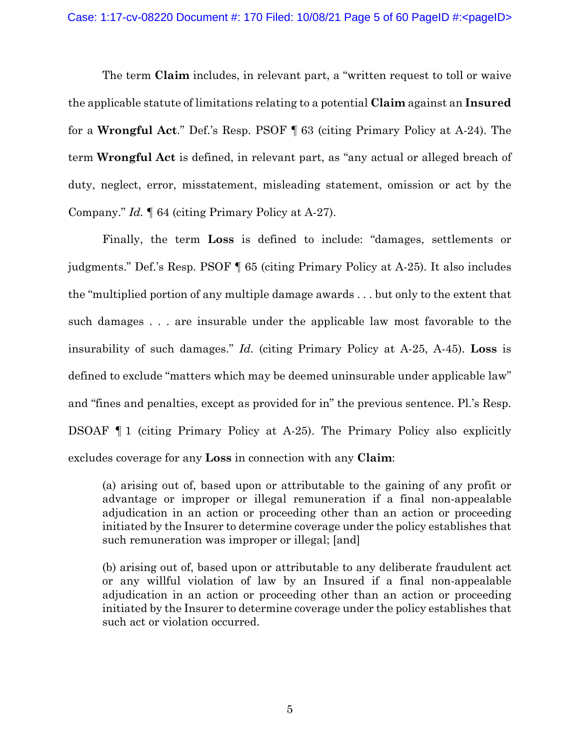The term **Claim** includes, in relevant part, a "written request to toll or waive the applicable statute of limitations relating to a potential **Claim** against an **Insured** for a **Wrongful Act**." Def.'s Resp. PSOF ¶ 63 (citing Primary Policy at A-24). The term **Wrongful Act** is defined, in relevant part, as "any actual or alleged breach of duty, neglect, error, misstatement, misleading statement, omission or act by the Company." *Id.* ¶ 64 (citing Primary Policy at A-27).

Finally, the term **Loss** is defined to include: "damages, settlements or judgments." Def.'s Resp. PSOF ¶ 65 (citing Primary Policy at A-25). It also includes the "multiplied portion of any multiple damage awards . . . but only to the extent that such damages . . . are insurable under the applicable law most favorable to the insurability of such damages." *Id.* (citing Primary Policy at A-25, A-45). **Loss** is defined to exclude "matters which may be deemed uninsurable under applicable law" and "fines and penalties, except as provided for in" the previous sentence. Pl.'s Resp. DSOAF ¶ 1 (citing Primary Policy at A-25). The Primary Policy also explicitly excludes coverage for any **Loss** in connection with any **Claim**:

> (a) arising out of, based upon or attributable to the gaining of any profit or advantage or improper or illegal remuneration if a final non-appealable adjudication in an action or proceeding other than an action or proceeding initiated by the Insurer to determine coverage under the policy establishes that such remuneration was improper or illegal; [and]
>
> (b) arising out of, based upon or attributable to any deliberate fraudulent act or any willful violation of law by an Insured if a final non-appealable adjudication in an action or proceeding other than an action or proceeding initiated by the Insurer to determine coverage under the policy establishes that such act or violation occurred.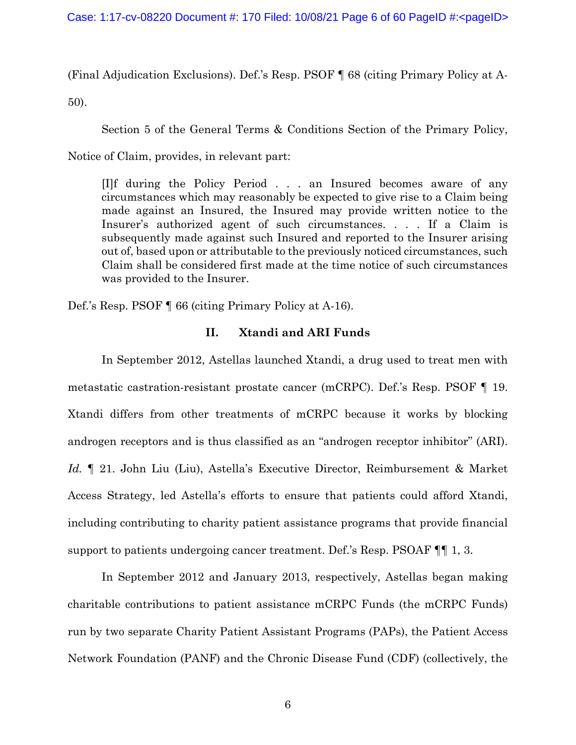(Final Adjudication Exclusions). Def.'s Resp. PSOF ¶ 68 (citing Primary Policy at A-50).

Section 5 of the General Terms & Conditions Section of the Primary Policy, Notice of Claim, provides, in relevant part:

> [I]f during the Policy Period . . . an Insured becomes aware of any circumstances which may reasonably be expected to give rise to a Claim being made against an Insured, the Insured may provide written notice to the Insurer's authorized agent of such circumstances. . . . If a Claim is subsequently made against such Insured and reported to the Insurer arising out of, based upon or attributable to the previously noticed circumstances, such Claim shall be considered first made at the time notice of such circumstances was provided to the Insurer.

Def.'s Resp. PSOF ¶ 66 (citing Primary Policy at A-16).

## II. Xtandi and ARI Funds

In September 2012, Astellas launched Xtandi, a drug used to treat men with metastatic castration-resistant prostate cancer (mCRPC). Def.'s Resp. PSOF ¶ 19. Xtandi differs from other treatments of mCRPC because it works by blocking androgen receptors and is thus classified as an "androgen receptor inhibitor" (ARI). *Id.* ¶ 21. John Liu (Liu), Astella's Executive Director, Reimbursement & Market Access Strategy, led Astella's efforts to ensure that patients could afford Xtandi, including contributing to charity patient assistance programs that provide financial support to patients undergoing cancer treatment. Def.'s Resp. PSOAF ¶¶ 1, 3.

In September 2012 and January 2013, respectively, Astellas began making charitable contributions to patient assistance mCRPC Funds (the mCRPC Funds) run by two separate Charity Patient Assistant Programs (PAPs), the Patient Access Network Foundation (PANF) and the Chronic Disease Fund (CDF) (collectively, the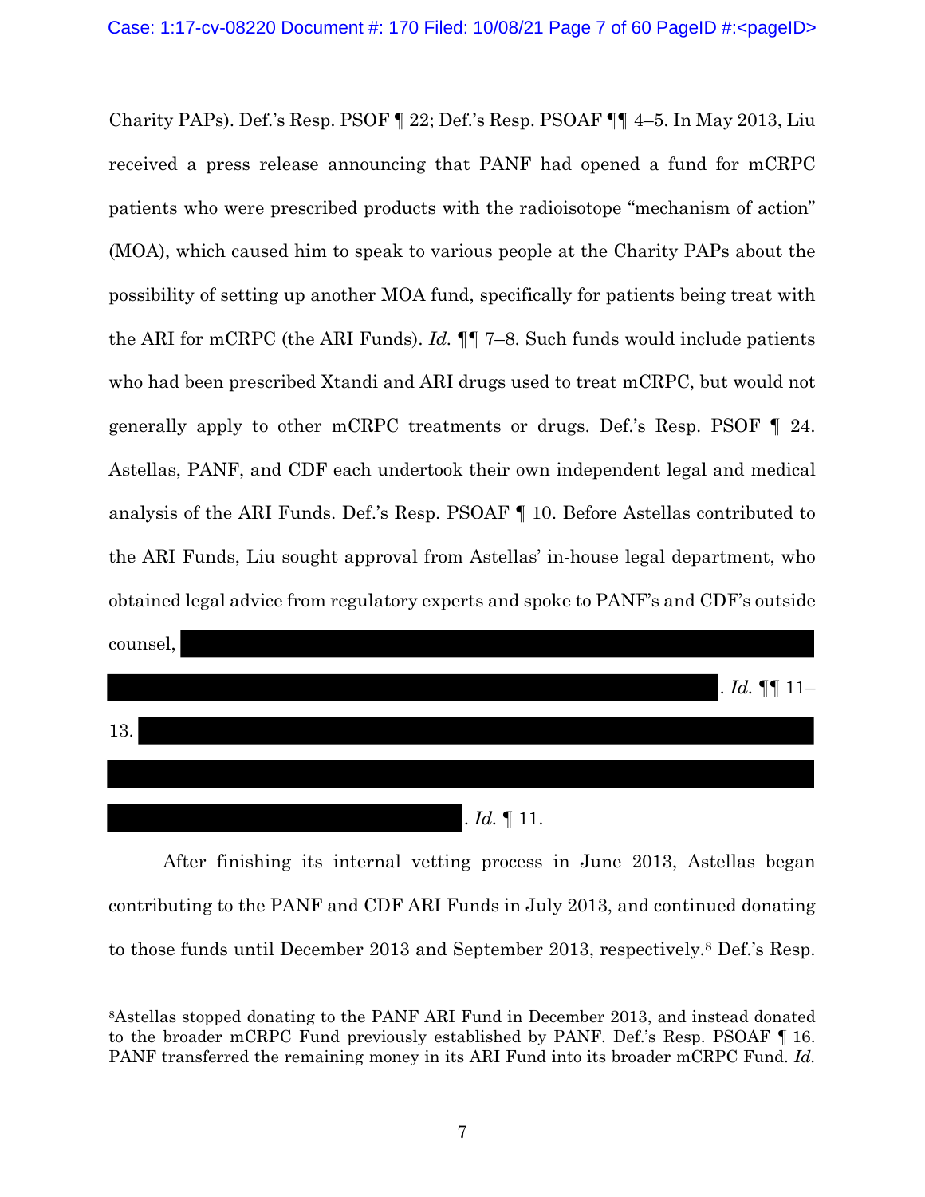Charity PAPs). Def.'s Resp. PSOF ¶ 22; Def.'s Resp. PSOAF ¶¶ 4–5. In May 2013, Liu received a press release announcing that PANF had opened a fund for mCRPC patients who were prescribed products with the radioisotope "mechanism of action" (MOA), which caused him to speak to various people at the Charity PAPs about the possibility of setting up another MOA fund, specifically for patients being treat with the ARI for mCRPC (the ARI Funds). *Id.* ¶¶ 7–8. Such funds would include patients who had been prescribed Xtandi and ARI drugs used to treat mCRPC, but would not generally apply to other mCRPC treatments or drugs. Def.'s Resp. PSOF ¶ 24. Astellas, PANF, and CDF each undertook their own independent legal and medical analysis of the ARI Funds. Def.'s Resp. PSOAF ¶ 10. Before Astellas contributed to the ARI Funds, Liu sought approval from Astellas' in-house legal department, who obtained legal advice from regulatory experts and spoke to PANF's and CDF's outside counsel, [REDACTED]. *Id.* ¶¶ 11–13. [REDACTED]. *Id.* ¶ 11.

After finishing its internal vetting process in June 2013, Astellas began contributing to the PANF and CDF ARI Funds in July 2013, and continued donating to those funds until December 2013 and September 2013, respectively.[8] Def.'s Resp.

---

[8]Astellas stopped donating to the PANF ARI Fund in December 2013, and instead donated to the broader mCRPC Fund previously established by PANF. Def.'s Resp. PSOAF ¶ 16. PANF transferred the remaining money in its ARI Fund into its broader mCRPC Fund. *Id.*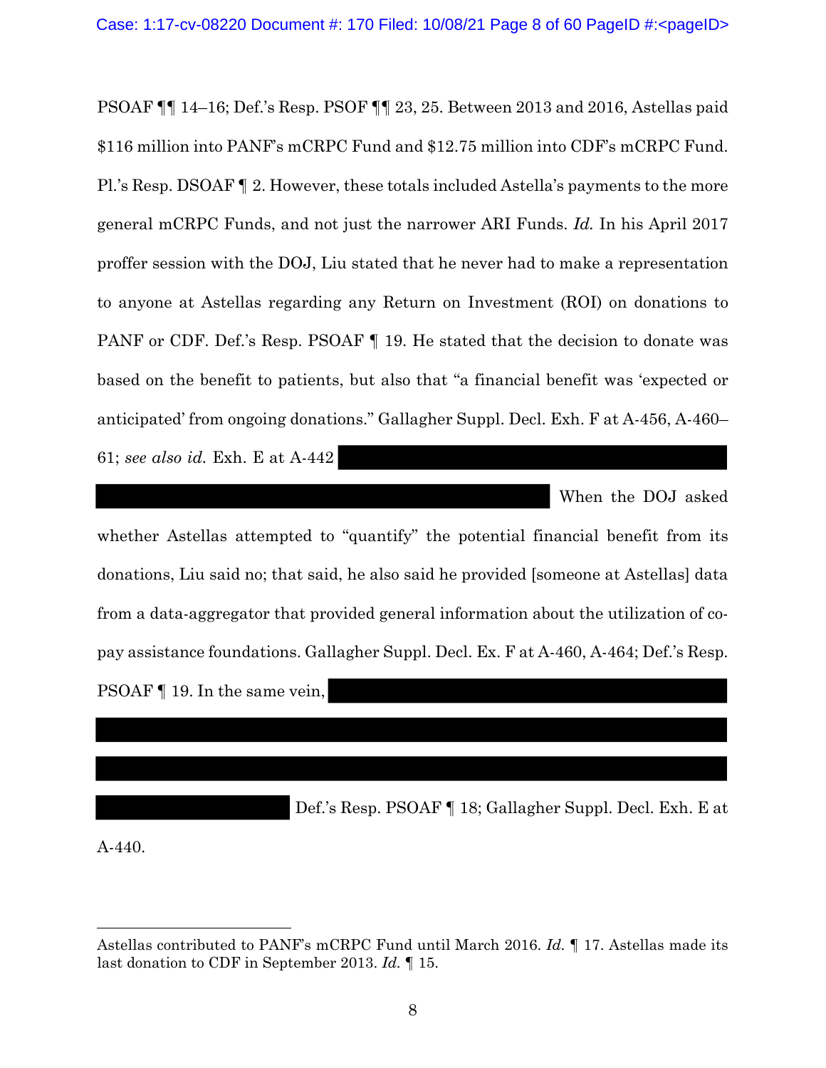PSOAF ¶¶ 14–16; Def.'s Resp. PSOF ¶¶ 23, 25. Between 2013 and 2016, Astellas paid $116 million into PANF's mCRPC Fund and $12.75 million into CDF's mCRPC Fund. Pl.'s Resp. DSOAF ¶ 2. However, these totals included Astella's payments to the more general mCRPC Funds, and not just the narrower ARI Funds. *Id.* In his April 2017 proffer session with the DOJ, Liu stated that he never had to make a representation to anyone at Astellas regarding any Return on Investment (ROI) on donations to PANF or CDF. Def.'s Resp. PSOAF ¶ 19. He stated that the decision to donate was based on the benefit to patients, but also that "a financial benefit was 'expected or anticipated' from ongoing donations." Gallagher Suppl. Decl. Exh. F at A-456, A-460–61; *see also id.* Exh. E at A-442 [REDACTED] When the DOJ asked whether Astellas attempted to "quantify" the potential financial benefit from its donations, Liu said no; that said, he also said he provided [someone at Astellas] data from a data-aggregator that provided general information about the utilization of co-pay assistance foundations. Gallagher Suppl. Decl. Ex. F at A-460, A-464; Def.'s Resp. PSOAF ¶ 19. In the same vein, [REDACTED] Def.'s Resp. PSOAF ¶ 18; Gallagher Suppl. Decl. Exh. E at A-440.

---

Astellas contributed to PANF's mCRPC Fund until March 2016. *Id.* ¶ 17. Astellas made its last donation to CDF in September 2013. *Id.* ¶ 15.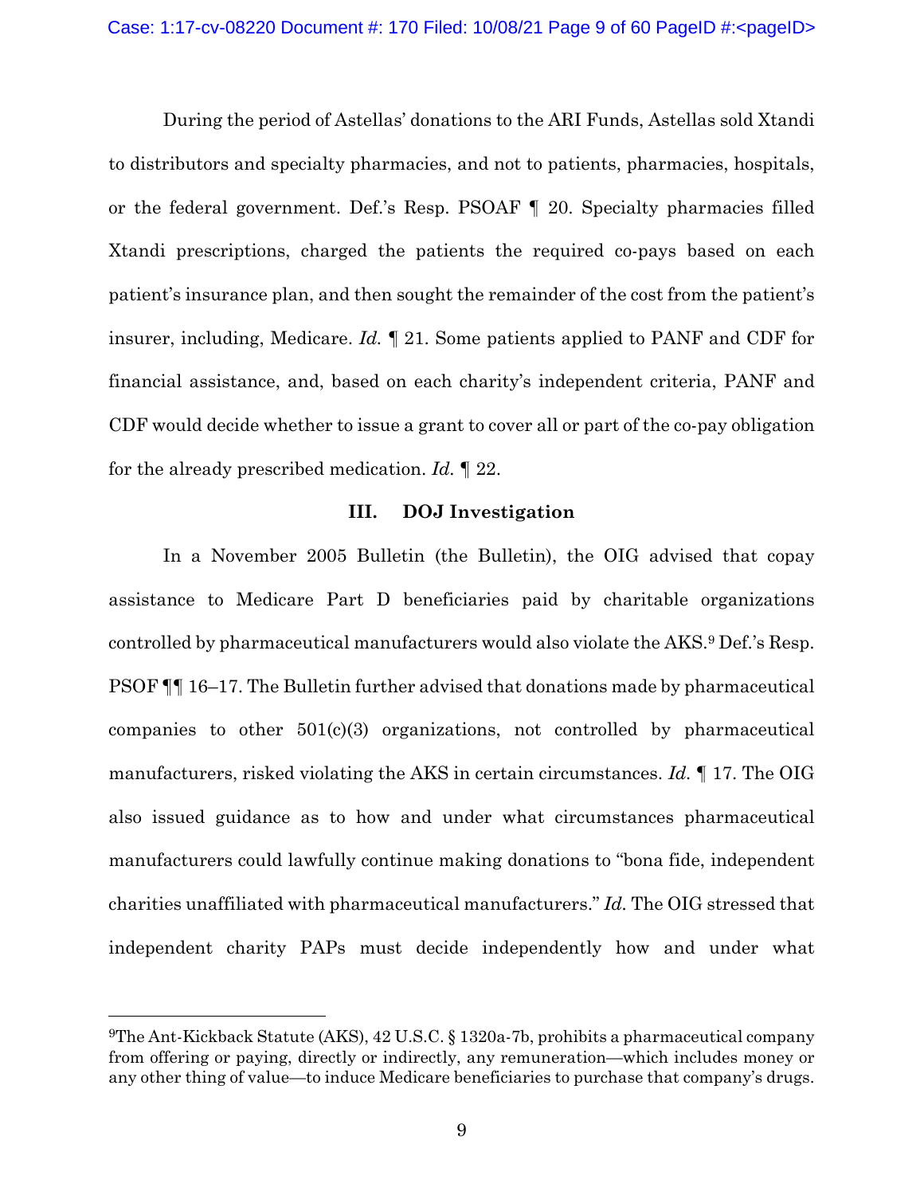During the period of Astellas' donations to the ARI Funds, Astellas sold Xtandi to distributors and specialty pharmacies, and not to patients, pharmacies, hospitals, or the federal government. Def.'s Resp. PSOAF ¶ 20. Specialty pharmacies filled Xtandi prescriptions, charged the patients the required co-pays based on each patient's insurance plan, and then sought the remainder of the cost from the patient's insurer, including, Medicare. *Id.* ¶ 21. Some patients applied to PANF and CDF for financial assistance, and, based on each charity's independent criteria, PANF and CDF would decide whether to issue a grant to cover all or part of the co-pay obligation for the already prescribed medication. *Id.* ¶ 22.

## III. DOJ Investigation

In a November 2005 Bulletin (the Bulletin), the OIG advised that copay assistance to Medicare Part D beneficiaries paid by charitable organizations controlled by pharmaceutical manufacturers would also violate the AKS.[9] Def.'s Resp. PSOF ¶¶ 16–17. The Bulletin further advised that donations made by pharmaceutical companies to other 501(c)(3) organizations, not controlled by pharmaceutical manufacturers, risked violating the AKS in certain circumstances. *Id.* ¶ 17. The OIG also issued guidance as to how and under what circumstances pharmaceutical manufacturers could lawfully continue making donations to "bona fide, independent charities unaffiliated with pharmaceutical manufacturers." *Id.* The OIG stressed that independent charity PAPs must decide independently how and under what

---

[9]The Anti-Kickback Statute (AKS), 42 U.S.C. § 1320a-7b, prohibits a pharmaceutical company from offering or paying, directly or indirectly, any remuneration—which includes money or any other thing of value—to induce Medicare beneficiaries to purchase that company's drugs.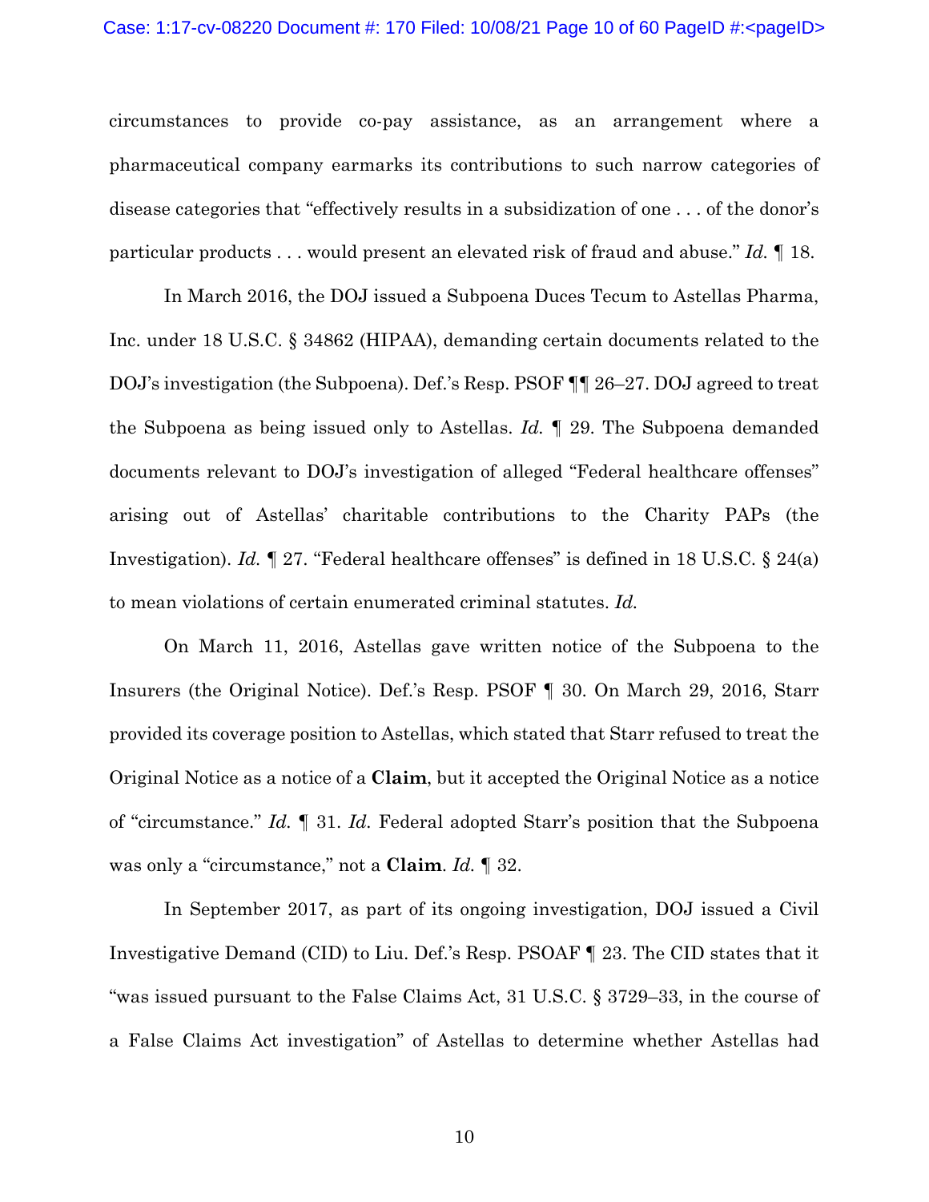circumstances to provide co-pay assistance, as an arrangement where a pharmaceutical company earmarks its contributions to such narrow categories of disease categories that "effectively results in a subsidization of one . . . of the donor's particular products . . . would present an elevated risk of fraud and abuse." *Id.* ¶ 18.

In March 2016, the DOJ issued a Subpoena Duces Tecum to Astellas Pharma, Inc. under 18 U.S.C. § 34862 (HIPAA), demanding certain documents related to the DOJ's investigation (the Subpoena). Def.'s Resp. PSOF ¶¶ 26–27. DOJ agreed to treat the Subpoena as being issued only to Astellas. *Id.* ¶ 29. The Subpoena demanded documents relevant to DOJ's investigation of alleged "Federal healthcare offenses" arising out of Astellas' charitable contributions to the Charity PAPs (the Investigation). *Id.* ¶ 27. "Federal healthcare offenses" is defined in 18 U.S.C. § 24(a) to mean violations of certain enumerated criminal statutes. *Id.*

On March 11, 2016, Astellas gave written notice of the Subpoena to the Insurers (the Original Notice). Def.'s Resp. PSOF ¶ 30. On March 29, 2016, Starr provided its coverage position to Astellas, which stated that Starr refused to treat the Original Notice as a notice of a **Claim**, but it accepted the Original Notice as a notice of "circumstance." *Id.* ¶ 31. *Id.* Federal adopted Starr's position that the Subpoena was only a "circumstance," not a **Claim**. *Id.* ¶ 32.

In September 2017, as part of its ongoing investigation, DOJ issued a Civil Investigative Demand (CID) to Liu. Def.'s Resp. PSOAF ¶ 23. The CID states that it "was issued pursuant to the False Claims Act, 31 U.S.C. § 3729–33, in the course of a False Claims Act investigation" of Astellas to determine whether Astellas had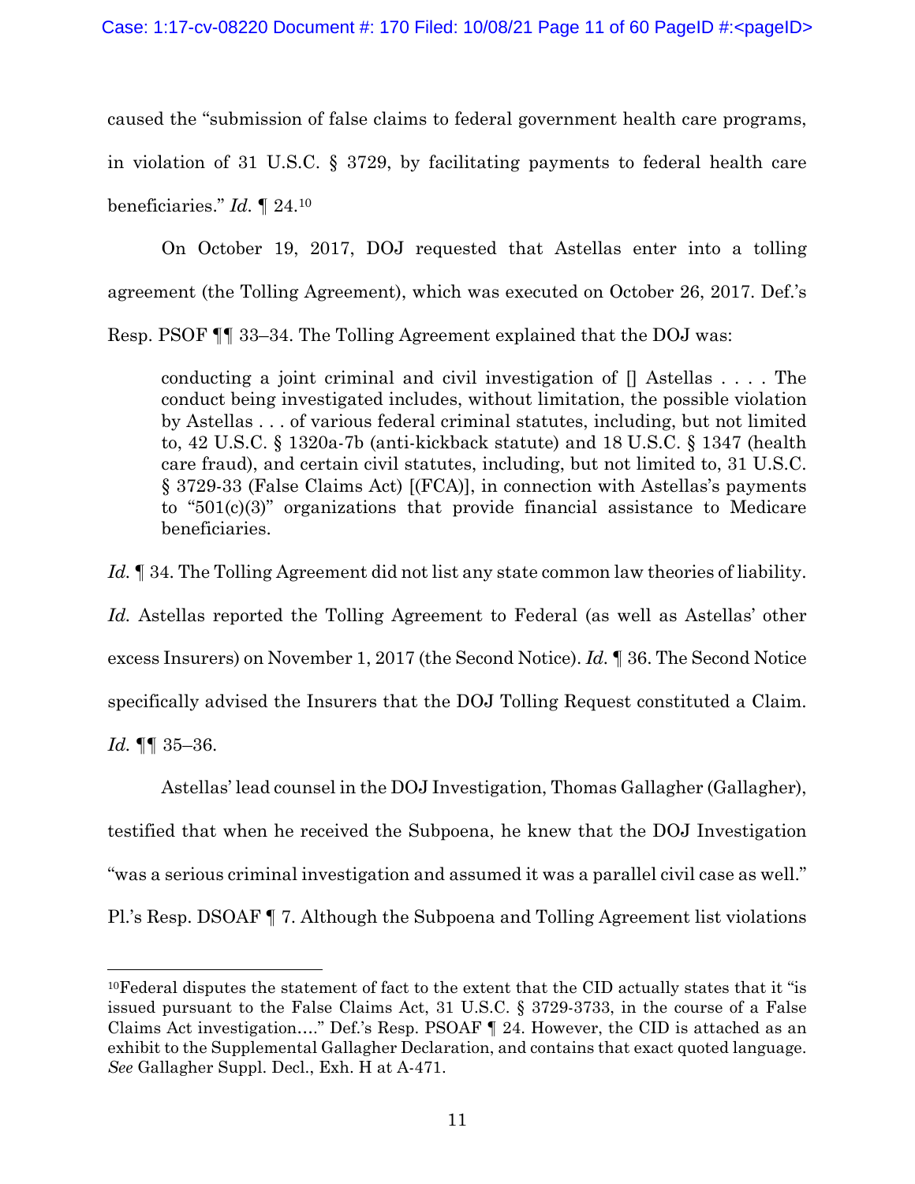caused the "submission of false claims to federal government health care programs, in violation of 31 U.S.C. § 3729, by facilitating payments to federal health care beneficiaries." *Id.* ¶ 24.[10]

On October 19, 2017, DOJ requested that Astellas enter into a tolling agreement (the Tolling Agreement), which was executed on October 26, 2017. Def.'s Resp. PSOF ¶¶ 33–34. The Tolling Agreement explained that the DOJ was:

> conducting a joint criminal and civil investigation of [] Astellas . . . . The conduct being investigated includes, without limitation, the possible violation by Astellas . . . of various federal criminal statutes, including, but not limited to, 42 U.S.C. § 1320a-7b (anti-kickback statute) and 18 U.S.C. § 1347 (health care fraud), and certain civil statutes, including, but not limited to, 31 U.S.C. § 3729-33 (False Claims Act) [(FCA)], in connection with Astellas's payments to "501(c)(3)" organizations that provide financial assistance to Medicare beneficiaries.

*Id.* ¶ 34. The Tolling Agreement did not list any state common law theories of liability. *Id.* Astellas reported the Tolling Agreement to Federal (as well as Astellas' other excess Insurers) on November 1, 2017 (the Second Notice). *Id.* ¶ 36. The Second Notice specifically advised the Insurers that the DOJ Tolling Request constituted a Claim. *Id.* ¶¶ 35–36.

Astellas' lead counsel in the DOJ Investigation, Thomas Gallagher (Gallagher), testified that when he received the Subpoena, he knew that the DOJ Investigation "was a serious criminal investigation and assumed it was a parallel civil case as well." Pl.'s Resp. DSOAF ¶ 7. Although the Subpoena and Tolling Agreement list violations

---

[10]Federal disputes the statement of fact to the extent that the CID actually states that it "is issued pursuant to the False Claims Act, 31 U.S.C. § 3729-3733, in the course of a False Claims Act investigation…." Def.'s Resp. PSOAF ¶ 24. However, the CID is attached as an exhibit to the Supplemental Gallagher Declaration, and contains that exact quoted language. *See* Gallagher Suppl. Decl., Exh. H at A-471.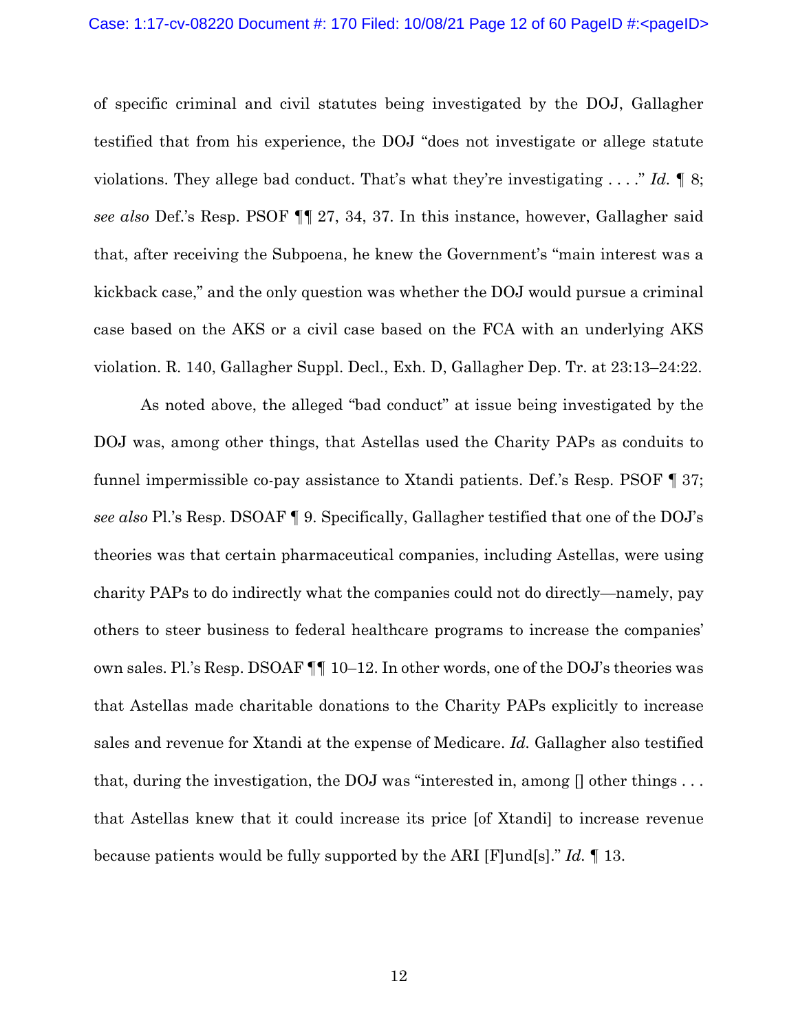of specific criminal and civil statutes being investigated by the DOJ, Gallagher testified that from his experience, the DOJ "does not investigate or allege statute violations. They allege bad conduct. That's what they're investigating . . . ." *Id.* ¶ 8; *see also* Def.'s Resp. PSOF ¶¶ 27, 34, 37. In this instance, however, Gallagher said that, after receiving the Subpoena, he knew the Government's "main interest was a kickback case," and the only question was whether the DOJ would pursue a criminal case based on the AKS or a civil case based on the FCA with an underlying AKS violation. R. 140, Gallagher Suppl. Decl., Exh. D, Gallagher Dep. Tr. at 23:13–24:22.

As noted above, the alleged "bad conduct" at issue being investigated by the DOJ was, among other things, that Astellas used the Charity PAPs as conduits to funnel impermissible co-pay assistance to Xtandi patients. Def.'s Resp. PSOF ¶ 37; *see also* Pl.'s Resp. DSOAF ¶ 9. Specifically, Gallagher testified that one of the DOJ's theories was that certain pharmaceutical companies, including Astellas, were using charity PAPs to do indirectly what the companies could not do directly—namely, pay others to steer business to federal healthcare programs to increase the companies' own sales. Pl.'s Resp. DSOAF ¶¶ 10–12. In other words, one of the DOJ's theories was that Astellas made charitable donations to the Charity PAPs explicitly to increase sales and revenue for Xtandi at the expense of Medicare. *Id.* Gallagher also testified that, during the investigation, the DOJ was "interested in, among [] other things . . . that Astellas knew that it could increase its price [of Xtandi] to increase revenue because patients would be fully supported by the ARI [F]und[s]." *Id.* ¶ 13.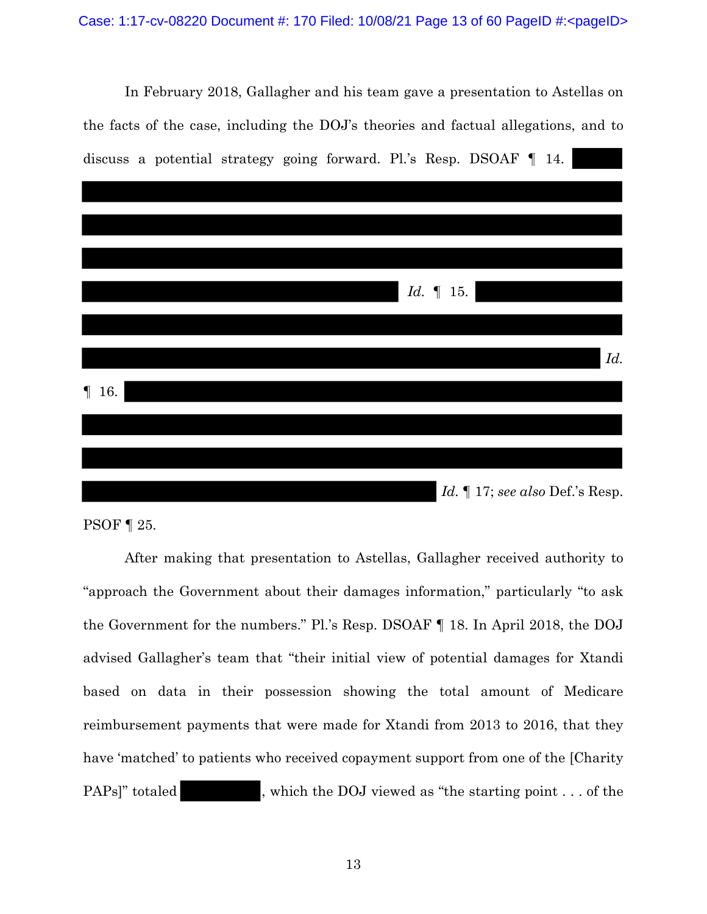In February 2018, Gallagher and his team gave a presentation to Astellas on the facts of the case, including the DOJ's theories and factual allegations, and to discuss a potential strategy going forward. Pl.'s Resp. DSOAF ¶ 14. ███████ ███████████████████████████████████████████████████████████ ███████████████████████████████████████████████████████████ ███████████████████████████████████████████████████████████ ███████████████████████████████████ *Id.* ¶ 15. ████████████████ ███████████████████████████████████████████████████████████ ███████████████████████████████████████████████████████████ *Id.* ¶ 16. ███████████████████████████████████████████████████████ ███████████████████████████████████████████████████████████ ███████████████████████████████████████████████████████████ ████████████████████████████████████████ *Id.* ¶ 17; *see also* Def.'s Resp. PSOF ¶ 25.

After making that presentation to Astellas, Gallagher received authority to "approach the Government about their damages information," particularly "to ask the Government for the numbers." Pl.'s Resp. DSOAF ¶ 18. In April 2018, the DOJ advised Gallagher's team that "their initial view of potential damages for Xtandi based on data in their possession showing the total amount of Medicare reimbursement payments that were made for Xtandi from 2013 to 2016, that they have 'matched' to patients who received copayment support from one of the [Charity PAPs]" totaled █████████, which the DOJ viewed as "the starting point . . . of the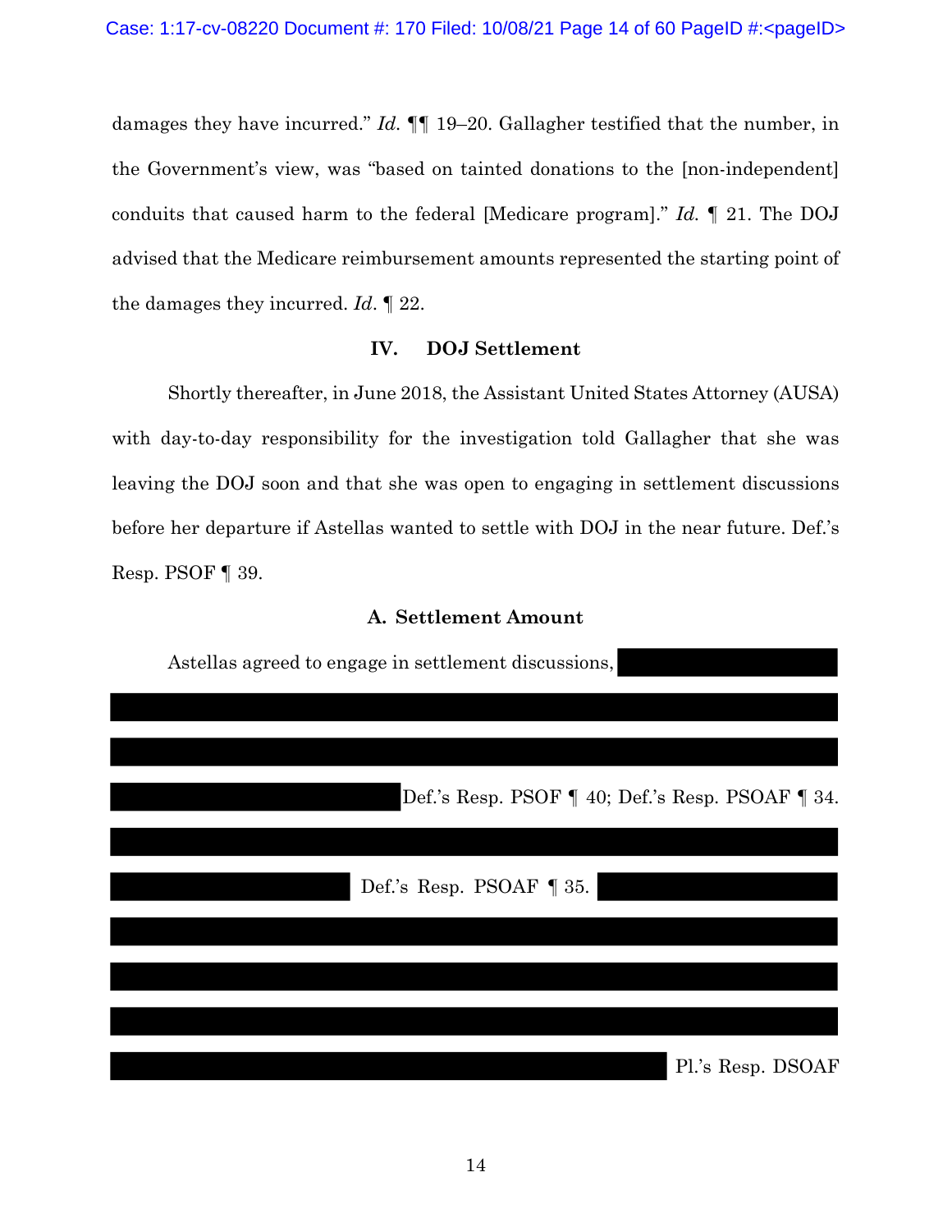damages they have incurred." *Id.* ¶¶ 19–20. Gallagher testified that the number, in the Government's view, was "based on tainted donations to the [non-independent] conduits that caused harm to the federal [Medicare program]." *Id.* ¶ 21. The DOJ advised that the Medicare reimbursement amounts represented the starting point of the damages they incurred. *Id.* ¶ 22.

## IV. DOJ Settlement

Shortly thereafter, in June 2018, the Assistant United States Attorney (AUSA) with day-to-day responsibility for the investigation told Gallagher that she was leaving the DOJ soon and that she was open to engaging in settlement discussions before her departure if Astellas wanted to settle with DOJ in the near future. Def.'s Resp. PSOF ¶ 39.

### A. Settlement Amount

Astellas agreed to engage in settlement discussions, [REDACTED] Def.'s Resp. PSOF ¶ 40; Def.'s Resp. PSOAF ¶ 34. [REDACTED] Def.'s Resp. PSOAF ¶ 35. [REDACTED] Pl.'s Resp. DSOAF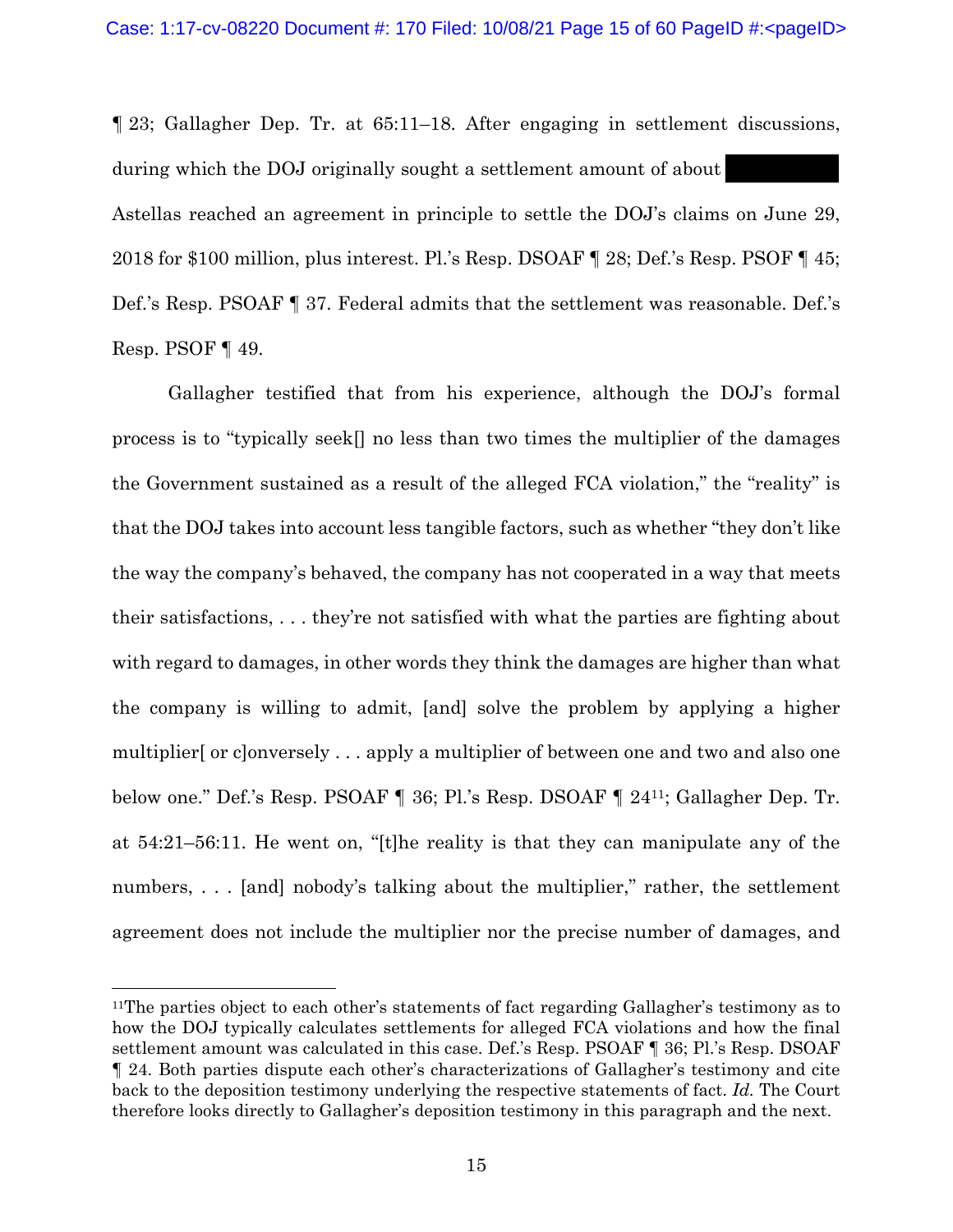¶ 23; Gallagher Dep. Tr. at 65:11–18. After engaging in settlement discussions, during which the DOJ originally sought a settlement amount of about ██████ Astellas reached an agreement in principle to settle the DOJ's claims on June 29, 2018 for $100 million, plus interest. Pl.'s Resp. DSOAF ¶ 28; Def.'s Resp. PSOF ¶ 45; Def.'s Resp. PSOAF ¶ 37. Federal admits that the settlement was reasonable. Def.'s Resp. PSOF ¶ 49.

Gallagher testified that from his experience, although the DOJ's formal process is to "typically seek[] no less than two times the multiplier of the damages the Government sustained as a result of the alleged FCA violation," the "reality" is that the DOJ takes into account less tangible factors, such as whether "they don't like the way the company's behaved, the company has not cooperated in a way that meets their satisfactions, . . . they're not satisfied with what the parties are fighting about with regard to damages, in other words they think the damages are higher than what the company is willing to admit, [and] solve the problem by applying a higher multiplier[ or c]onversely . . . apply a multiplier of between one and two and also one below one." Def.'s Resp. PSOAF ¶ 36; Pl.'s Resp. DSOAF ¶ 24[11]; Gallagher Dep. Tr. at 54:21–56:11. He went on, "[t]he reality is that they can manipulate any of the numbers, . . . [and] nobody's talking about the multiplier," rather, the settlement agreement does not include the multiplier nor the precise number of damages, and

[11]The parties object to each other's statements of fact regarding Gallagher's testimony as to how the DOJ typically calculates settlements for alleged FCA violations and how the final settlement amount was calculated in this case. Def.'s Resp. PSOAF ¶ 36; Pl.'s Resp. DSOAF ¶ 24. Both parties dispute each other's characterizations of Gallagher's testimony and cite back to the deposition testimony underlying the respective statements of fact. *Id.* The Court therefore looks directly to Gallagher's deposition testimony in this paragraph and the next.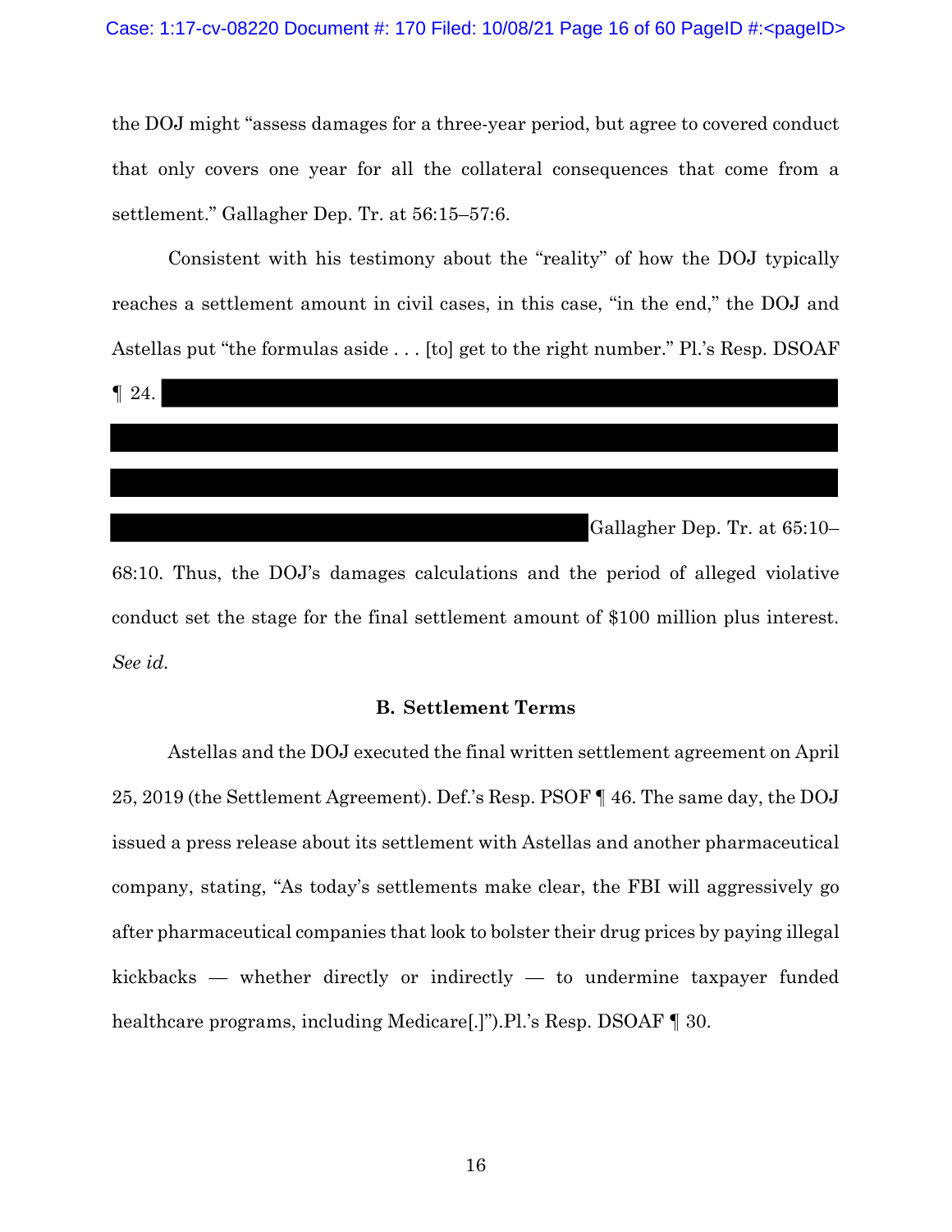the DOJ might "assess damages for a three-year period, but agree to covered conduct that only covers one year for all the collateral consequences that come from a settlement." Gallagher Dep. Tr. at 56:15–57:6.

Consistent with his testimony about the "reality" of how the DOJ typically reaches a settlement amount in civil cases, in this case, "in the end," the DOJ and Astellas put "the formulas aside . . . [to] get to the right number." Pl.'s Resp. DSOAF ¶ 24. [REDACTED] Gallagher Dep. Tr. at 65:10–68:10. Thus, the DOJ's damages calculations and the period of alleged violative conduct set the stage for the final settlement amount of $100 million plus interest. *See id.*

### B. Settlement Terms

Astellas and the DOJ executed the final written settlement agreement on April 25, 2019 (the Settlement Agreement). Def.'s Resp. PSOF ¶ 46. The same day, the DOJ issued a press release about its settlement with Astellas and another pharmaceutical company, stating, "As today's settlements make clear, the FBI will aggressively go after pharmaceutical companies that look to bolster their drug prices by paying illegal kickbacks — whether directly or indirectly — to undermine taxpayer funded healthcare programs, including Medicare[.]").Pl.'s Resp. DSOAF ¶ 30.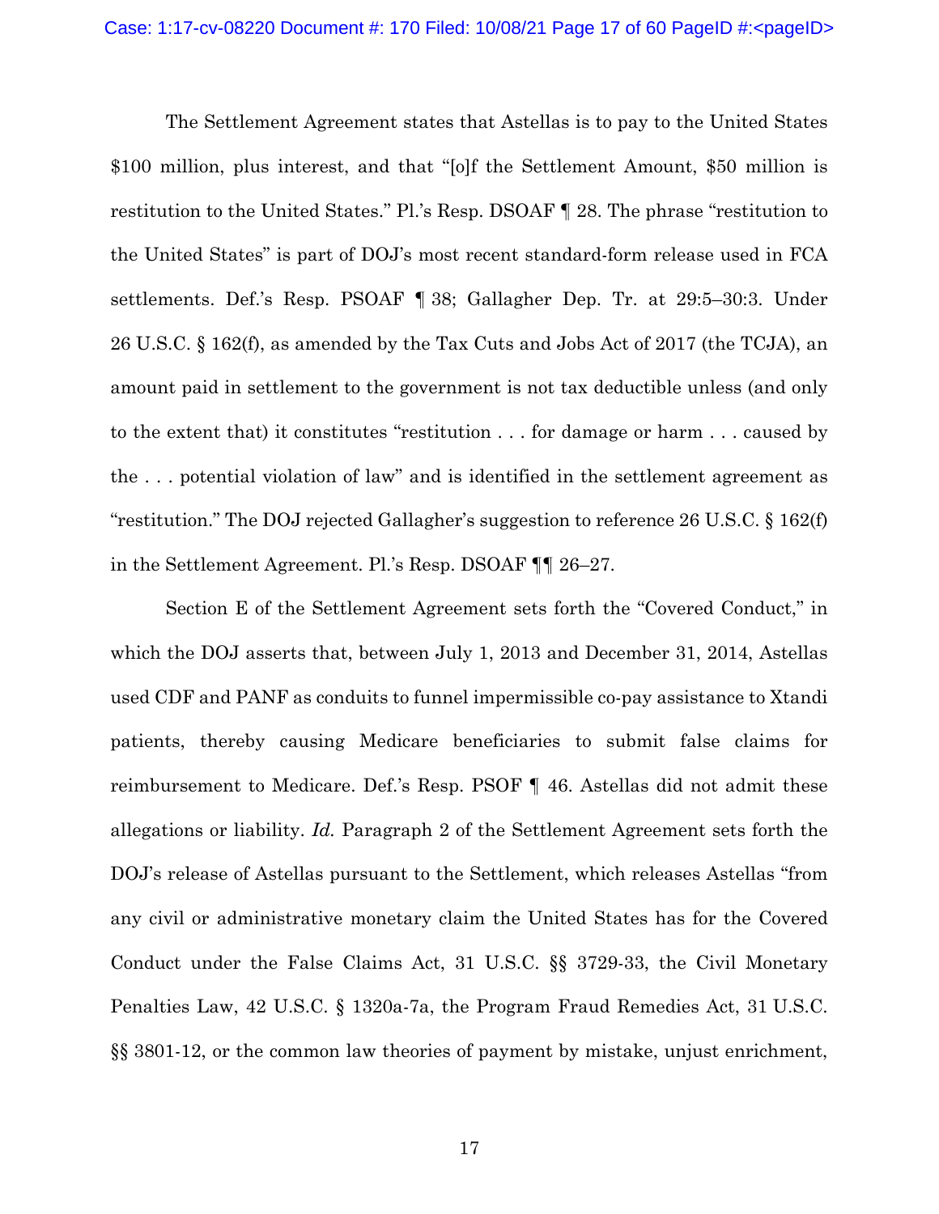The Settlement Agreement states that Astellas is to pay to the United States $100 million, plus interest, and that "[o]f the Settlement Amount, $50 million is restitution to the United States." Pl.'s Resp. DSOAF ¶ 28. The phrase "restitution to the United States" is part of DOJ's most recent standard-form release used in FCA settlements. Def.'s Resp. PSOAF ¶ 38; Gallagher Dep. Tr. at 29:5–30:3. Under 26 U.S.C. § 162(f), as amended by the Tax Cuts and Jobs Act of 2017 (the TCJA), an amount paid in settlement to the government is not tax deductible unless (and only to the extent that) it constitutes "restitution . . . for damage or harm . . . caused by the . . . potential violation of law" and is identified in the settlement agreement as "restitution." The DOJ rejected Gallagher's suggestion to reference 26 U.S.C. § 162(f) in the Settlement Agreement. Pl.'s Resp. DSOAF ¶¶ 26–27.

Section E of the Settlement Agreement sets forth the "Covered Conduct," in which the DOJ asserts that, between July 1, 2013 and December 31, 2014, Astellas used CDF and PANF as conduits to funnel impermissible co-pay assistance to Xtandi patients, thereby causing Medicare beneficiaries to submit false claims for reimbursement to Medicare. Def.'s Resp. PSOF ¶ 46. Astellas did not admit these allegations or liability. *Id.* Paragraph 2 of the Settlement Agreement sets forth the DOJ's release of Astellas pursuant to the Settlement, which releases Astellas "from any civil or administrative monetary claim the United States has for the Covered Conduct under the False Claims Act, 31 U.S.C. §§ 3729-33, the Civil Monetary Penalties Law, 42 U.S.C. § 1320a-7a, the Program Fraud Remedies Act, 31 U.S.C. §§ 3801-12, or the common law theories of payment by mistake, unjust enrichment,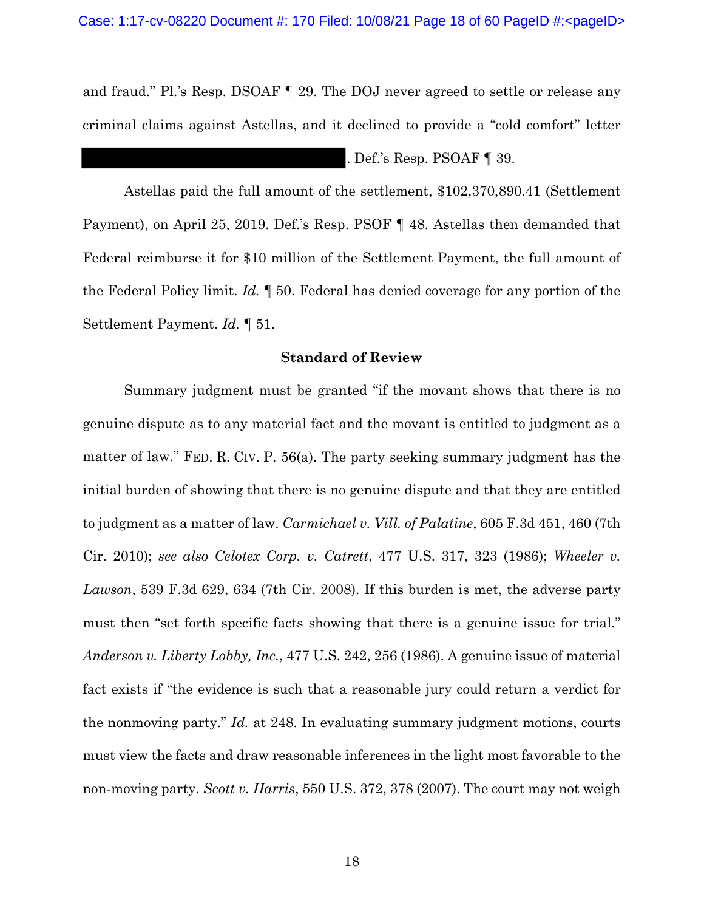and fraud." Pl.'s Resp. DSOAF ¶ 29. The DOJ never agreed to settle or release any criminal claims against Astellas, and it declined to provide a "cold comfort" letter ██████████████████████. Def.'s Resp. PSOAF ¶ 39.

Astellas paid the full amount of the settlement, $102,370,890.41 (Settlement Payment), on April 25, 2019. Def.'s Resp. PSOF ¶ 48. Astellas then demanded that Federal reimburse it for $10 million of the Settlement Payment, the full amount of the Federal Policy limit. *Id.* ¶ 50. Federal has denied coverage for any portion of the Settlement Payment. *Id.* ¶ 51.

## Standard of Review

Summary judgment must be granted "if the movant shows that there is no genuine dispute as to any material fact and the movant is entitled to judgment as a matter of law." FED. R. CIV. P. 56(a). The party seeking summary judgment has the initial burden of showing that there is no genuine dispute and that they are entitled to judgment as a matter of law. *Carmichael v. Vill. of Palatine*, 605 F.3d 451, 460 (7th Cir. 2010); *see also Celotex Corp. v. Catrett*, 477 U.S. 317, 323 (1986); *Wheeler v. Lawson*, 539 F.3d 629, 634 (7th Cir. 2008). If this burden is met, the adverse party must then "set forth specific facts showing that there is a genuine issue for trial." *Anderson v. Liberty Lobby, Inc.*, 477 U.S. 242, 256 (1986). A genuine issue of material fact exists if "the evidence is such that a reasonable jury could return a verdict for the nonmoving party." *Id.* at 248. In evaluating summary judgment motions, courts must view the facts and draw reasonable inferences in the light most favorable to the non-moving party. *Scott v. Harris*, 550 U.S. 372, 378 (2007). The court may not weigh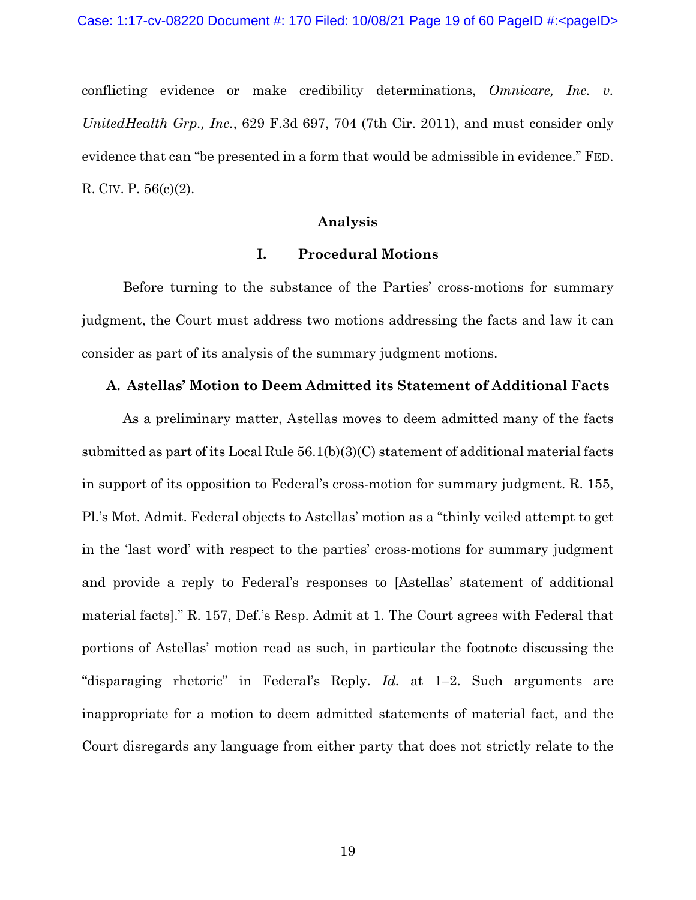conflicting evidence or make credibility determinations, *Omnicare, Inc. v. UnitedHealth Grp., Inc.*, 629 F.3d 697, 704 (7th Cir. 2011), and must consider only evidence that can "be presented in a form that would be admissible in evidence." FED. R. CIV. P. 56(c)(2).

## Analysis

### I. Procedural Motions

Before turning to the substance of the Parties' cross-motions for summary judgment, the Court must address two motions addressing the facts and law it can consider as part of its analysis of the summary judgment motions.

#### A. Astellas' Motion to Deem Admitted its Statement of Additional Facts

As a preliminary matter, Astellas moves to deem admitted many of the facts submitted as part of its Local Rule 56.1(b)(3)(C) statement of additional material facts in support of its opposition to Federal's cross-motion for summary judgment. R. 155, Pl.'s Mot. Admit. Federal objects to Astellas' motion as a "thinly veiled attempt to get in the 'last word' with respect to the parties' cross-motions for summary judgment and provide a reply to Federal's responses to [Astellas' statement of additional material facts]." R. 157, Def.'s Resp. Admit at 1. The Court agrees with Federal that portions of Astellas' motion read as such, in particular the footnote discussing the "disparaging rhetoric" in Federal's Reply. *Id.* at 1–2. Such arguments are inappropriate for a motion to deem admitted statements of material fact, and the Court disregards any language from either party that does not strictly relate to the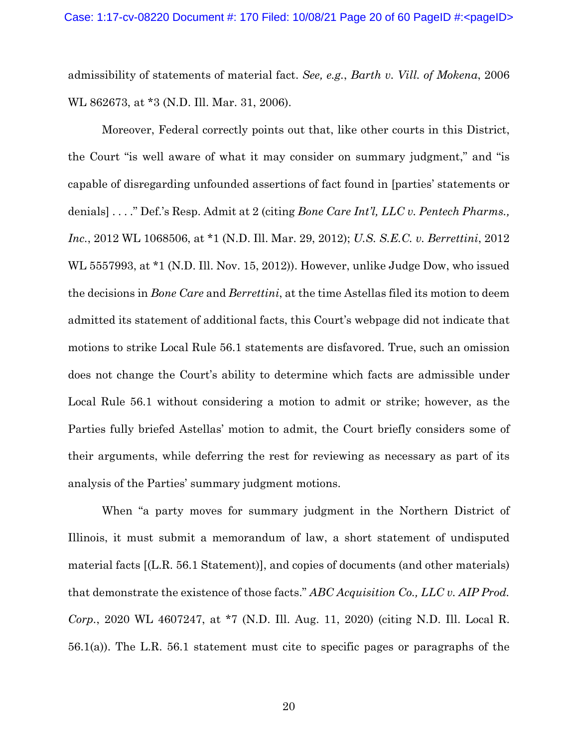admissibility of statements of material fact. *See, e.g.*, *Barth v. Vill. of Mokena*, 2006 WL 862673, at *3 (N.D. Ill. Mar. 31, 2006).

Moreover, Federal correctly points out that, like other courts in this District, the Court "is well aware of what it may consider on summary judgment," and "is capable of disregarding unfounded assertions of fact found in [parties' statements or denials] . . . ." Def.'s Resp. Admit at 2 (citing *Bone Care Int'l, LLC v. Pentech Pharms., Inc.*, 2012 WL 1068506, at *1 (N.D. Ill. Mar. 29, 2012); *U.S. S.E.C. v. Berrettini*, 2012 WL 5557993, at *1 (N.D. Ill. Nov. 15, 2012)). However, unlike Judge Dow, who issued the decisions in *Bone Care* and *Berrettini*, at the time Astellas filed its motion to deem admitted its statement of additional facts, this Court's webpage did not indicate that motions to strike Local Rule 56.1 statements are disfavored. True, such an omission does not change the Court's ability to determine which facts are admissible under Local Rule 56.1 without considering a motion to admit or strike; however, as the Parties fully briefed Astellas' motion to admit, the Court briefly considers some of their arguments, while deferring the rest for reviewing as necessary as part of its analysis of the Parties' summary judgment motions.

When "a party moves for summary judgment in the Northern District of Illinois, it must submit a memorandum of law, a short statement of undisputed material facts [(L.R. 56.1 Statement)], and copies of documents (and other materials) that demonstrate the existence of those facts." *ABC Acquisition Co., LLC v. AIP Prod. Corp.*, 2020 WL 4607247, at *7 (N.D. Ill. Aug. 11, 2020) (citing N.D. Ill. Local R. 56.1(a)). The L.R. 56.1 statement must cite to specific pages or paragraphs of the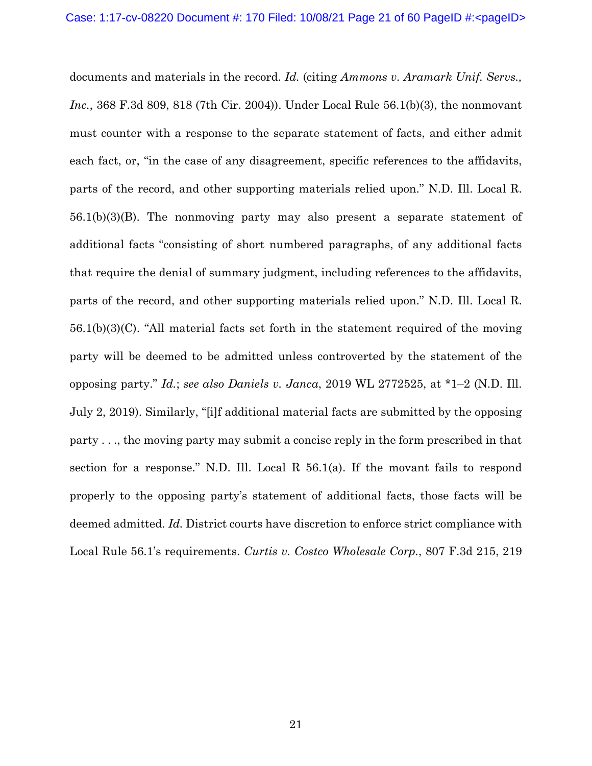documents and materials in the record. *Id.* (citing *Ammons v. Aramark Unif. Servs., Inc.*, 368 F.3d 809, 818 (7th Cir. 2004)). Under Local Rule 56.1(b)(3), the nonmovant must counter with a response to the separate statement of facts, and either admit each fact, or, "in the case of any disagreement, specific references to the affidavits, parts of the record, and other supporting materials relied upon." N.D. Ill. Local R. 56.1(b)(3)(B). The nonmoving party may also present a separate statement of additional facts "consisting of short numbered paragraphs, of any additional facts that require the denial of summary judgment, including references to the affidavits, parts of the record, and other supporting materials relied upon." N.D. Ill. Local R. 56.1(b)(3)(C). "All material facts set forth in the statement required of the moving party will be deemed to be admitted unless controverted by the statement of the opposing party." *Id.*; *see also Daniels v. Janca*, 2019 WL 2772525, at *1–2 (N.D. Ill. July 2, 2019). Similarly, "[i]f additional material facts are submitted by the opposing party . . ., the moving party may submit a concise reply in the form prescribed in that section for a response." N.D. Ill. Local R 56.1(a). If the movant fails to respond properly to the opposing party's statement of additional facts, those facts will be deemed admitted. *Id.* District courts have discretion to enforce strict compliance with Local Rule 56.1's requirements. *Curtis v. Costco Wholesale Corp.*, 807 F.3d 215, 219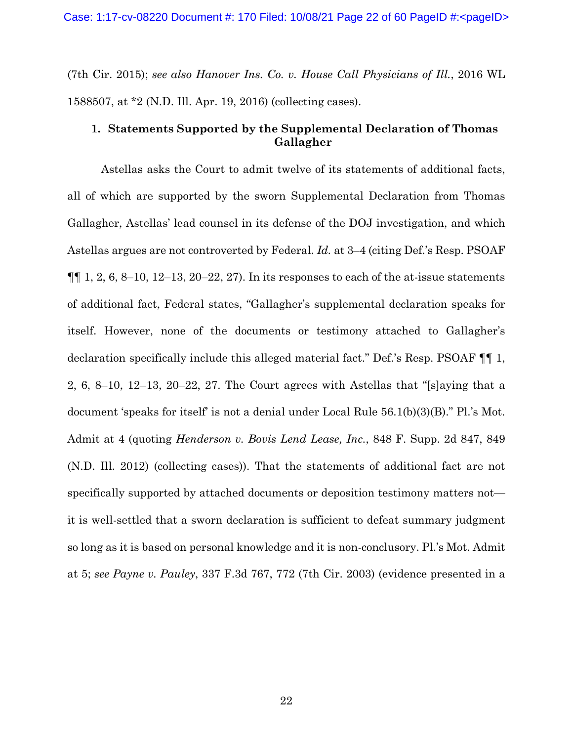(7th Cir. 2015); *see also Hanover Ins. Co. v. House Call Physicians of Ill.*, 2016 WL 1588507, at *2 (N.D. Ill. Apr. 19, 2016) (collecting cases).

### 1. Statements Supported by the Supplemental Declaration of Thomas Gallagher

Astellas asks the Court to admit twelve of its statements of additional facts, all of which are supported by the sworn Supplemental Declaration from Thomas Gallagher, Astellas' lead counsel in its defense of the DOJ investigation, and which Astellas argues are not controverted by Federal. *Id.* at 3–4 (citing Def.'s Resp. PSOAF ¶¶ 1, 2, 6, 8–10, 12–13, 20–22, 27). In its responses to each of the at-issue statements of additional fact, Federal states, "Gallagher's supplemental declaration speaks for itself. However, none of the documents or testimony attached to Gallagher's declaration specifically include this alleged material fact." Def.'s Resp. PSOAF ¶¶ 1, 2, 6, 8–10, 12–13, 20–22, 27. The Court agrees with Astellas that "[s]aying that a document 'speaks for itself' is not a denial under Local Rule 56.1(b)(3)(B)." Pl.'s Mot. Admit at 4 (quoting *Henderson v. Bovis Lend Lease, Inc.*, 848 F. Supp. 2d 847, 849 (N.D. Ill. 2012) (collecting cases)). That the statements of additional fact are not specifically supported by attached documents or deposition testimony matters not—it is well-settled that a sworn declaration is sufficient to defeat summary judgment so long as it is based on personal knowledge and it is non-conclusory. Pl.'s Mot. Admit at 5; *see Payne v. Pauley*, 337 F.3d 767, 772 (7th Cir. 2003) (evidence presented in a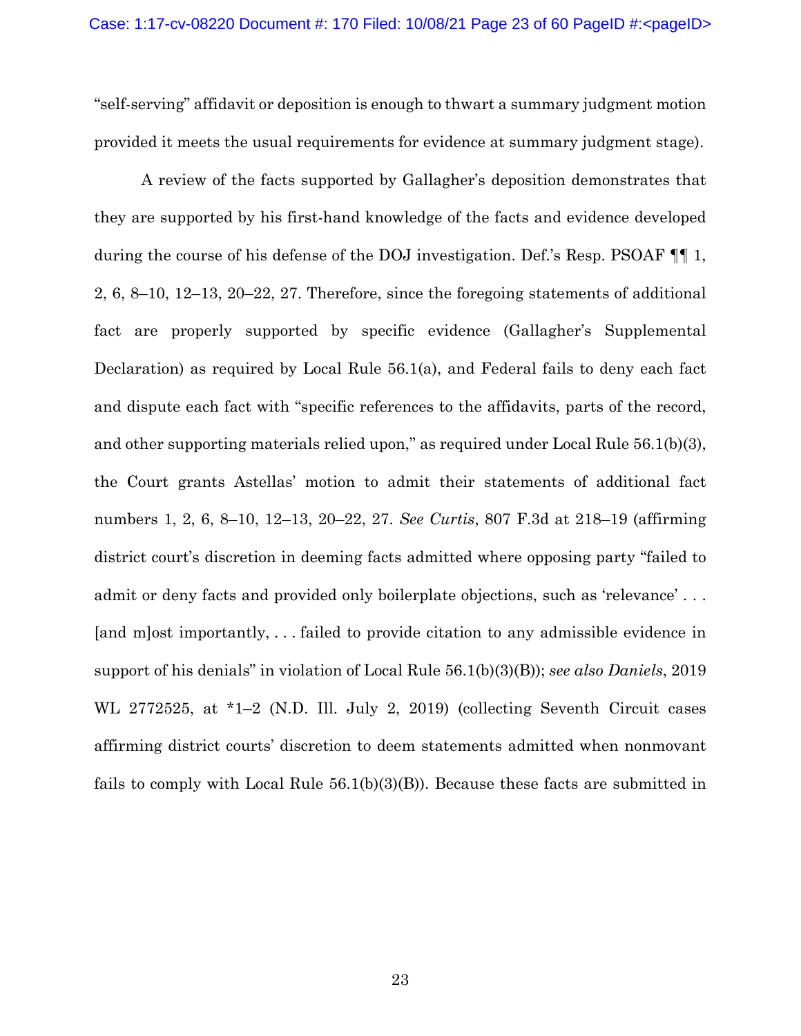"self-serving" affidavit or deposition is enough to thwart a summary judgment motion provided it meets the usual requirements for evidence at summary judgment stage).

A review of the facts supported by Gallagher's deposition demonstrates that they are supported by his first-hand knowledge of the facts and evidence developed during the course of his defense of the DOJ investigation. Def.'s Resp. PSOAF ¶¶ 1, 2, 6, 8–10, 12–13, 20–22, 27. Therefore, since the foregoing statements of additional fact are properly supported by specific evidence (Gallagher's Supplemental Declaration) as required by Local Rule 56.1(a), and Federal fails to deny each fact and dispute each fact with "specific references to the affidavits, parts of the record, and other supporting materials relied upon," as required under Local Rule 56.1(b)(3), the Court grants Astellas' motion to admit their statements of additional fact numbers 1, 2, 6, 8–10, 12–13, 20–22, 27. *See Curtis*, 807 F.3d at 218–19 (affirming district court's discretion in deeming facts admitted where opposing party "failed to admit or deny facts and provided only boilerplate objections, such as 'relevance' . . . [and m]ost importantly, . . . failed to provide citation to any admissible evidence in support of his denials" in violation of Local Rule 56.1(b)(3)(B)); *see also Daniels*, 2019 WL 2772525, at *1–2 (N.D. Ill. July 2, 2019) (collecting Seventh Circuit cases affirming district courts' discretion to deem statements admitted when nonmovant fails to comply with Local Rule 56.1(b)(3)(B)). Because these facts are submitted in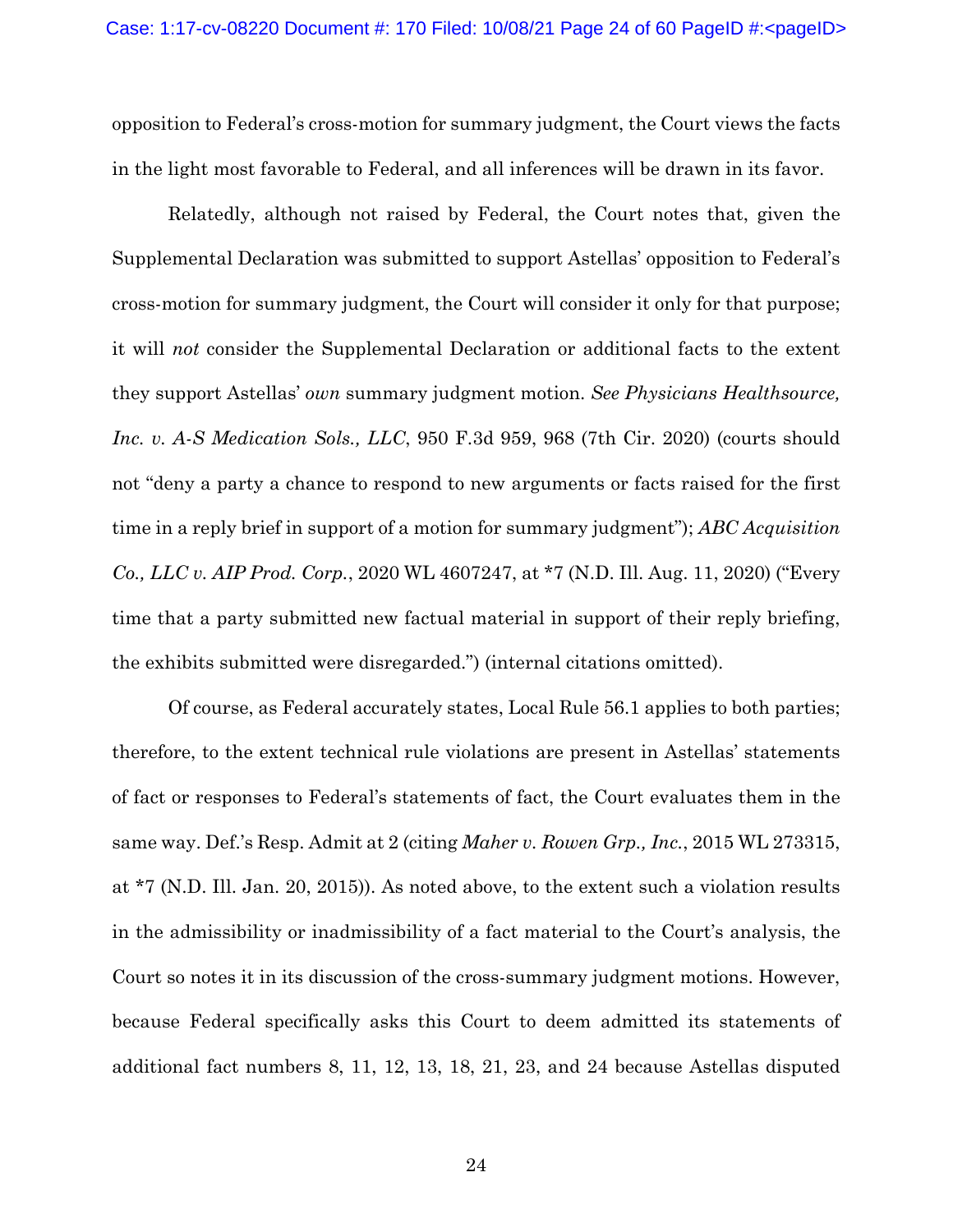opposition to Federal's cross-motion for summary judgment, the Court views the facts in the light most favorable to Federal, and all inferences will be drawn in its favor.

Relatedly, although not raised by Federal, the Court notes that, given the Supplemental Declaration was submitted to support Astellas' opposition to Federal's cross-motion for summary judgment, the Court will consider it only for that purpose; it will *not* consider the Supplemental Declaration or additional facts to the extent they support Astellas' *own* summary judgment motion. *See Physicians Healthsource, Inc. v. A-S Medication Sols., LLC*, 950 F.3d 959, 968 (7th Cir. 2020) (courts should not "deny a party a chance to respond to new arguments or facts raised for the first time in a reply brief in support of a motion for summary judgment"); *ABC Acquisition Co., LLC v. AIP Prod. Corp.*, 2020 WL 4607247, at *7 (N.D. Ill. Aug. 11, 2020) ("Every time that a party submitted new factual material in support of their reply briefing, the exhibits submitted were disregarded.") (internal citations omitted).

Of course, as Federal accurately states, Local Rule 56.1 applies to both parties; therefore, to the extent technical rule violations are present in Astellas' statements of fact or responses to Federal's statements of fact, the Court evaluates them in the same way. Def.'s Resp. Admit at 2 (citing *Maher v. Rowen Grp., Inc.*, 2015 WL 273315, at *7 (N.D. Ill. Jan. 20, 2015)). As noted above, to the extent such a violation results in the admissibility or inadmissibility of a fact material to the Court's analysis, the Court so notes it in its discussion of the cross-summary judgment motions. However, because Federal specifically asks this Court to deem admitted its statements of additional fact numbers 8, 11, 12, 13, 18, 21, 23, and 24 because Astellas disputed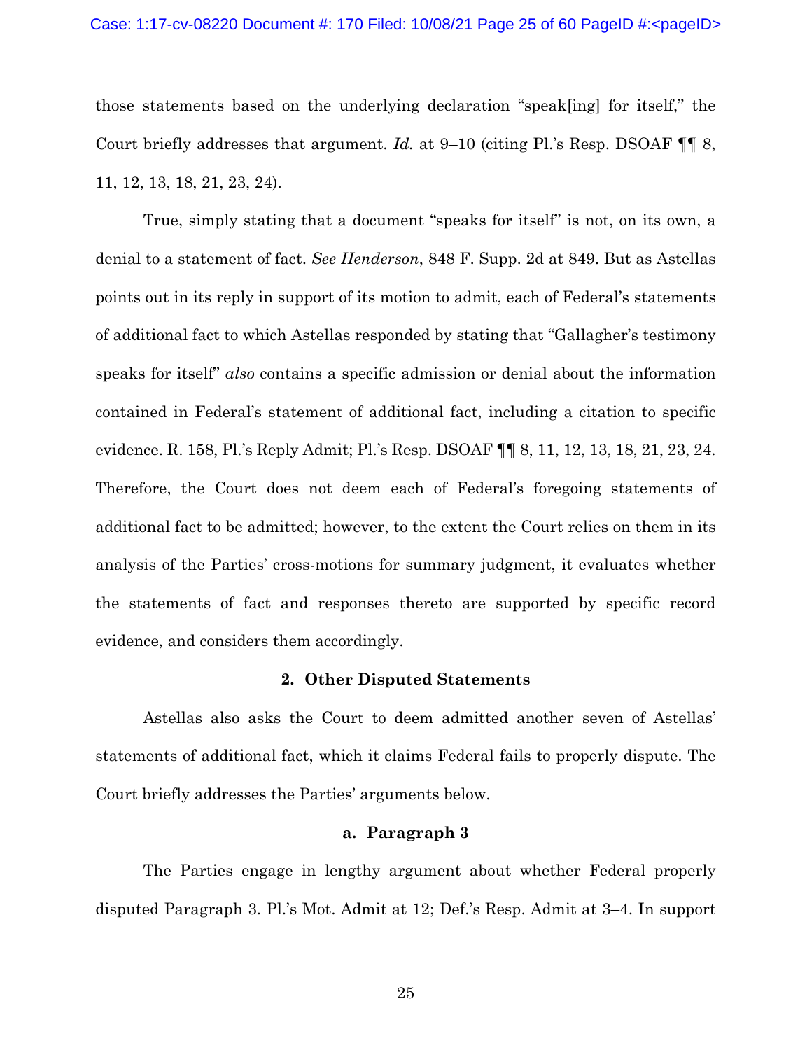those statements based on the underlying declaration "speak[ing] for itself," the Court briefly addresses that argument. *Id.* at 9–10 (citing Pl.'s Resp. DSOAF ¶¶ 8, 11, 12, 13, 18, 21, 23, 24).

True, simply stating that a document "speaks for itself" is not, on its own, a denial to a statement of fact. *See Henderson*, 848 F. Supp. 2d at 849. But as Astellas points out in its reply in support of its motion to admit, each of Federal's statements of additional fact to which Astellas responded by stating that "Gallagher's testimony speaks for itself" *also* contains a specific admission or denial about the information contained in Federal's statement of additional fact, including a citation to specific evidence. R. 158, Pl.'s Reply Admit; Pl.'s Resp. DSOAF ¶¶ 8, 11, 12, 13, 18, 21, 23, 24. Therefore, the Court does not deem each of Federal's foregoing statements of additional fact to be admitted; however, to the extent the Court relies on them in its analysis of the Parties' cross-motions for summary judgment, it evaluates whether the statements of fact and responses thereto are supported by specific record evidence, and considers them accordingly.

#### 2. Other Disputed Statements

Astellas also asks the Court to deem admitted another seven of Astellas' statements of additional fact, which it claims Federal fails to properly dispute. The Court briefly addresses the Parties' arguments below.

##### a. Paragraph 3

The Parties engage in lengthy argument about whether Federal properly disputed Paragraph 3. Pl.'s Mot. Admit at 12; Def.'s Resp. Admit at 3–4. In support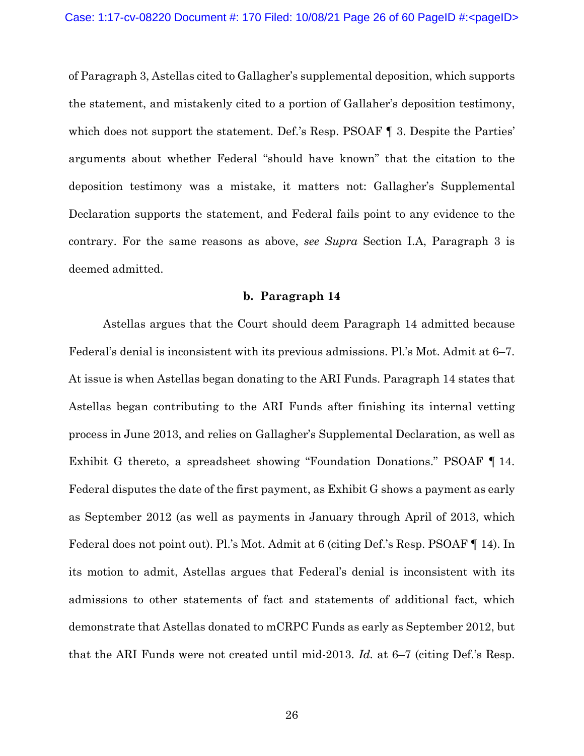of Paragraph 3, Astellas cited to Gallagher's supplemental deposition, which supports the statement, and mistakenly cited to a portion of Gallaher's deposition testimony, which does not support the statement. Def.'s Resp. PSOAF ¶ 3. Despite the Parties' arguments about whether Federal "should have known" that the citation to the deposition testimony was a mistake, it matters not: Gallagher's Supplemental Declaration supports the statement, and Federal fails point to any evidence to the contrary. For the same reasons as above, *see Supra* Section I.A, Paragraph 3 is deemed admitted.

**b. Paragraph 14**

Astellas argues that the Court should deem Paragraph 14 admitted because Federal's denial is inconsistent with its previous admissions. Pl.'s Mot. Admit at 6–7. At issue is when Astellas began donating to the ARI Funds. Paragraph 14 states that Astellas began contributing to the ARI Funds after finishing its internal vetting process in June 2013, and relies on Gallagher's Supplemental Declaration, as well as Exhibit G thereto, a spreadsheet showing "Foundation Donations." PSOAF ¶ 14. Federal disputes the date of the first payment, as Exhibit G shows a payment as early as September 2012 (as well as payments in January through April of 2013, which Federal does not point out). Pl.'s Mot. Admit at 6 (citing Def.'s Resp. PSOAF ¶ 14). In its motion to admit, Astellas argues that Federal's denial is inconsistent with its admissions to other statements of fact and statements of additional fact, which demonstrate that Astellas donated to mCRPC Funds as early as September 2012, but that the ARI Funds were not created until mid-2013. *Id.* at 6–7 (citing Def.'s Resp.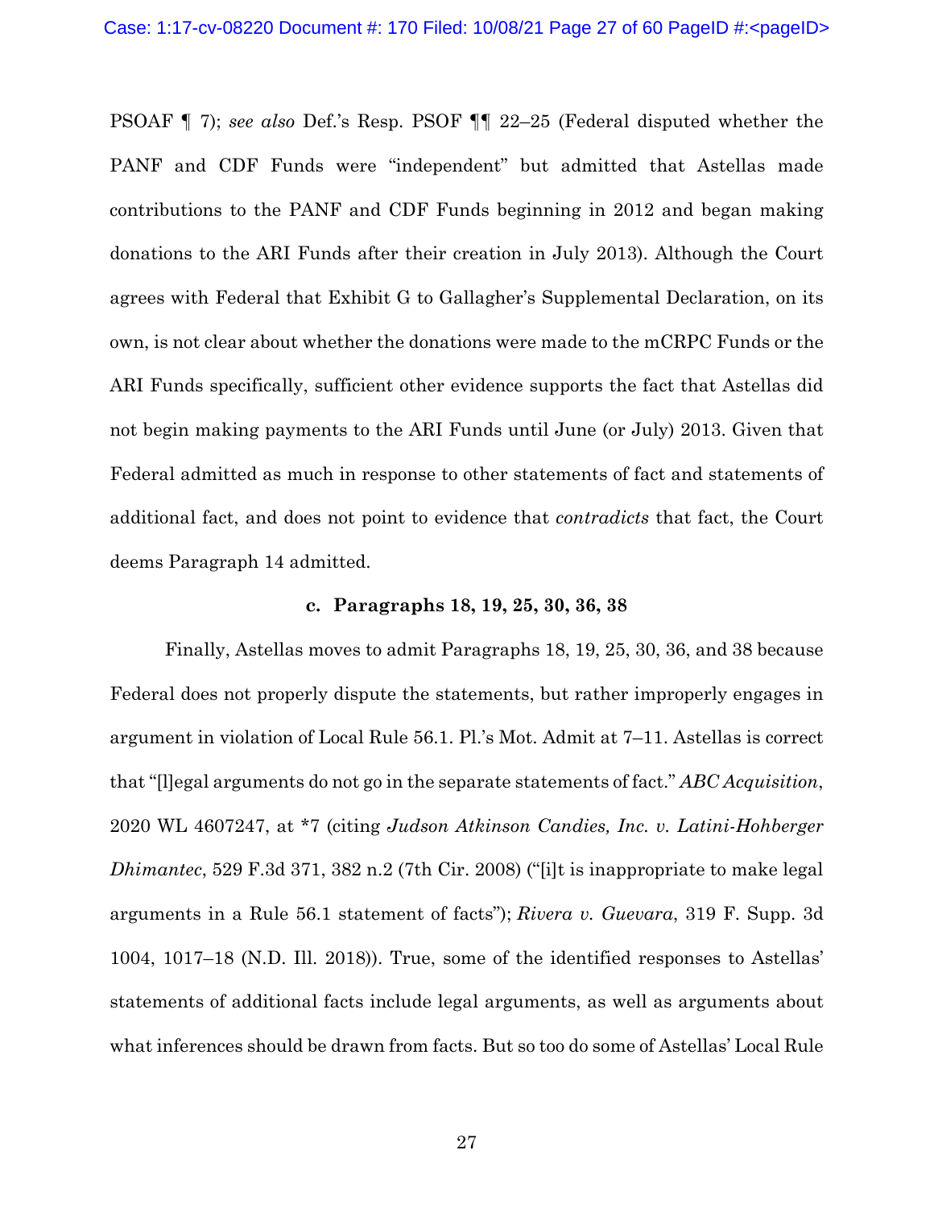PSOAF ¶ 7); *see also* Def.'s Resp. PSOF ¶¶ 22–25 (Federal disputed whether the PANF and CDF Funds were "independent" but admitted that Astellas made contributions to the PANF and CDF Funds beginning in 2012 and began making donations to the ARI Funds after their creation in July 2013). Although the Court agrees with Federal that Exhibit G to Gallagher's Supplemental Declaration, on its own, is not clear about whether the donations were made to the mCRPC Funds or the ARI Funds specifically, sufficient other evidence supports the fact that Astellas did not begin making payments to the ARI Funds until June (or July) 2013. Given that Federal admitted as much in response to other statements of fact and statements of additional fact, and does not point to evidence that *contradicts* that fact, the Court deems Paragraph 14 admitted.

#### c. Paragraphs 18, 19, 25, 30, 36, 38

Finally, Astellas moves to admit Paragraphs 18, 19, 25, 30, 36, and 38 because Federal does not properly dispute the statements, but rather improperly engages in argument in violation of Local Rule 56.1. Pl.'s Mot. Admit at 7–11. Astellas is correct that "[l]egal arguments do not go in the separate statements of fact." *ABC Acquisition*, 2020 WL 4607247, at *7 (citing *Judson Atkinson Candies, Inc. v. Latini-Hohberger Dhimantec*, 529 F.3d 371, 382 n.2 (7th Cir. 2008) ("[i]t is inappropriate to make legal arguments in a Rule 56.1 statement of facts"); *Rivera v. Guevara*, 319 F. Supp. 3d 1004, 1017–18 (N.D. Ill. 2018)). True, some of the identified responses to Astellas' statements of additional facts include legal arguments, as well as arguments about what inferences should be drawn from facts. But so too do some of Astellas' Local Rule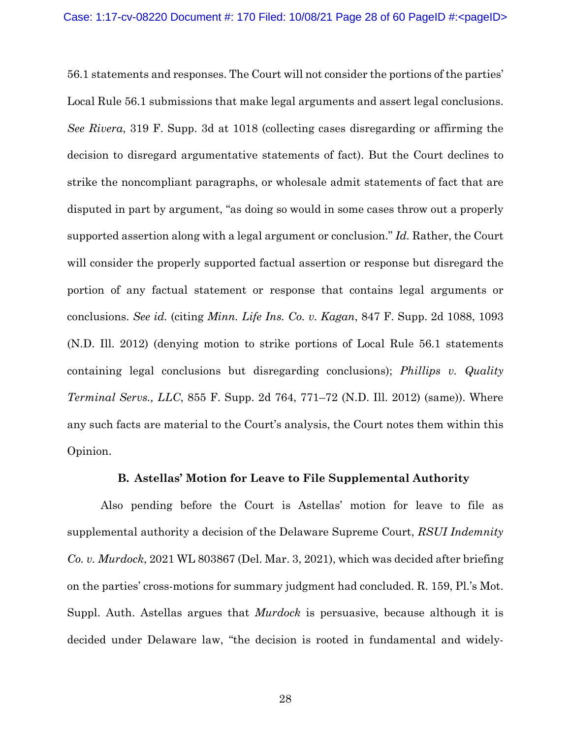56.1 statements and responses. The Court will not consider the portions of the parties' Local Rule 56.1 submissions that make legal arguments and assert legal conclusions. *See Rivera*, 319 F. Supp. 3d at 1018 (collecting cases disregarding or affirming the decision to disregard argumentative statements of fact). But the Court declines to strike the noncompliant paragraphs, or wholesale admit statements of fact that are disputed in part by argument, "as doing so would in some cases throw out a properly supported assertion along with a legal argument or conclusion." *Id.* Rather, the Court will consider the properly supported factual assertion or response but disregard the portion of any factual statement or response that contains legal arguments or conclusions. *See id.* (citing *Minn. Life Ins. Co. v. Kagan*, 847 F. Supp. 2d 1088, 1093 (N.D. Ill. 2012) (denying motion to strike portions of Local Rule 56.1 statements containing legal conclusions but disregarding conclusions); *Phillips v. Quality Terminal Servs., LLC*, 855 F. Supp. 2d 764, 771–72 (N.D. Ill. 2012) (same)). Where any such facts are material to the Court's analysis, the Court notes them within this Opinion.

### B. Astellas' Motion for Leave to File Supplemental Authority

Also pending before the Court is Astellas' motion for leave to file as supplemental authority a decision of the Delaware Supreme Court, *RSUI Indemnity Co. v. Murdock*, 2021 WL 803867 (Del. Mar. 3, 2021), which was decided after briefing on the parties' cross-motions for summary judgment had concluded. R. 159, Pl.'s Mot. Suppl. Auth. Astellas argues that *Murdock* is persuasive, because although it is decided under Delaware law, "the decision is rooted in fundamental and widely-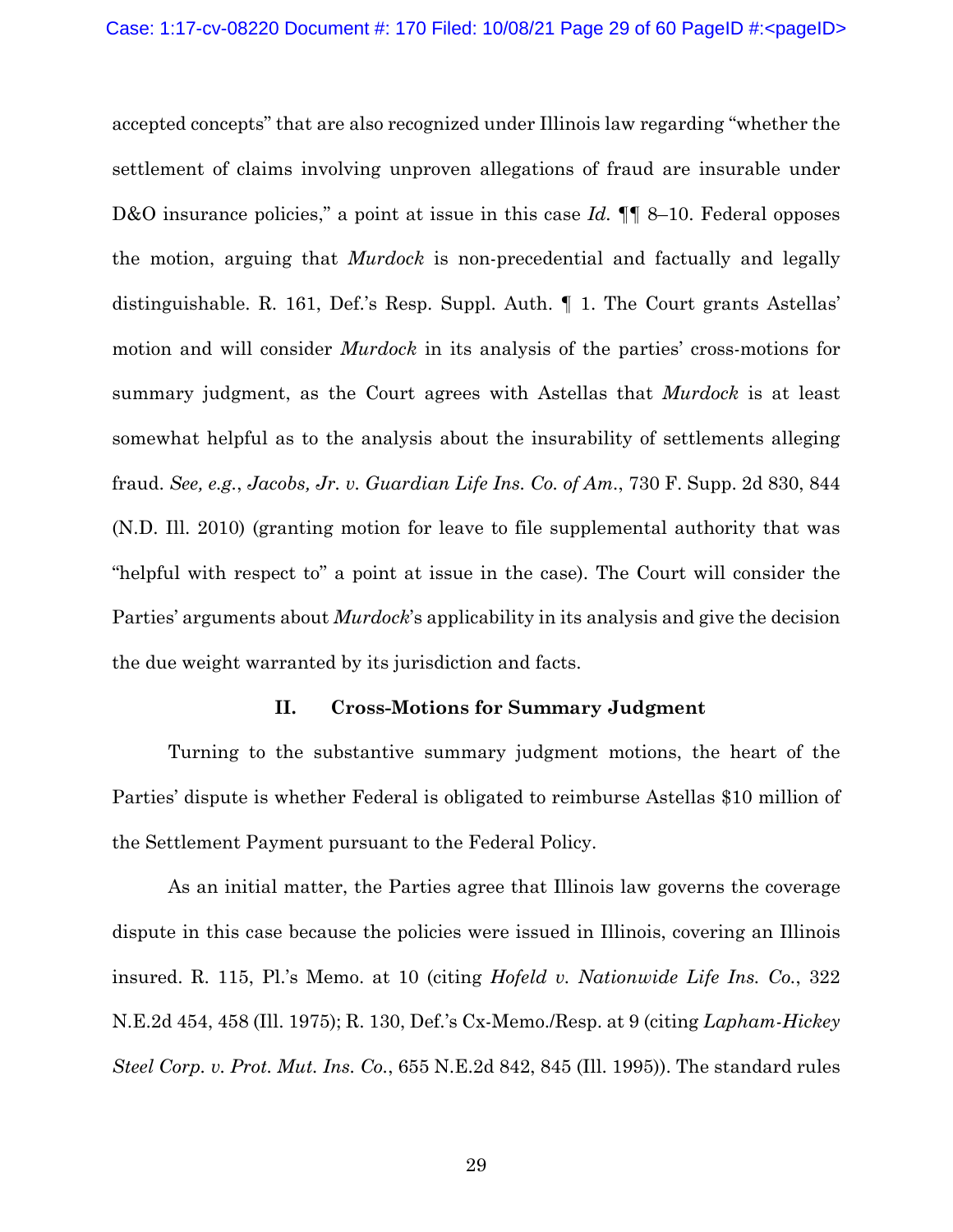accepted concepts" that are also recognized under Illinois law regarding "whether the settlement of claims involving unproven allegations of fraud are insurable under D&O insurance policies," a point at issue in this case *Id.* ¶¶ 8–10. Federal opposes the motion, arguing that *Murdock* is non-precedential and factually and legally distinguishable. R. 161, Def.'s Resp. Suppl. Auth. ¶ 1. The Court grants Astellas' motion and will consider *Murdock* in its analysis of the parties' cross-motions for summary judgment, as the Court agrees with Astellas that *Murdock* is at least somewhat helpful as to the analysis about the insurability of settlements alleging fraud. *See, e.g.*, *Jacobs, Jr. v. Guardian Life Ins. Co. of Am.*, 730 F. Supp. 2d 830, 844 (N.D. Ill. 2010) (granting motion for leave to file supplemental authority that was "helpful with respect to" a point at issue in the case). The Court will consider the Parties' arguments about *Murdock*'s applicability in its analysis and give the decision the due weight warranted by its jurisdiction and facts.

## II. Cross-Motions for Summary Judgment

Turning to the substantive summary judgment motions, the heart of the Parties' dispute is whether Federal is obligated to reimburse Astellas $10 million of the Settlement Payment pursuant to the Federal Policy.

As an initial matter, the Parties agree that Illinois law governs the coverage dispute in this case because the policies were issued in Illinois, covering an Illinois insured. R. 115, Pl.'s Memo. at 10 (citing *Hofeld v. Nationwide Life Ins. Co.*, 322 N.E.2d 454, 458 (Ill. 1975); R. 130, Def.'s Cx-Memo./Resp. at 9 (citing *Lapham-Hickey Steel Corp. v. Prot. Mut. Ins. Co.*, 655 N.E.2d 842, 845 (Ill. 1995)). The standard rules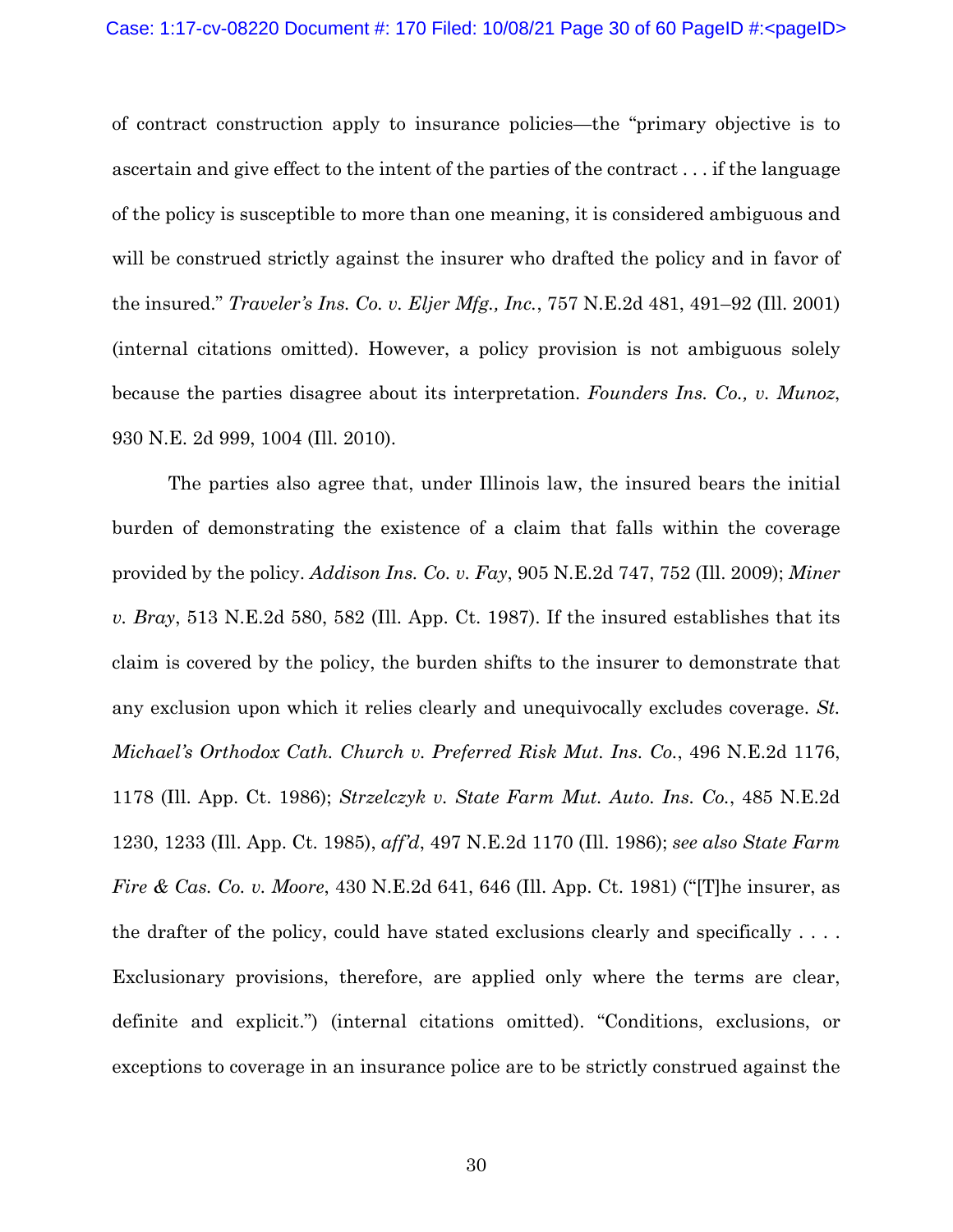of contract construction apply to insurance policies—the "primary objective is to ascertain and give effect to the intent of the parties of the contract . . . if the language of the policy is susceptible to more than one meaning, it is considered ambiguous and will be construed strictly against the insurer who drafted the policy and in favor of the insured." *Traveler's Ins. Co. v. Eljer Mfg., Inc.*, 757 N.E.2d 481, 491–92 (Ill. 2001) (internal citations omitted). However, a policy provision is not ambiguous solely because the parties disagree about its interpretation. *Founders Ins. Co., v. Munoz*, 930 N.E. 2d 999, 1004 (Ill. 2010).

The parties also agree that, under Illinois law, the insured bears the initial burden of demonstrating the existence of a claim that falls within the coverage provided by the policy. *Addison Ins. Co. v. Fay*, 905 N.E.2d 747, 752 (Ill. 2009); *Miner v. Bray*, 513 N.E.2d 580, 582 (Ill. App. Ct. 1987). If the insured establishes that its claim is covered by the policy, the burden shifts to the insurer to demonstrate that any exclusion upon which it relies clearly and unequivocally excludes coverage. *St. Michael's Orthodox Cath. Church v. Preferred Risk Mut. Ins. Co.*, 496 N.E.2d 1176, 1178 (Ill. App. Ct. 1986); *Strzelczyk v. State Farm Mut. Auto. Ins. Co.*, 485 N.E.2d 1230, 1233 (Ill. App. Ct. 1985), *aff'd*, 497 N.E.2d 1170 (Ill. 1986); *see also State Farm Fire & Cas. Co. v. Moore*, 430 N.E.2d 641, 646 (Ill. App. Ct. 1981) ("[T]he insurer, as the drafter of the policy, could have stated exclusions clearly and specifically . . . . Exclusionary provisions, therefore, are applied only where the terms are clear, definite and explicit.") (internal citations omitted). "Conditions, exclusions, or exceptions to coverage in an insurance police are to be strictly construed against the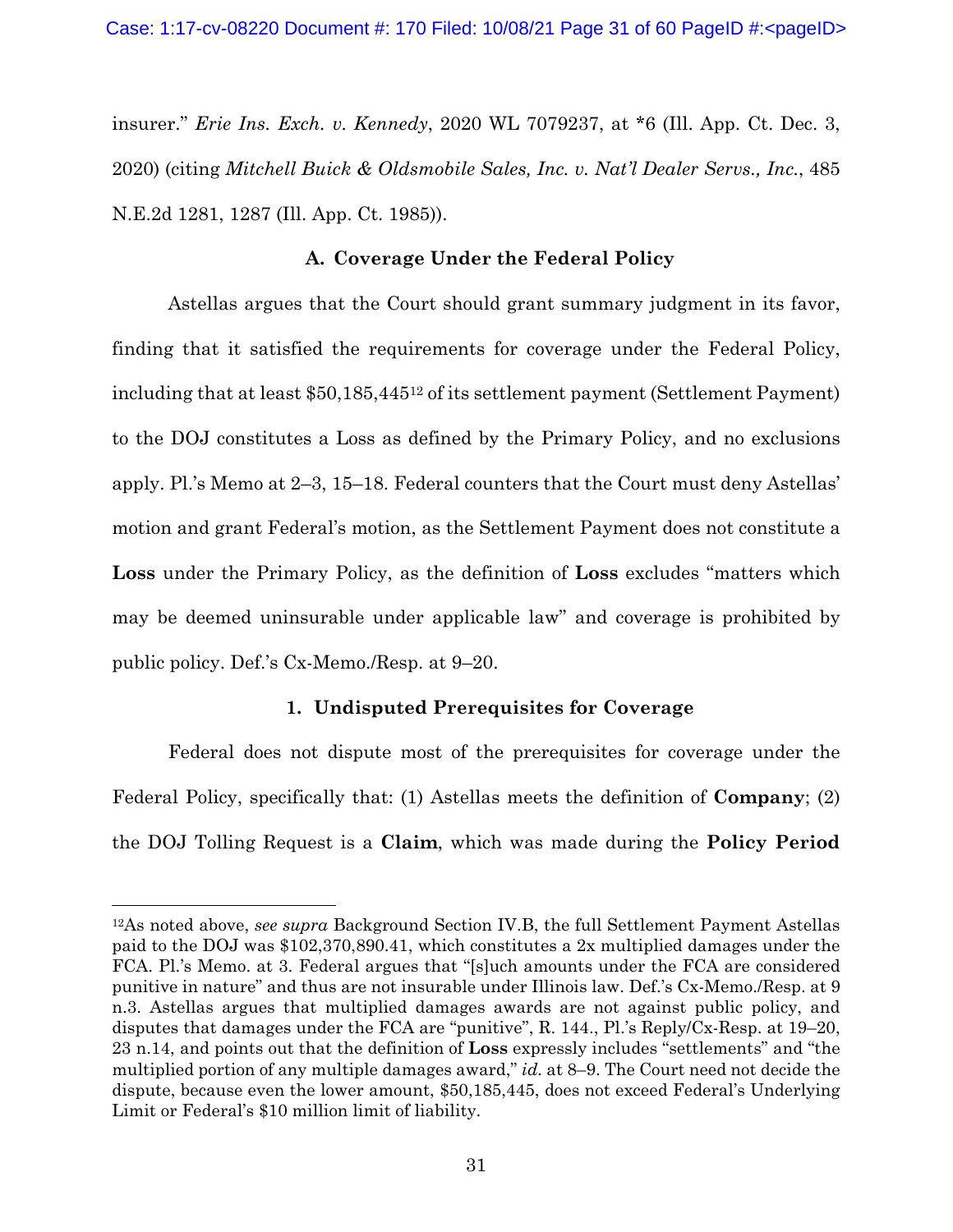insurer." *Erie Ins. Exch. v. Kennedy*, 2020 WL 7079237, at *6 (Ill. App. Ct. Dec. 3, 2020) (citing *Mitchell Buick & Oldsmobile Sales, Inc. v. Nat'l Dealer Servs., Inc.*, 485 N.E.2d 1281, 1287 (Ill. App. Ct. 1985)).

### A. Coverage Under the Federal Policy

Astellas argues that the Court should grant summary judgment in its favor, finding that it satisfied the requirements for coverage under the Federal Policy, including that at least $50,185,445[12] of its settlement payment (Settlement Payment) to the DOJ constitutes a Loss as defined by the Primary Policy, and no exclusions apply. Pl.'s Memo at 2–3, 15–18. Federal counters that the Court must deny Astellas' motion and grant Federal's motion, as the Settlement Payment does not constitute a **Loss** under the Primary Policy, as the definition of **Loss** excludes "matters which may be deemed uninsurable under applicable law" and coverage is prohibited by public policy. Def.'s Cx-Memo./Resp. at 9–20.

#### 1. Undisputed Prerequisites for Coverage

Federal does not dispute most of the prerequisites for coverage under the Federal Policy, specifically that: (1) Astellas meets the definition of **Company**; (2) the DOJ Tolling Request is a **Claim**, which was made during the **Policy Period**

---

[12]As noted above, *see supra* Background Section IV.B, the full Settlement Payment Astellas paid to the DOJ was $102,370,890.41, which constitutes a 2x multiplied damages under the FCA. Pl.'s Memo. at 3. Federal argues that "[s]uch amounts under the FCA are considered punitive in nature" and thus are not insurable under Illinois law. Def.'s Cx-Memo./Resp. at 9 n.3. Astellas argues that multiplied damages awards are not against public policy, and disputes that damages under the FCA are "punitive", R. 144., Pl.'s Reply/Cx-Resp. at 19–20, 23 n.14, and points out that the definition of **Loss** expressly includes "settlements" and "the multiplied portion of any multiple damages award," *id.* at 8–9. The Court need not decide the dispute, because even the lower amount, $50,185,445, does not exceed Federal's Underlying Limit or Federal's $10 million limit of liability.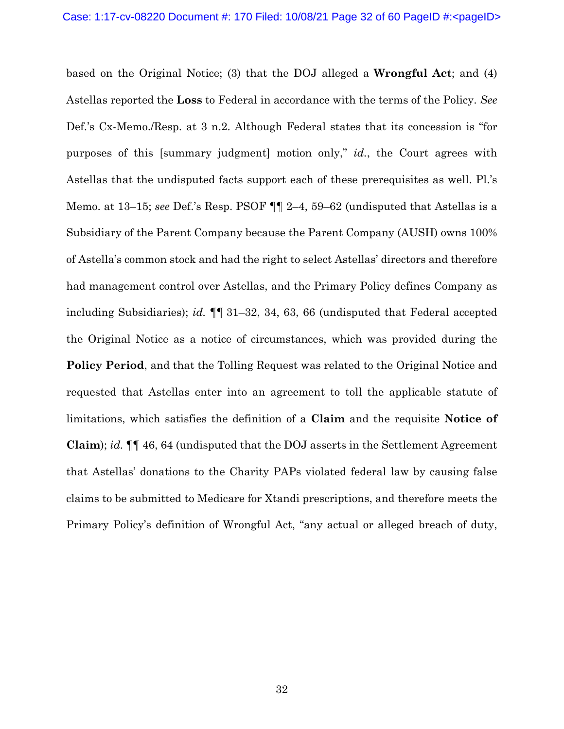based on the Original Notice; (3) that the DOJ alleged a **Wrongful Act**; and (4) Astellas reported the **Loss** to Federal in accordance with the terms of the Policy. *See* Def.'s Cx-Memo./Resp. at 3 n.2. Although Federal states that its concession is "for purposes of this [summary judgment] motion only," *id.*, the Court agrees with Astellas that the undisputed facts support each of these prerequisites as well. Pl.'s Memo. at 13–15; *see* Def.'s Resp. PSOF ¶¶ 2–4, 59–62 (undisputed that Astellas is a Subsidiary of the Parent Company because the Parent Company (AUSH) owns 100% of Astella's common stock and had the right to select Astellas' directors and therefore had management control over Astellas, and the Primary Policy defines Company as including Subsidiaries); *id.* ¶¶ 31–32, 34, 63, 66 (undisputed that Federal accepted the Original Notice as a notice of circumstances, which was provided during the **Policy Period**, and that the Tolling Request was related to the Original Notice and requested that Astellas enter into an agreement to toll the applicable statute of limitations, which satisfies the definition of a **Claim** and the requisite **Notice of Claim**); *id.* ¶¶ 46, 64 (undisputed that the DOJ asserts in the Settlement Agreement that Astellas' donations to the Charity PAPs violated federal law by causing false claims to be submitted to Medicare for Xtandi prescriptions, and therefore meets the Primary Policy's definition of Wrongful Act, "any actual or alleged breach of duty,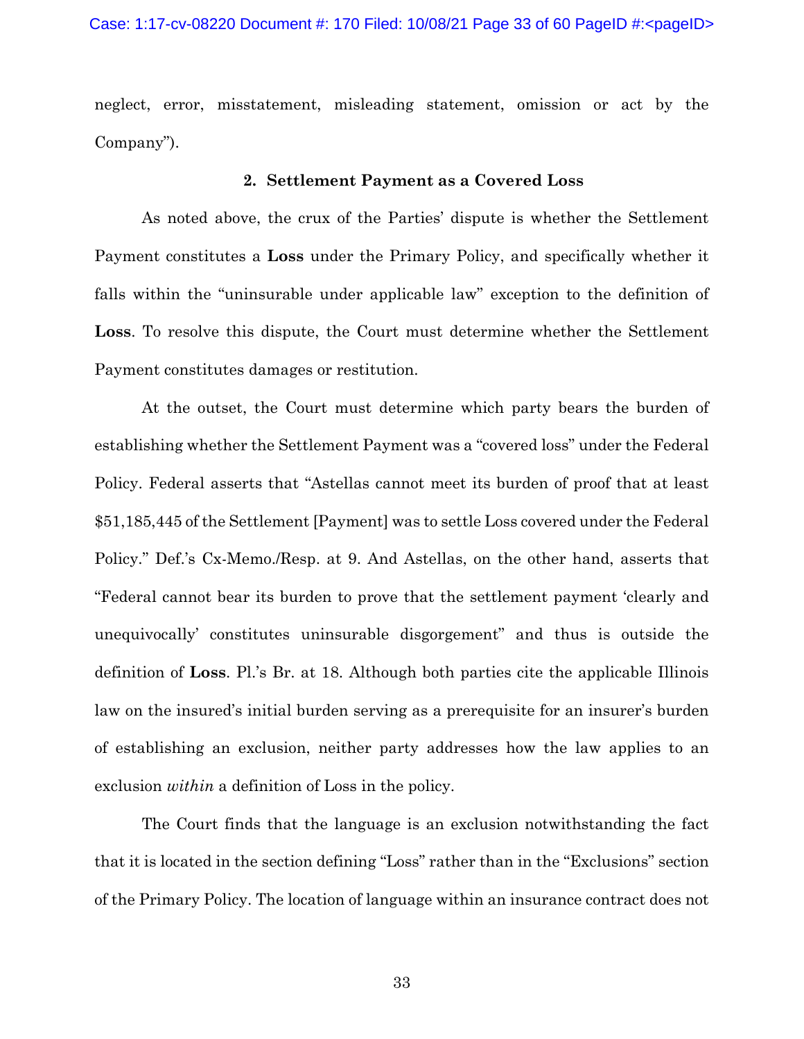neglect, error, misstatement, misleading statement, omission or act by the Company").

### 2. Settlement Payment as a Covered Loss

As noted above, the crux of the Parties' dispute is whether the Settlement Payment constitutes a **Loss** under the Primary Policy, and specifically whether it falls within the "uninsurable under applicable law" exception to the definition of **Loss**. To resolve this dispute, the Court must determine whether the Settlement Payment constitutes damages or restitution.

At the outset, the Court must determine which party bears the burden of establishing whether the Settlement Payment was a "covered loss" under the Federal Policy. Federal asserts that "Astellas cannot meet its burden of proof that at least $51,185,445 of the Settlement [Payment] was to settle Loss covered under the Federal Policy." Def.'s Cx-Memo./Resp. at 9. And Astellas, on the other hand, asserts that "Federal cannot bear its burden to prove that the settlement payment 'clearly and unequivocally' constitutes uninsurable disgorgement" and thus is outside the definition of **Loss**. Pl.'s Br. at 18. Although both parties cite the applicable Illinois law on the insured's initial burden serving as a prerequisite for an insurer's burden of establishing an exclusion, neither party addresses how the law applies to an exclusion *within* a definition of Loss in the policy.

The Court finds that the language is an exclusion notwithstanding the fact that it is located in the section defining "Loss" rather than in the "Exclusions" section of the Primary Policy. The location of language within an insurance contract does not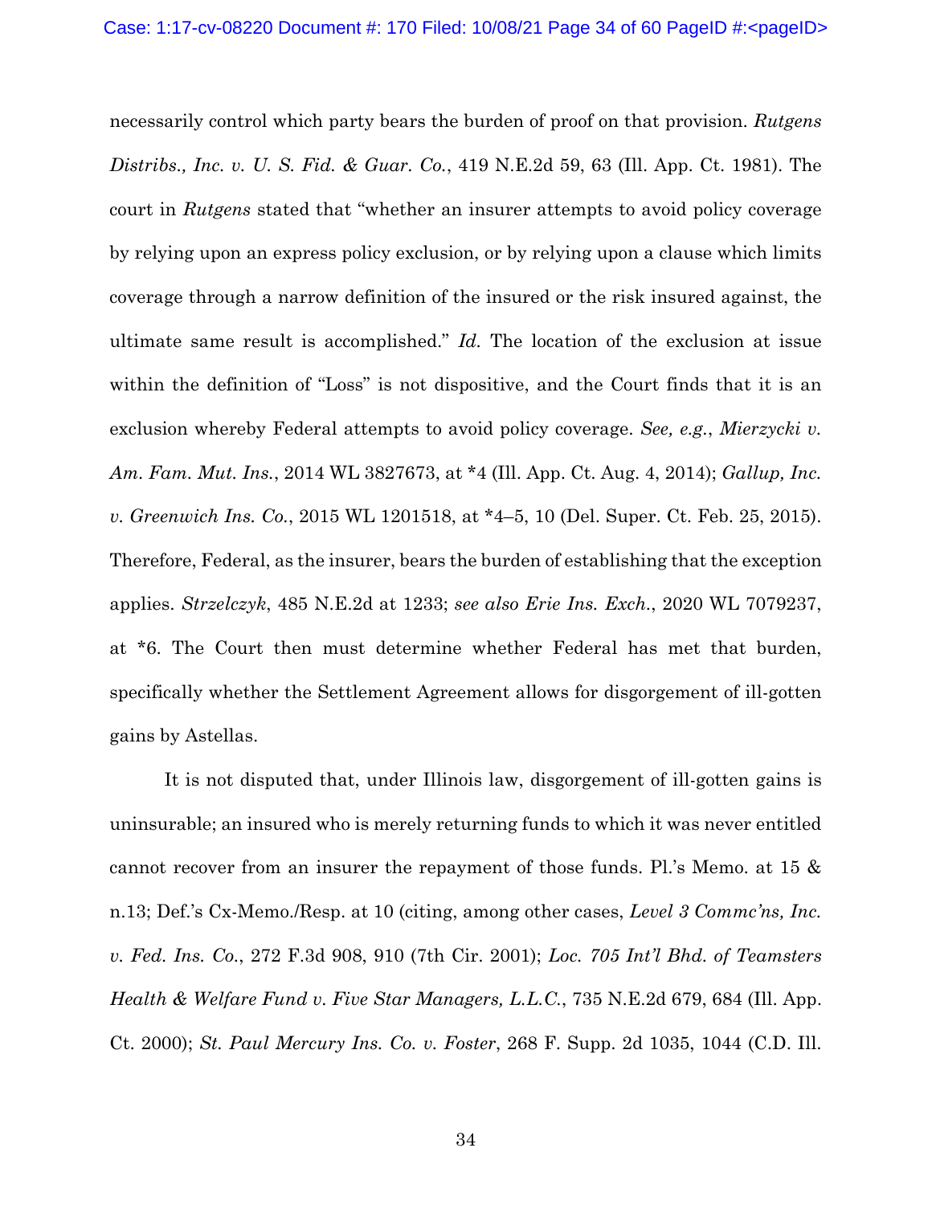necessarily control which party bears the burden of proof on that provision. *Rutgens Distribs., Inc. v. U. S. Fid. & Guar. Co.*, 419 N.E.2d 59, 63 (Ill. App. Ct. 1981). The court in *Rutgens* stated that "whether an insurer attempts to avoid policy coverage by relying upon an express policy exclusion, or by relying upon a clause which limits coverage through a narrow definition of the insured or the risk insured against, the ultimate same result is accomplished." *Id.* The location of the exclusion at issue within the definition of "Loss" is not dispositive, and the Court finds that it is an exclusion whereby Federal attempts to avoid policy coverage. *See, e.g.*, *Mierzycki v. Am. Fam. Mut. Ins.*, 2014 WL 3827673, at *4 (Ill. App. Ct. Aug. 4, 2014); *Gallup, Inc. v. Greenwich Ins. Co.*, 2015 WL 1201518, at *4–5, 10 (Del. Super. Ct. Feb. 25, 2015). Therefore, Federal, as the insurer, bears the burden of establishing that the exception applies. *Strzelczyk*, 485 N.E.2d at 1233; *see also Erie Ins. Exch.*, 2020 WL 7079237, at *6. The Court then must determine whether Federal has met that burden, specifically whether the Settlement Agreement allows for disgorgement of ill-gotten gains by Astellas.

It is not disputed that, under Illinois law, disgorgement of ill-gotten gains is uninsurable; an insured who is merely returning funds to which it was never entitled cannot recover from an insurer the repayment of those funds. Pl.'s Memo. at 15 & n.13; Def.'s Cx-Memo./Resp. at 10 (citing, among other cases, *Level 3 Commc'ns, Inc. v. Fed. Ins. Co.*, 272 F.3d 908, 910 (7th Cir. 2001); *Loc. 705 Int'l Bhd. of Teamsters Health & Welfare Fund v. Five Star Managers, L.L.C.*, 735 N.E.2d 679, 684 (Ill. App. Ct. 2000); *St. Paul Mercury Ins. Co. v. Foster*, 268 F. Supp. 2d 1035, 1044 (C.D. Ill.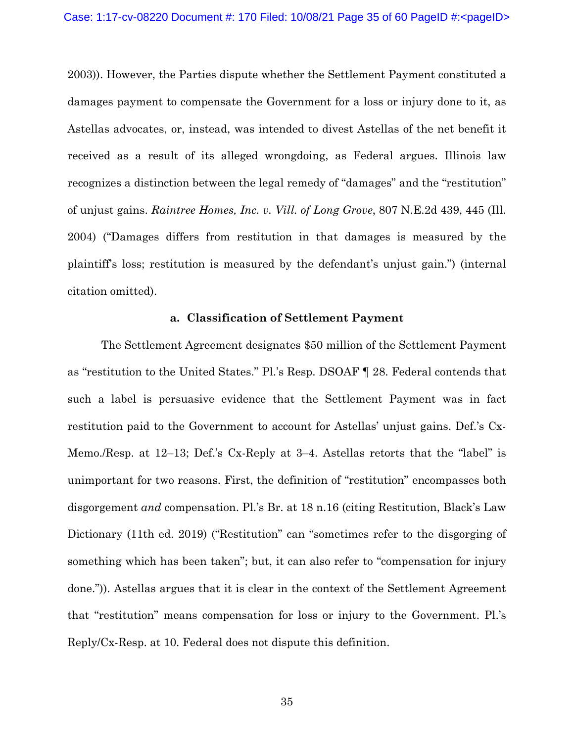2003)). However, the Parties dispute whether the Settlement Payment constituted a damages payment to compensate the Government for a loss or injury done to it, as Astellas advocates, or, instead, was intended to divest Astellas of the net benefit it received as a result of its alleged wrongdoing, as Federal argues. Illinois law recognizes a distinction between the legal remedy of "damages" and the "restitution" of unjust gains. *Raintree Homes, Inc. v. Vill. of Long Grove*, 807 N.E.2d 439, 445 (Ill. 2004) ("Damages differs from restitution in that damages is measured by the plaintiff's loss; restitution is measured by the defendant's unjust gain.") (internal citation omitted).

#### a. Classification of Settlement Payment

The Settlement Agreement designates $50 million of the Settlement Payment as "restitution to the United States." Pl.'s Resp. DSOAF ¶ 28. Federal contends that such a label is persuasive evidence that the Settlement Payment was in fact restitution paid to the Government to account for Astellas' unjust gains. Def.'s Cx-Memo./Resp. at 12–13; Def.'s Cx-Reply at 3–4. Astellas retorts that the "label" is unimportant for two reasons. First, the definition of "restitution" encompasses both disgorgement *and* compensation. Pl.'s Br. at 18 n.16 (citing Restitution, Black's Law Dictionary (11th ed. 2019) ("Restitution" can "sometimes refer to the disgorging of something which has been taken"; but, it can also refer to "compensation for injury done.")). Astellas argues that it is clear in the context of the Settlement Agreement that "restitution" means compensation for loss or injury to the Government. Pl.'s Reply/Cx-Resp. at 10. Federal does not dispute this definition.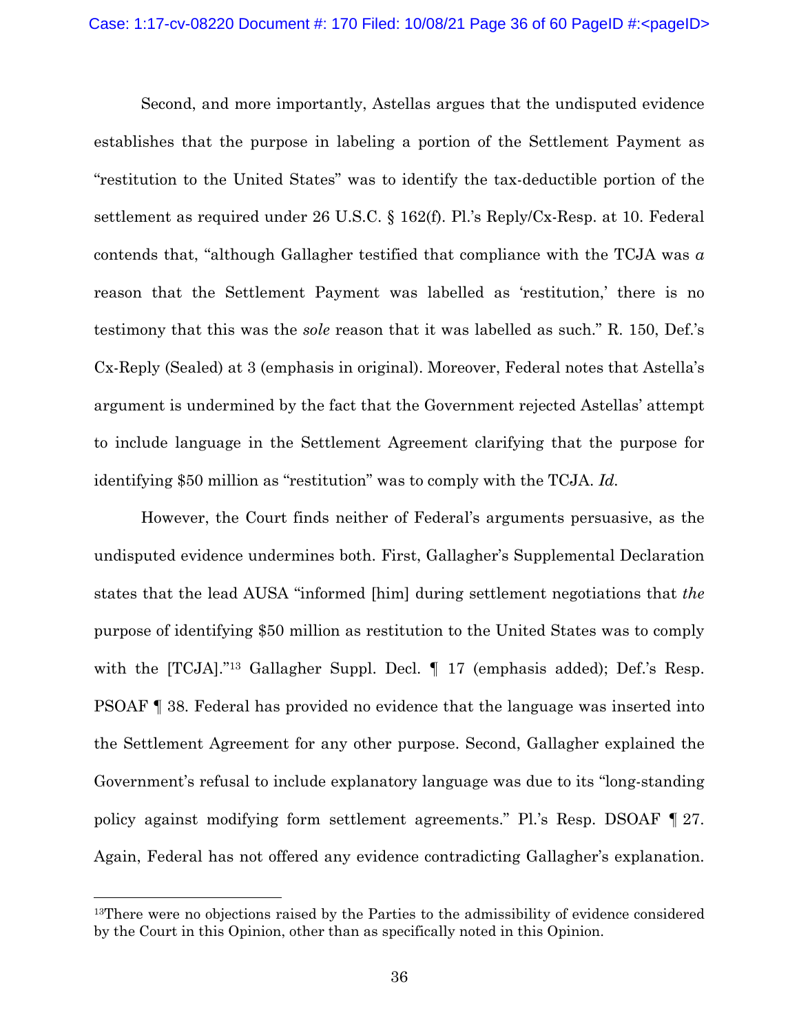Second, and more importantly, Astellas argues that the undisputed evidence establishes that the purpose in labeling a portion of the Settlement Payment as "restitution to the United States" was to identify the tax-deductible portion of the settlement as required under 26 U.S.C. § 162(f). Pl.'s Reply/Cx-Resp. at 10. Federal contends that, "although Gallagher testified that compliance with the TCJA was *a* reason that the Settlement Payment was labelled as 'restitution,' there is no testimony that this was the *sole* reason that it was labelled as such." R. 150, Def.'s Cx-Reply (Sealed) at 3 (emphasis in original). Moreover, Federal notes that Astella's argument is undermined by the fact that the Government rejected Astellas' attempt to include language in the Settlement Agreement clarifying that the purpose for identifying $50 million as "restitution" was to comply with the TCJA. *Id.*

However, the Court finds neither of Federal's arguments persuasive, as the undisputed evidence undermines both. First, Gallagher's Supplemental Declaration states that the lead AUSA "informed [him] during settlement negotiations that *the* purpose of identifying $50 million as restitution to the United States was to comply with the [TCJA]."[13] Gallagher Suppl. Decl. ¶ 17 (emphasis added); Def.'s Resp. PSOAF ¶ 38. Federal has provided no evidence that the language was inserted into the Settlement Agreement for any other purpose. Second, Gallagher explained the Government's refusal to include explanatory language was due to its "long-standing policy against modifying form settlement agreements." Pl.'s Resp. DSOAF ¶ 27. Again, Federal has not offered any evidence contradicting Gallagher's explanation.

[13]There were no objections raised by the Parties to the admissibility of evidence considered by the Court in this Opinion, other than as specifically noted in this Opinion.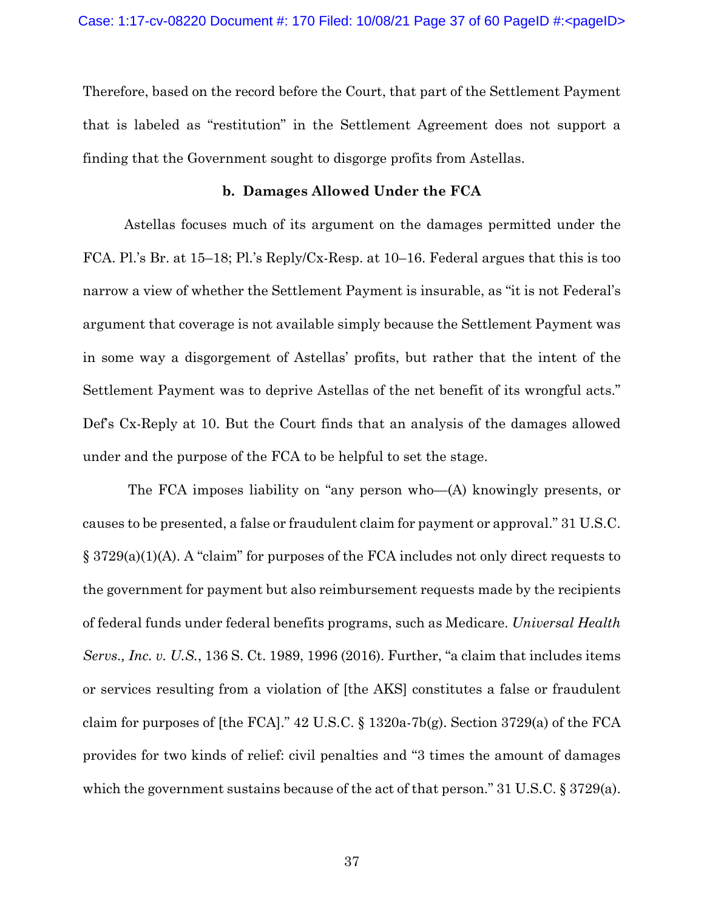Therefore, based on the record before the Court, that part of the Settlement Payment that is labeled as "restitution" in the Settlement Agreement does not support a finding that the Government sought to disgorge profits from Astellas.

**b. Damages Allowed Under the FCA**

Astellas focuses much of its argument on the damages permitted under the FCA. Pl.'s Br. at 15–18; Pl.'s Reply/Cx-Resp. at 10–16. Federal argues that this is too narrow a view of whether the Settlement Payment is insurable, as "it is not Federal's argument that coverage is not available simply because the Settlement Payment was in some way a disgorgement of Astellas' profits, but rather that the intent of the Settlement Payment was to deprive Astellas of the net benefit of its wrongful acts." Def's Cx-Reply at 10. But the Court finds that an analysis of the damages allowed under and the purpose of the FCA to be helpful to set the stage.

The FCA imposes liability on "any person who—(A) knowingly presents, or causes to be presented, a false or fraudulent claim for payment or approval." 31 U.S.C. § 3729(a)(1)(A). A "claim" for purposes of the FCA includes not only direct requests to the government for payment but also reimbursement requests made by the recipients of federal funds under federal benefits programs, such as Medicare. *Universal Health Servs., Inc. v. U.S.*, 136 S. Ct. 1989, 1996 (2016). Further, "a claim that includes items or services resulting from a violation of [the AKS] constitutes a false or fraudulent claim for purposes of [the FCA]." 42 U.S.C. § 1320a-7b(g). Section 3729(a) of the FCA provides for two kinds of relief: civil penalties and "3 times the amount of damages which the government sustains because of the act of that person." 31 U.S.C. § 3729(a).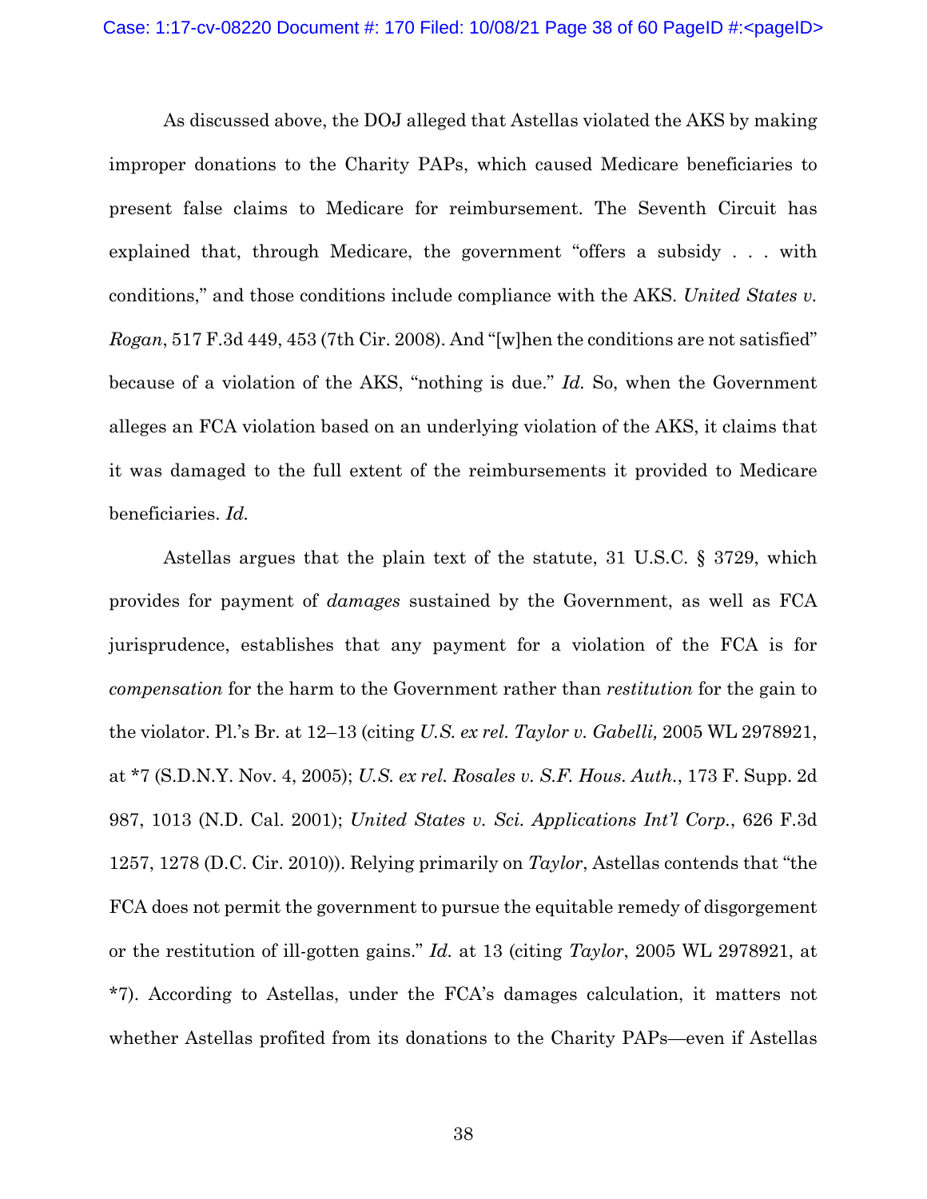As discussed above, the DOJ alleged that Astellas violated the AKS by making improper donations to the Charity PAPs, which caused Medicare beneficiaries to present false claims to Medicare for reimbursement. The Seventh Circuit has explained that, through Medicare, the government "offers a subsidy . . . with conditions," and those conditions include compliance with the AKS. *United States v. Rogan*, 517 F.3d 449, 453 (7th Cir. 2008). And "[w]hen the conditions are not satisfied" because of a violation of the AKS, "nothing is due." *Id.* So, when the Government alleges an FCA violation based on an underlying violation of the AKS, it claims that it was damaged to the full extent of the reimbursements it provided to Medicare beneficiaries. *Id.*

Astellas argues that the plain text of the statute, 31 U.S.C. § 3729, which provides for payment of *damages* sustained by the Government, as well as FCA jurisprudence, establishes that any payment for a violation of the FCA is for *compensation* for the harm to the Government rather than *restitution* for the gain to the violator. Pl.'s Br. at 12–13 (citing *U.S. ex rel. Taylor v. Gabelli,* 2005 WL 2978921, at *7 (S.D.N.Y. Nov. 4, 2005); *U.S. ex rel. Rosales v. S.F. Hous. Auth.*, 173 F. Supp. 2d 987, 1013 (N.D. Cal. 2001); *United States v. Sci. Applications Int'l Corp.*, 626 F.3d 1257, 1278 (D.C. Cir. 2010)). Relying primarily on *Taylor*, Astellas contends that "the FCA does not permit the government to pursue the equitable remedy of disgorgement or the restitution of ill-gotten gains." *Id.* at 13 (citing *Taylor*, 2005 WL 2978921, at *7). According to Astellas, under the FCA's damages calculation, it matters not whether Astellas profited from its donations to the Charity PAPs—even if Astellas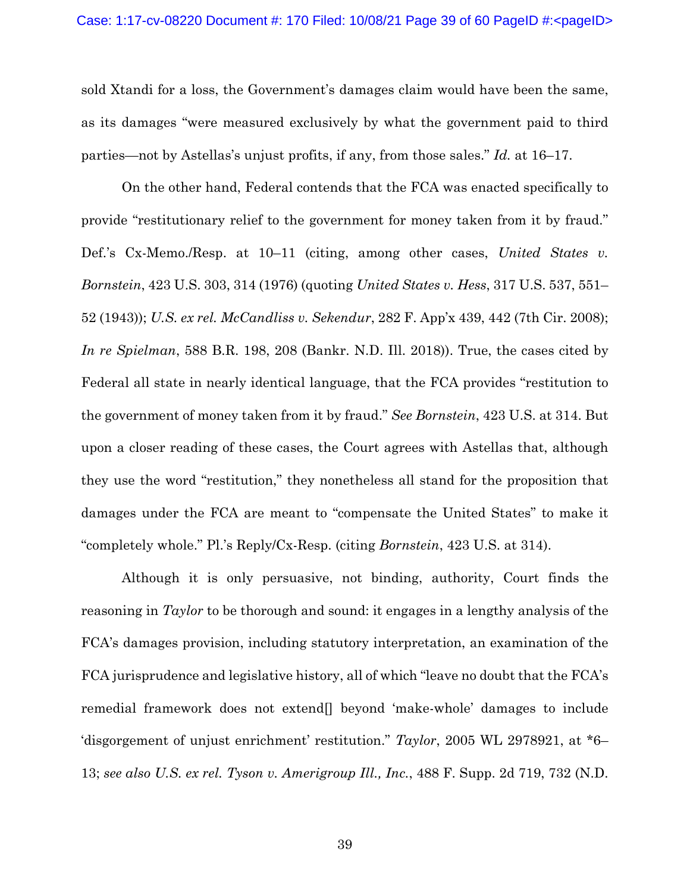sold Xtandi for a loss, the Government's damages claim would have been the same, as its damages "were measured exclusively by what the government paid to third parties—not by Astellas's unjust profits, if any, from those sales." *Id.* at 16–17.

On the other hand, Federal contends that the FCA was enacted specifically to provide "restitutionary relief to the government for money taken from it by fraud." Def.'s Cx-Memo./Resp. at 10–11 (citing, among other cases, *United States v. Bornstein*, 423 U.S. 303, 314 (1976) (quoting *United States v. Hess*, 317 U.S. 537, 551–52 (1943)); *U.S. ex rel. McCandliss v. Sekendur*, 282 F. App'x 439, 442 (7th Cir. 2008); *In re Spielman*, 588 B.R. 198, 208 (Bankr. N.D. Ill. 2018)). True, the cases cited by Federal all state in nearly identical language, that the FCA provides "restitution to the government of money taken from it by fraud." *See Bornstein*, 423 U.S. at 314. But upon a closer reading of these cases, the Court agrees with Astellas that, although they use the word "restitution," they nonetheless all stand for the proposition that damages under the FCA are meant to "compensate the United States" to make it "completely whole." Pl.'s Reply/Cx-Resp. (citing *Bornstein*, 423 U.S. at 314).

Although it is only persuasive, not binding, authority, Court finds the reasoning in *Taylor* to be thorough and sound: it engages in a lengthy analysis of the FCA's damages provision, including statutory interpretation, an examination of the FCA jurisprudence and legislative history, all of which "leave no doubt that the FCA's remedial framework does not extend[] beyond 'make-whole' damages to include 'disgorgement of unjust enrichment' restitution." *Taylor*, 2005 WL 2978921, at *6–13; *see also U.S. ex rel. Tyson v. Amerigroup Ill., Inc.*, 488 F. Supp. 2d 719, 732 (N.D.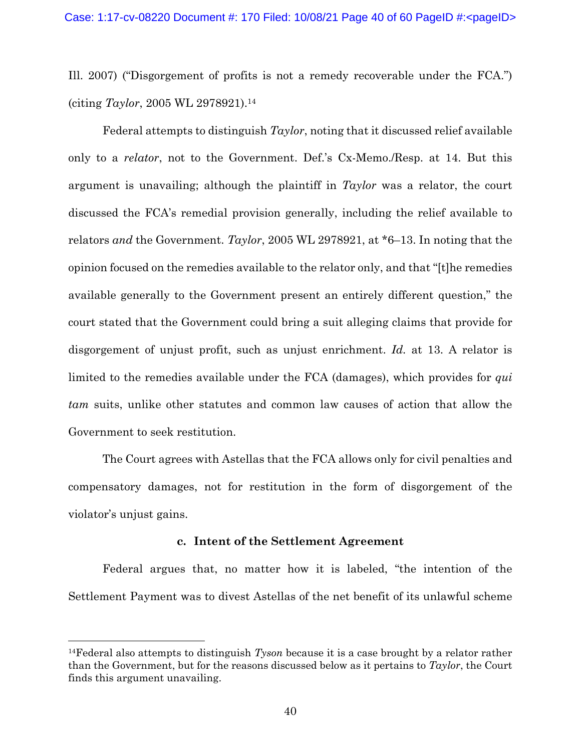Ill. 2007) ("Disgorgement of profits is not a remedy recoverable under the FCA.") (citing *Taylor*, 2005 WL 2978921).[14]

Federal attempts to distinguish *Taylor*, noting that it discussed relief available only to a *relator*, not to the Government. Def.'s Cx-Memo./Resp. at 14. But this argument is unavailing; although the plaintiff in *Taylor* was a relator, the court discussed the FCA's remedial provision generally, including the relief available to relators *and* the Government. *Taylor*, 2005 WL 2978921, at *6–13. In noting that the opinion focused on the remedies available to the relator only, and that "[t]he remedies available generally to the Government present an entirely different question," the court stated that the Government could bring a suit alleging claims that provide for disgorgement of unjust profit, such as unjust enrichment. *Id.* at 13. A relator is limited to the remedies available under the FCA (damages), which provides for *qui tam* suits, unlike other statutes and common law causes of action that allow the Government to seek restitution.

The Court agrees with Astellas that the FCA allows only for civil penalties and compensatory damages, not for restitution in the form of disgorgement of the violator's unjust gains.

#### c. Intent of the Settlement Agreement

Federal argues that, no matter how it is labeled, "the intention of the Settlement Payment was to divest Astellas of the net benefit of its unlawful scheme

---

[14]Federal also attempts to distinguish *Tyson* because it is a case brought by a relator rather than the Government, but for the reasons discussed below as it pertains to *Taylor*, the Court finds this argument unavailing.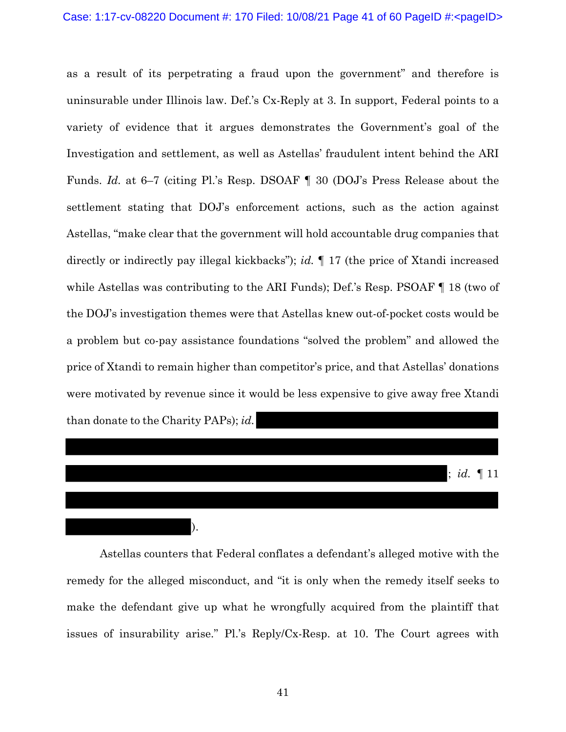as a result of its perpetrating a fraud upon the government" and therefore is uninsurable under Illinois law. Def.'s Cx-Reply at 3. In support, Federal points to a variety of evidence that it argues demonstrates the Government's goal of the Investigation and settlement, as well as Astellas' fraudulent intent behind the ARI Funds. *Id.* at 6–7 (citing Pl.'s Resp. DSOAF ¶ 30 (DOJ's Press Release about the settlement stating that DOJ's enforcement actions, such as the action against Astellas, "make clear that the government will hold accountable drug companies that directly or indirectly pay illegal kickbacks"); *id.* ¶ 17 (the price of Xtandi increased while Astellas was contributing to the ARI Funds); Def.'s Resp. PSOAF ¶ 18 (two of the DOJ's investigation themes were that Astellas knew out-of-pocket costs would be a problem but co-pay assistance foundations "solved the problem" and allowed the price of Xtandi to remain higher than competitor's price, and that Astellas' donations were motivated by revenue since it would be less expensive to give away free Xtandi than donate to the Charity PAPs); *id.* [REDACTED]; *id.* ¶ 11 [REDACTED]).

Astellas counters that Federal conflates a defendant's alleged motive with the remedy for the alleged misconduct, and "it is only when the remedy itself seeks to make the defendant give up what he wrongfully acquired from the plaintiff that issues of insurability arise." Pl.'s Reply/Cx-Resp. at 10. The Court agrees with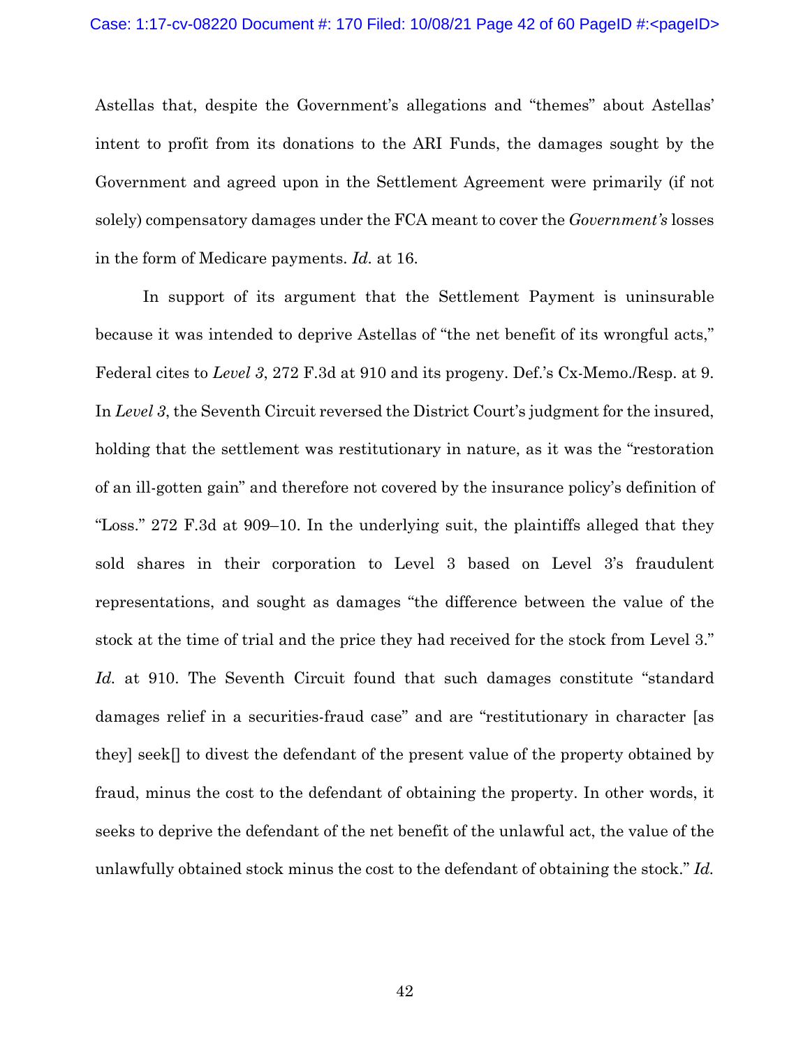Astellas that, despite the Government's allegations and "themes" about Astellas' intent to profit from its donations to the ARI Funds, the damages sought by the Government and agreed upon in the Settlement Agreement were primarily (if not solely) compensatory damages under the FCA meant to cover the *Government's* losses in the form of Medicare payments. *Id.* at 16.

In support of its argument that the Settlement Payment is uninsurable because it was intended to deprive Astellas of "the net benefit of its wrongful acts," Federal cites to *Level 3*, 272 F.3d at 910 and its progeny. Def.'s Cx-Memo./Resp. at 9. In *Level 3*, the Seventh Circuit reversed the District Court's judgment for the insured, holding that the settlement was restitutionary in nature, as it was the "restoration of an ill-gotten gain" and therefore not covered by the insurance policy's definition of "Loss." 272 F.3d at 909–10. In the underlying suit, the plaintiffs alleged that they sold shares in their corporation to Level 3 based on Level 3's fraudulent representations, and sought as damages "the difference between the value of the stock at the time of trial and the price they had received for the stock from Level 3." *Id.* at 910. The Seventh Circuit found that such damages constitute "standard damages relief in a securities-fraud case" and are "restitutionary in character [as they] seek[] to divest the defendant of the present value of the property obtained by fraud, minus the cost to the defendant of obtaining the property. In other words, it seeks to deprive the defendant of the net benefit of the unlawful act, the value of the unlawfully obtained stock minus the cost to the defendant of obtaining the stock." *Id.*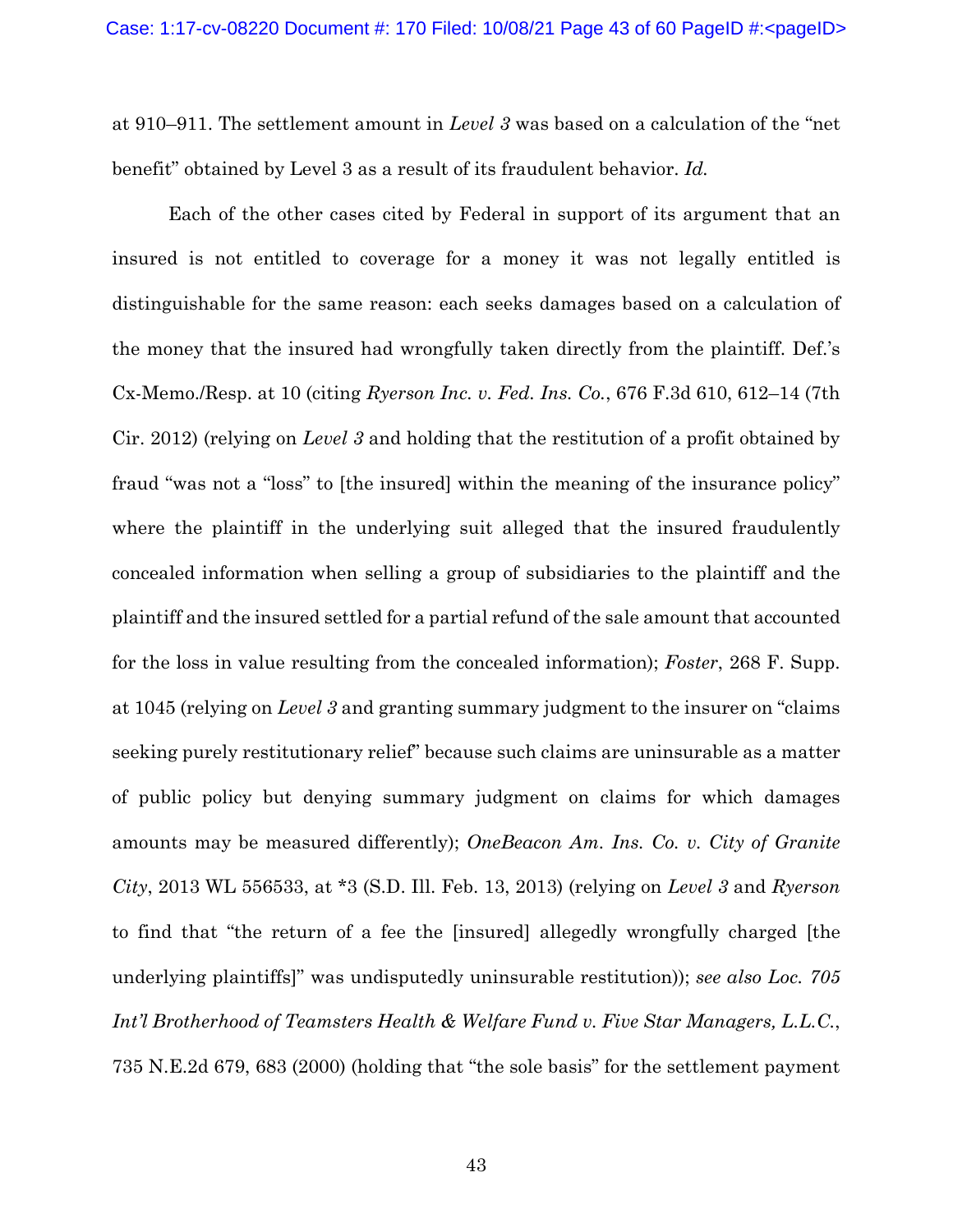at 910–911. The settlement amount in *Level 3* was based on a calculation of the "net benefit" obtained by Level 3 as a result of its fraudulent behavior. *Id.*

Each of the other cases cited by Federal in support of its argument that an insured is not entitled to coverage for a money it was not legally entitled is distinguishable for the same reason: each seeks damages based on a calculation of the money that the insured had wrongfully taken directly from the plaintiff. Def.'s Cx-Memo./Resp. at 10 (citing *Ryerson Inc. v. Fed. Ins. Co.*, 676 F.3d 610, 612–14 (7th Cir. 2012) (relying on *Level 3* and holding that the restitution of a profit obtained by fraud "was not a "loss" to [the insured] within the meaning of the insurance policy" where the plaintiff in the underlying suit alleged that the insured fraudulently concealed information when selling a group of subsidiaries to the plaintiff and the plaintiff and the insured settled for a partial refund of the sale amount that accounted for the loss in value resulting from the concealed information); *Foster*, 268 F. Supp. at 1045 (relying on *Level 3* and granting summary judgment to the insurer on "claims seeking purely restitutionary relief" because such claims are uninsurable as a matter of public policy but denying summary judgment on claims for which damages amounts may be measured differently); *OneBeacon Am. Ins. Co. v. City of Granite City*, 2013 WL 556533, at *3 (S.D. Ill. Feb. 13, 2013) (relying on *Level 3* and *Ryerson* to find that "the return of a fee the [insured] allegedly wrongfully charged [the underlying plaintiffs]" was undisputedly uninsurable restitution)); *see also Loc. 705 Int'l Brotherhood of Teamsters Health & Welfare Fund v. Five Star Managers, L.L.C.*, 735 N.E.2d 679, 683 (2000) (holding that "the sole basis" for the settlement payment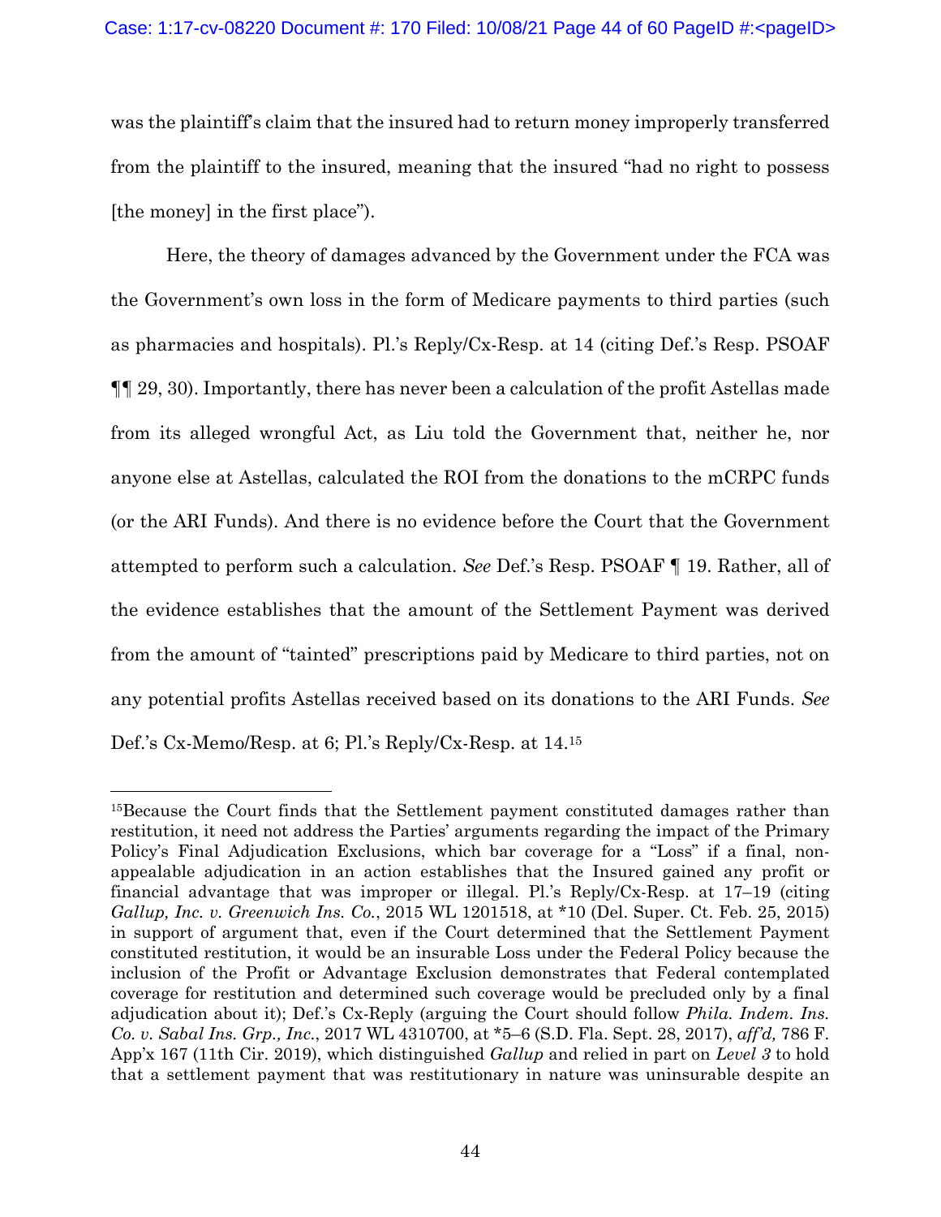was the plaintiff's claim that the insured had to return money improperly transferred from the plaintiff to the insured, meaning that the insured "had no right to possess [the money] in the first place").

Here, the theory of damages advanced by the Government under the FCA was the Government's own loss in the form of Medicare payments to third parties (such as pharmacies and hospitals). Pl.'s Reply/Cx-Resp. at 14 (citing Def.'s Resp. PSOAF ¶¶ 29, 30). Importantly, there has never been a calculation of the profit Astellas made from its alleged wrongful Act, as Liu told the Government that, neither he, nor anyone else at Astellas, calculated the ROI from the donations to the mCRPC funds (or the ARI Funds). And there is no evidence before the Court that the Government attempted to perform such a calculation. *See* Def.'s Resp. PSOAF ¶ 19. Rather, all of the evidence establishes that the amount of the Settlement Payment was derived from the amount of "tainted" prescriptions paid by Medicare to third parties, not on any potential profits Astellas received based on its donations to the ARI Funds. *See* Def.'s Cx-Memo/Resp. at 6; Pl.'s Reply/Cx-Resp. at 14.[15]

---

[15] Because the Court finds that the Settlement payment constituted damages rather than restitution, it need not address the Parties' arguments regarding the impact of the Primary Policy's Final Adjudication Exclusions, which bar coverage for a "Loss" if a final, non-appealable adjudication in an action establishes that the Insured gained any profit or financial advantage that was improper or illegal. Pl.'s Reply/Cx-Resp. at 17–19 (citing *Gallup, Inc. v. Greenwich Ins. Co.*, 2015 WL 1201518, at *10 (Del. Super. Ct. Feb. 25, 2015) in support of argument that, even if the Court determined that the Settlement Payment constituted restitution, it would be an insurable Loss under the Federal Policy because the inclusion of the Profit or Advantage Exclusion demonstrates that Federal contemplated coverage for restitution and determined such coverage would be precluded only by a final adjudication about it); Def.'s Cx-Reply (arguing the Court should follow *Phila. Indem. Ins. Co. v. Sabal Ins. Grp., Inc.*, 2017 WL 4310700, at *5–6 (S.D. Fla. Sept. 28, 2017), *aff'd,* 786 F. App'x 167 (11th Cir. 2019), which distinguished *Gallup* and relied in part on *Level 3* to hold that a settlement payment that was restitutionary in nature was uninsurable despite an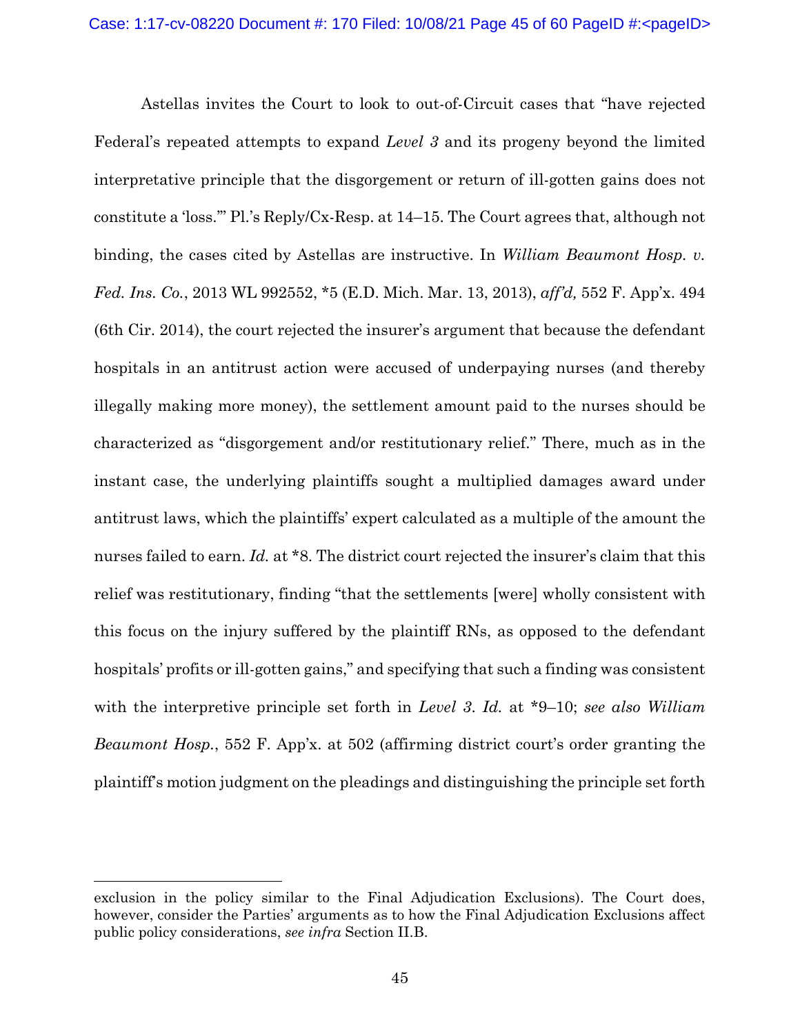Astellas invites the Court to look to out-of-Circuit cases that "have rejected Federal's repeated attempts to expand *Level 3* and its progeny beyond the limited interpretative principle that the disgorgement or return of ill-gotten gains does not constitute a 'loss.'" Pl.'s Reply/Cx-Resp. at 14–15. The Court agrees that, although not binding, the cases cited by Astellas are instructive. In *William Beaumont Hosp. v. Fed. Ins. Co.*, 2013 WL 992552, *5 (E.D. Mich. Mar. 13, 2013), *aff'd,* 552 F. App'x. 494 (6th Cir. 2014), the court rejected the insurer's argument that because the defendant hospitals in an antitrust action were accused of underpaying nurses (and thereby illegally making more money), the settlement amount paid to the nurses should be characterized as "disgorgement and/or restitutionary relief." There, much as in the instant case, the underlying plaintiffs sought a multiplied damages award under antitrust laws, which the plaintiffs' expert calculated as a multiple of the amount the nurses failed to earn. *Id.* at *8. The district court rejected the insurer's claim that this relief was restitutionary, finding "that the settlements [were] wholly consistent with this focus on the injury suffered by the plaintiff RNs, as opposed to the defendant hospitals' profits or ill-gotten gains," and specifying that such a finding was consistent with the interpretive principle set forth in *Level 3*. *Id.* at *9–10; *see also William Beaumont Hosp.*, 552 F. App'x. at 502 (affirming district court's order granting the plaintiff's motion judgment on the pleadings and distinguishing the principle set forth

---

exclusion in the policy similar to the Final Adjudication Exclusions). The Court does, however, consider the Parties' arguments as to how the Final Adjudication Exclusions affect public policy considerations, *see infra* Section II.B.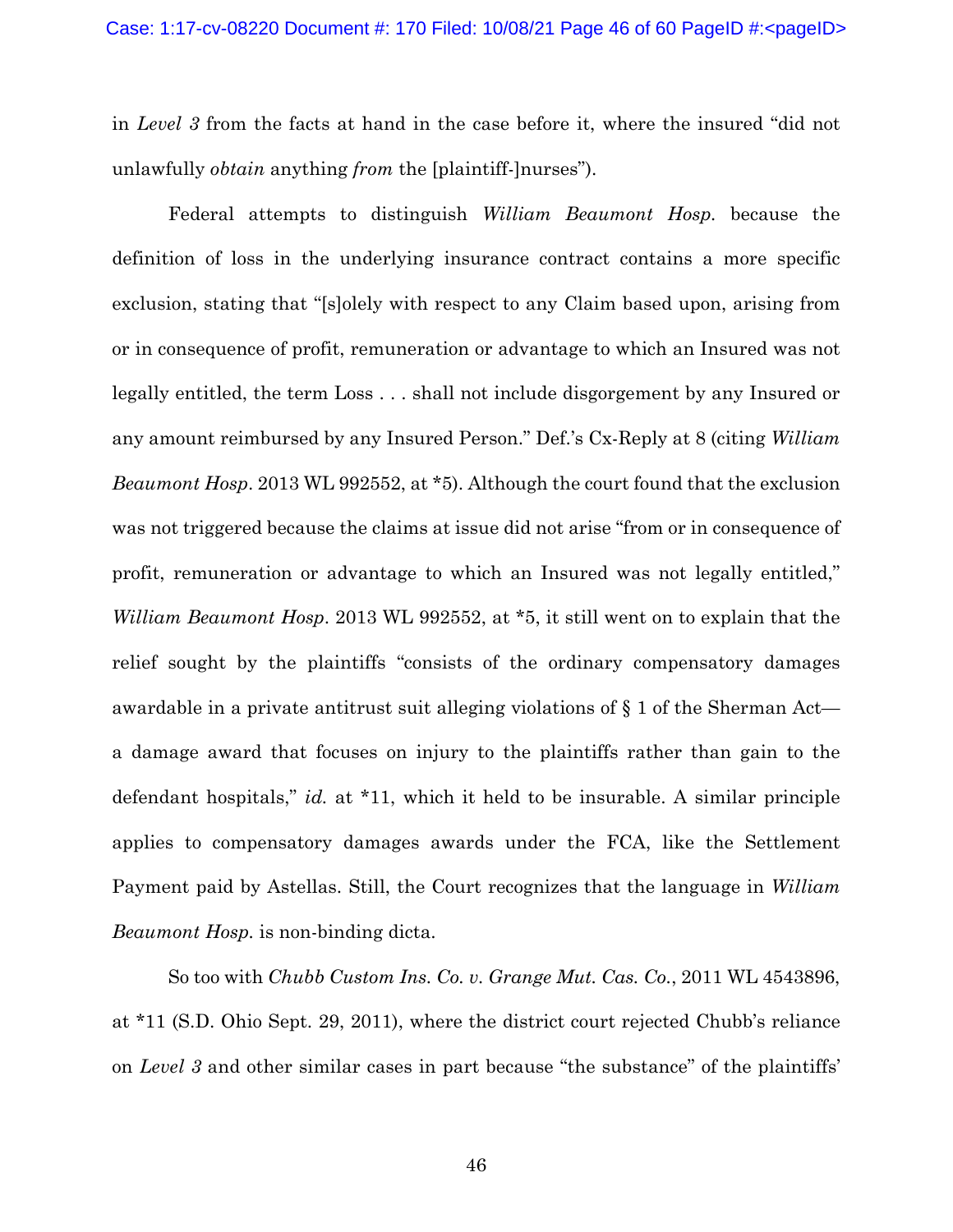in *Level 3* from the facts at hand in the case before it, where the insured "did not unlawfully *obtain* anything *from* the [plaintiff-]nurses").

Federal attempts to distinguish *William Beaumont Hosp.* because the definition of loss in the underlying insurance contract contains a more specific exclusion, stating that "[s]olely with respect to any Claim based upon, arising from or in consequence of profit, remuneration or advantage to which an Insured was not legally entitled, the term Loss . . . shall not include disgorgement by any Insured or any amount reimbursed by any Insured Person." Def.'s Cx-Reply at 8 (citing *William Beaumont Hosp*. 2013 WL 992552, at *5). Although the court found that the exclusion was not triggered because the claims at issue did not arise "from or in consequence of profit, remuneration or advantage to which an Insured was not legally entitled," *William Beaumont Hosp*. 2013 WL 992552, at *5, it still went on to explain that the relief sought by the plaintiffs "consists of the ordinary compensatory damages awardable in a private antitrust suit alleging violations of § 1 of the Sherman Act—a damage award that focuses on injury to the plaintiffs rather than gain to the defendant hospitals," *id.* at *11, which it held to be insurable. A similar principle applies to compensatory damages awards under the FCA, like the Settlement Payment paid by Astellas. Still, the Court recognizes that the language in *William Beaumont Hosp.* is non-binding dicta.

So too with *Chubb Custom Ins. Co. v. Grange Mut. Cas. Co.*, 2011 WL 4543896, at *11 (S.D. Ohio Sept. 29, 2011), where the district court rejected Chubb's reliance on *Level 3* and other similar cases in part because "the substance" of the plaintiffs'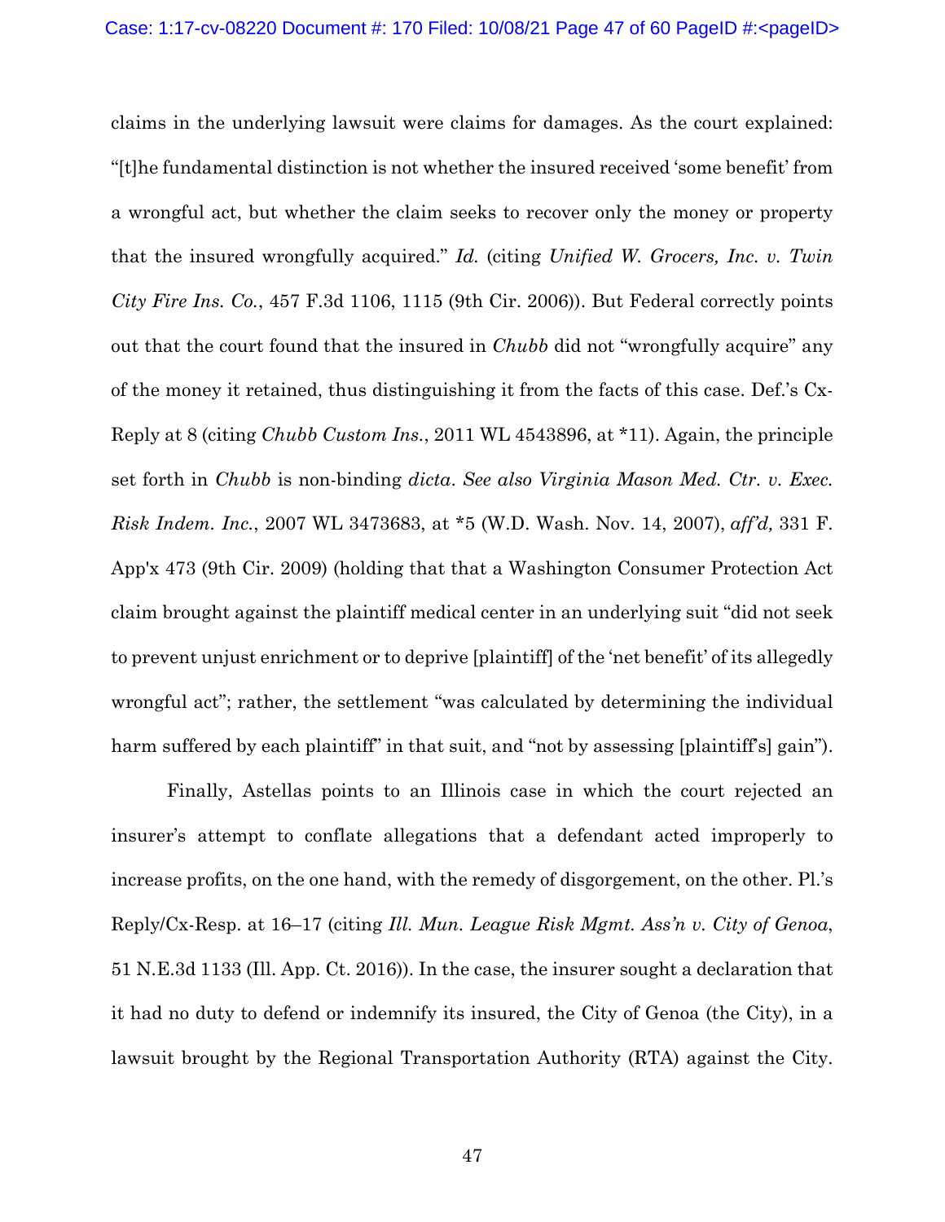claims in the underlying lawsuit were claims for damages. As the court explained: "[t]he fundamental distinction is not whether the insured received 'some benefit' from a wrongful act, but whether the claim seeks to recover only the money or property that the insured wrongfully acquired." *Id.* (citing *Unified W. Grocers, Inc. v. Twin City Fire Ins. Co.*, 457 F.3d 1106, 1115 (9th Cir. 2006)). But Federal correctly points out that the court found that the insured in *Chubb* did not "wrongfully acquire" any of the money it retained, thus distinguishing it from the facts of this case. Def.'s Cx-Reply at 8 (citing *Chubb Custom Ins.*, 2011 WL 4543896, at *11). Again, the principle set forth in *Chubb* is non-binding *dicta*. *See also Virginia Mason Med. Ctr. v. Exec. Risk Indem. Inc.*, 2007 WL 3473683, at *5 (W.D. Wash. Nov. 14, 2007), *aff'd,* 331 F. App'x 473 (9th Cir. 2009) (holding that that a Washington Consumer Protection Act claim brought against the plaintiff medical center in an underlying suit "did not seek to prevent unjust enrichment or to deprive [plaintiff] of the 'net benefit' of its allegedly wrongful act"; rather, the settlement "was calculated by determining the individual harm suffered by each plaintiff" in that suit, and "not by assessing [plaintiff's] gain").

Finally, Astellas points to an Illinois case in which the court rejected an insurer's attempt to conflate allegations that a defendant acted improperly to increase profits, on the one hand, with the remedy of disgorgement, on the other. Pl.'s Reply/Cx-Resp. at 16–17 (citing *Ill. Mun. League Risk Mgmt. Ass'n v. City of Genoa*, 51 N.E.3d 1133 (Ill. App. Ct. 2016)). In the case, the insurer sought a declaration that it had no duty to defend or indemnify its insured, the City of Genoa (the City), in a lawsuit brought by the Regional Transportation Authority (RTA) against the City.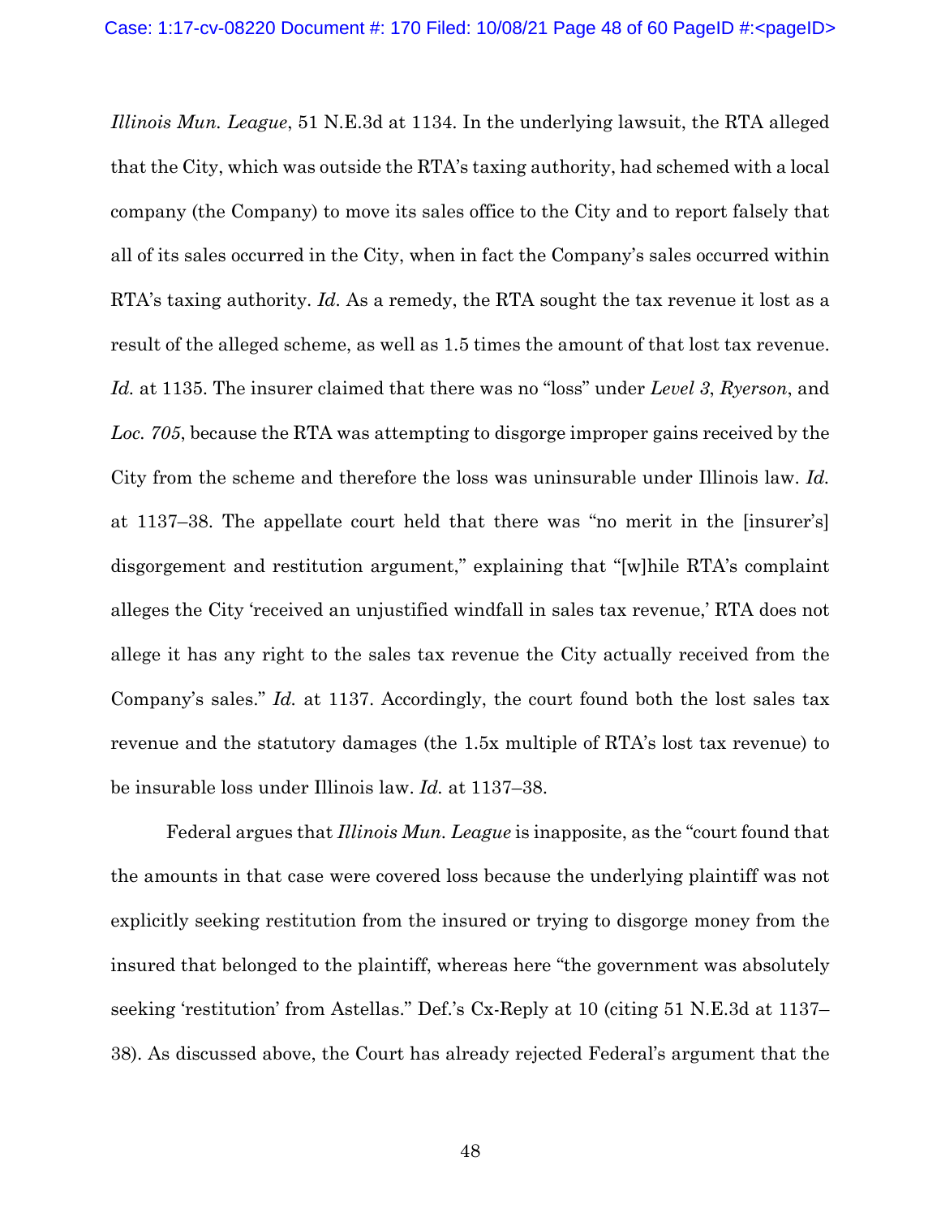*Illinois Mun. League*, 51 N.E.3d at 1134. In the underlying lawsuit, the RTA alleged that the City, which was outside the RTA's taxing authority, had schemed with a local company (the Company) to move its sales office to the City and to report falsely that all of its sales occurred in the City, when in fact the Company's sales occurred within RTA's taxing authority. *Id.* As a remedy, the RTA sought the tax revenue it lost as a result of the alleged scheme, as well as 1.5 times the amount of that lost tax revenue. *Id.* at 1135. The insurer claimed that there was no "loss" under *Level 3*, *Ryerson*, and *Loc. 705*, because the RTA was attempting to disgorge improper gains received by the City from the scheme and therefore the loss was uninsurable under Illinois law. *Id.* at 1137–38. The appellate court held that there was "no merit in the [insurer's] disgorgement and restitution argument," explaining that "[w]hile RTA's complaint alleges the City 'received an unjustified windfall in sales tax revenue,' RTA does not allege it has any right to the sales tax revenue the City actually received from the Company's sales." *Id.* at 1137. Accordingly, the court found both the lost sales tax revenue and the statutory damages (the 1.5x multiple of RTA's lost tax revenue) to be insurable loss under Illinois law. *Id.* at 1137–38.

Federal argues that *Illinois Mun. League* is inapposite, as the "court found that the amounts in that case were covered loss because the underlying plaintiff was not explicitly seeking restitution from the insured or trying to disgorge money from the insured that belonged to the plaintiff, whereas here "the government was absolutely seeking 'restitution' from Astellas." Def.'s Cx-Reply at 10 (citing 51 N.E.3d at 1137–38). As discussed above, the Court has already rejected Federal's argument that the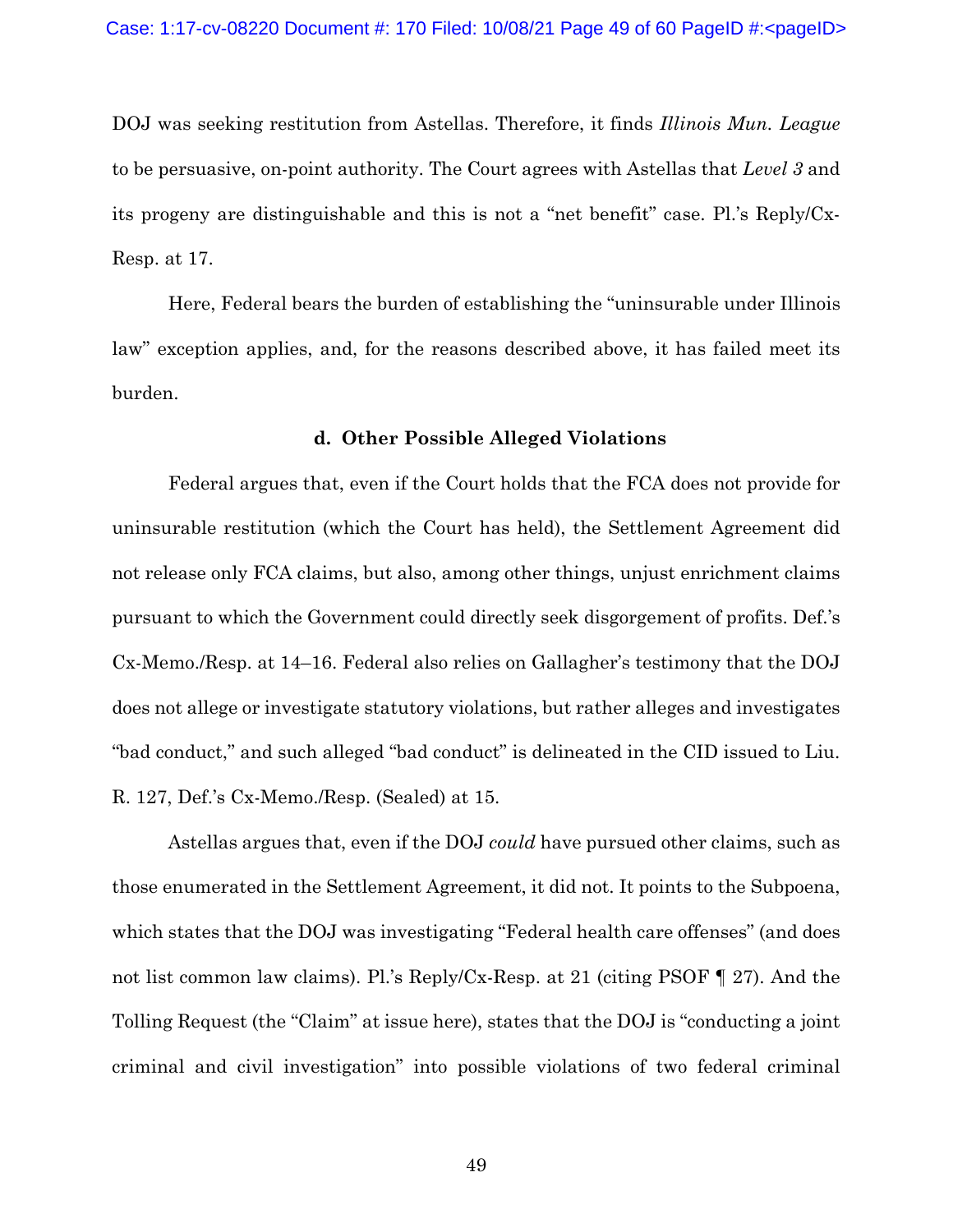DOJ was seeking restitution from Astellas. Therefore, it finds *Illinois Mun. League* to be persuasive, on-point authority. The Court agrees with Astellas that *Level 3* and its progeny are distinguishable and this is not a "net benefit" case. Pl.'s Reply/Cx-Resp. at 17.

Here, Federal bears the burden of establishing the "uninsurable under Illinois law" exception applies, and, for the reasons described above, it has failed meet its burden.

#### d. Other Possible Alleged Violations

Federal argues that, even if the Court holds that the FCA does not provide for uninsurable restitution (which the Court has held), the Settlement Agreement did not release only FCA claims, but also, among other things, unjust enrichment claims pursuant to which the Government could directly seek disgorgement of profits. Def.'s Cx-Memo./Resp. at 14–16. Federal also relies on Gallagher's testimony that the DOJ does not allege or investigate statutory violations, but rather alleges and investigates "bad conduct," and such alleged "bad conduct" is delineated in the CID issued to Liu. R. 127, Def.'s Cx-Memo./Resp. (Sealed) at 15.

Astellas argues that, even if the DOJ *could* have pursued other claims, such as those enumerated in the Settlement Agreement, it did not. It points to the Subpoena, which states that the DOJ was investigating "Federal health care offenses" (and does not list common law claims). Pl.'s Reply/Cx-Resp. at 21 (citing PSOF ¶ 27). And the Tolling Request (the "Claim" at issue here), states that the DOJ is "conducting a joint criminal and civil investigation" into possible violations of two federal criminal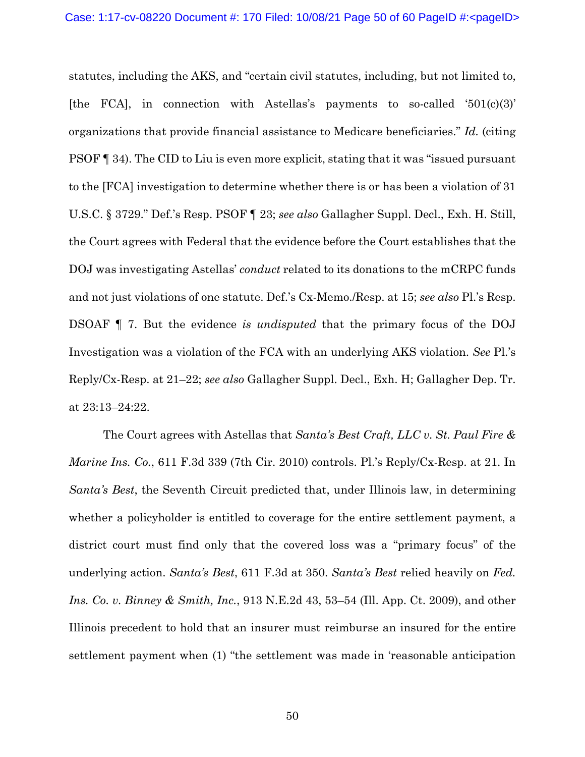statutes, including the AKS, and "certain civil statutes, including, but not limited to, [the FCA], in connection with Astellas's payments to so-called '501(c)(3)' organizations that provide financial assistance to Medicare beneficiaries." *Id.* (citing PSOF ¶ 34). The CID to Liu is even more explicit, stating that it was "issued pursuant to the [FCA] investigation to determine whether there is or has been a violation of 31 U.S.C. § 3729." Def.'s Resp. PSOF ¶ 23; *see also* Gallagher Suppl. Decl., Exh. H. Still, the Court agrees with Federal that the evidence before the Court establishes that the DOJ was investigating Astellas' *conduct* related to its donations to the mCRPC funds and not just violations of one statute. Def.'s Cx-Memo./Resp. at 15; *see also* Pl.'s Resp. DSOAF ¶ 7. But the evidence *is undisputed* that the primary focus of the DOJ Investigation was a violation of the FCA with an underlying AKS violation. *See* Pl.'s Reply/Cx-Resp. at 21–22; *see also* Gallagher Suppl. Decl., Exh. H; Gallagher Dep. Tr. at 23:13–24:22.

The Court agrees with Astellas that *Santa's Best Craft, LLC v. St. Paul Fire & Marine Ins. Co.*, 611 F.3d 339 (7th Cir. 2010) controls. Pl.'s Reply/Cx-Resp. at 21. In *Santa's Best*, the Seventh Circuit predicted that, under Illinois law, in determining whether a policyholder is entitled to coverage for the entire settlement payment, a district court must find only that the covered loss was a "primary focus" of the underlying action. *Santa's Best*, 611 F.3d at 350. *Santa's Best* relied heavily on *Fed. Ins. Co. v. Binney & Smith, Inc.*, 913 N.E.2d 43, 53–54 (Ill. App. Ct. 2009), and other Illinois precedent to hold that an insurer must reimburse an insured for the entire settlement payment when (1) "the settlement was made in 'reasonable anticipation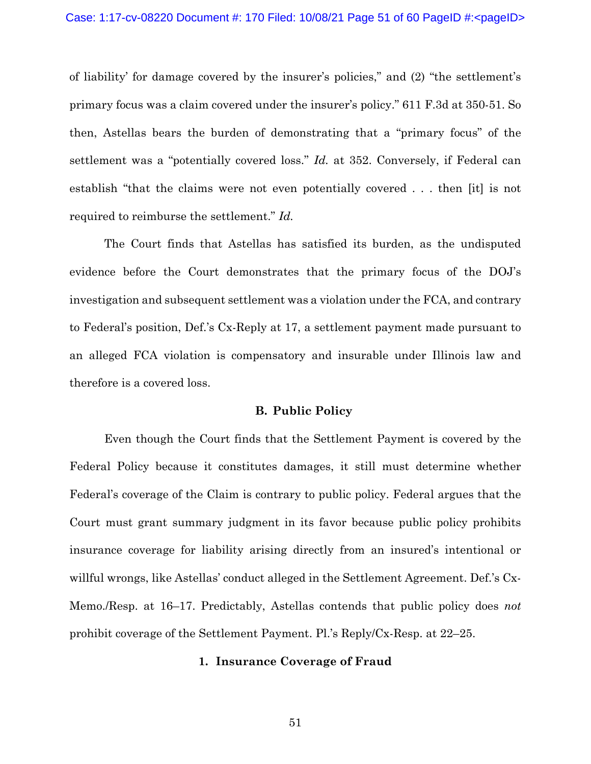of liability' for damage covered by the insurer's policies," and (2) "the settlement's primary focus was a claim covered under the insurer's policy." 611 F.3d at 350-51. So then, Astellas bears the burden of demonstrating that a "primary focus" of the settlement was a "potentially covered loss." *Id.* at 352. Conversely, if Federal can establish "that the claims were not even potentially covered . . . then [it] is not required to reimburse the settlement." *Id.*

The Court finds that Astellas has satisfied its burden, as the undisputed evidence before the Court demonstrates that the primary focus of the DOJ's investigation and subsequent settlement was a violation under the FCA, and contrary to Federal's position, Def.'s Cx-Reply at 17, a settlement payment made pursuant to an alleged FCA violation is compensatory and insurable under Illinois law and therefore is a covered loss.

### B. Public Policy

Even though the Court finds that the Settlement Payment is covered by the Federal Policy because it constitutes damages, it still must determine whether Federal's coverage of the Claim is contrary to public policy. Federal argues that the Court must grant summary judgment in its favor because public policy prohibits insurance coverage for liability arising directly from an insured's intentional or willful wrongs, like Astellas' conduct alleged in the Settlement Agreement. Def.'s Cx-Memo./Resp. at 16–17. Predictably, Astellas contends that public policy does *not* prohibit coverage of the Settlement Payment. Pl.'s Reply/Cx-Resp. at 22–25.

#### 1. Insurance Coverage of Fraud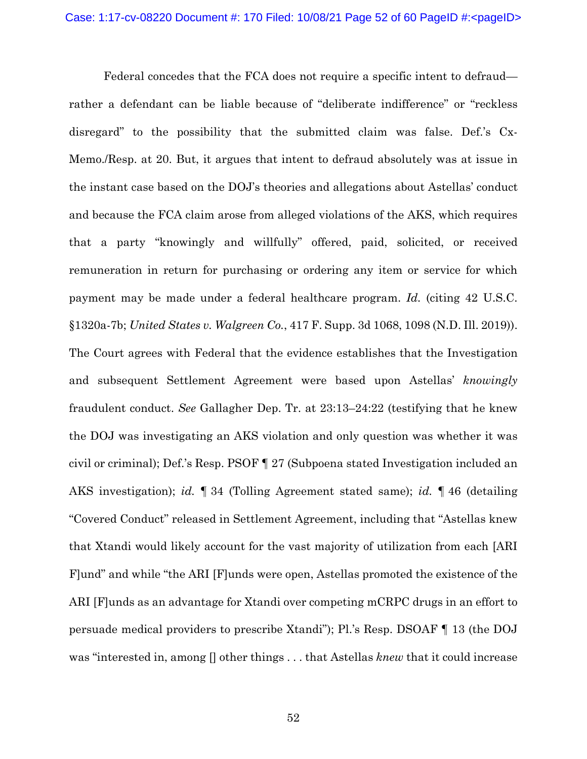Federal concedes that the FCA does not require a specific intent to defraud—rather a defendant can be liable because of "deliberate indifference" or "reckless disregard" to the possibility that the submitted claim was false. Def.'s Cx-Memo./Resp. at 20. But, it argues that intent to defraud absolutely was at issue in the instant case based on the DOJ's theories and allegations about Astellas' conduct and because the FCA claim arose from alleged violations of the AKS, which requires that a party "knowingly and willfully" offered, paid, solicited, or received remuneration in return for purchasing or ordering any item or service for which payment may be made under a federal healthcare program. *Id.* (citing 42 U.S.C. §1320a-7b; *United States v. Walgreen Co.*, 417 F. Supp. 3d 1068, 1098 (N.D. Ill. 2019)). The Court agrees with Federal that the evidence establishes that the Investigation and subsequent Settlement Agreement were based upon Astellas' *knowingly* fraudulent conduct. *See* Gallagher Dep. Tr. at 23:13–24:22 (testifying that he knew the DOJ was investigating an AKS violation and only question was whether it was civil or criminal); Def.'s Resp. PSOF ¶ 27 (Subpoena stated Investigation included an AKS investigation); *id.* ¶ 34 (Tolling Agreement stated same); *id.* ¶ 46 (detailing "Covered Conduct" released in Settlement Agreement, including that "Astellas knew that Xtandi would likely account for the vast majority of utilization from each [ARI F]und" and while "the ARI [F]unds were open, Astellas promoted the existence of the ARI [F]unds as an advantage for Xtandi over competing mCRPC drugs in an effort to persuade medical providers to prescribe Xtandi"); Pl.'s Resp. DSOAF ¶ 13 (the DOJ was "interested in, among [] other things . . . that Astellas *knew* that it could increase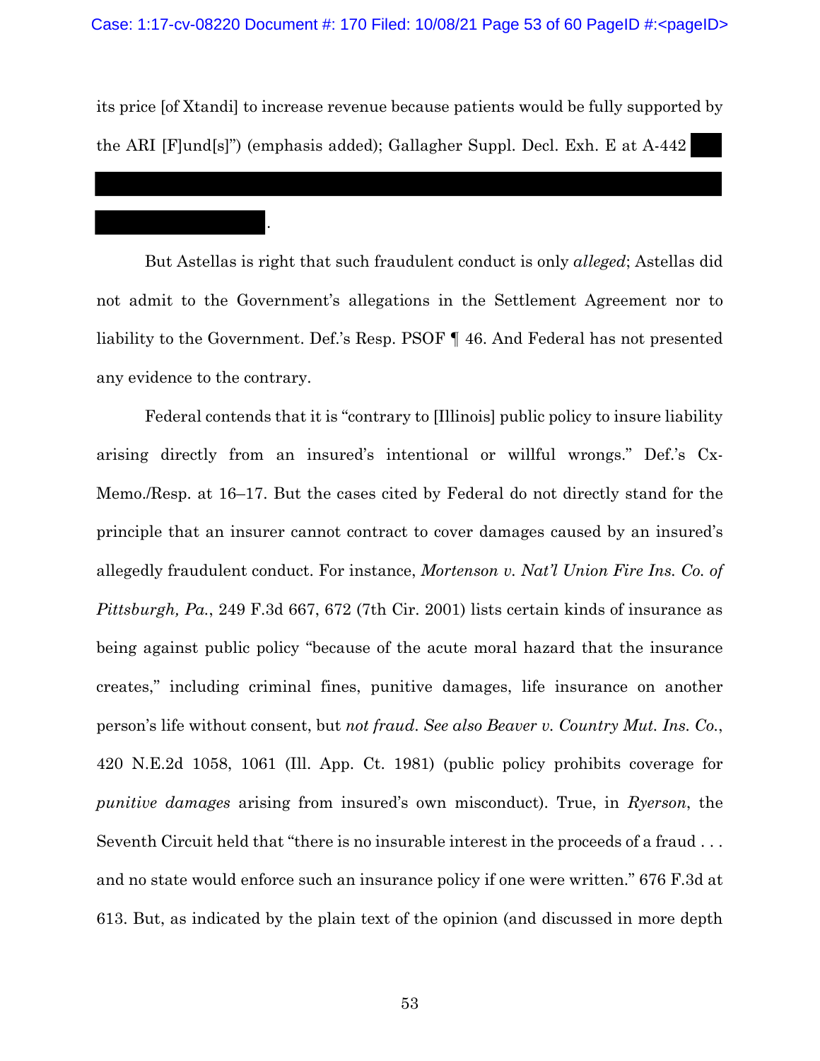its price [of Xtandi] to increase revenue because patients would be fully supported by the ARI [F]und[s]") (emphasis added); Gallagher Suppl. Decl. Exh. E at A-442 [REDACTED].

But Astellas is right that such fraudulent conduct is only *alleged*; Astellas did not admit to the Government's allegations in the Settlement Agreement nor to liability to the Government. Def.'s Resp. PSOF ¶ 46. And Federal has not presented any evidence to the contrary.

Federal contends that it is "contrary to [Illinois] public policy to insure liability arising directly from an insured's intentional or willful wrongs." Def.'s Cx-Memo./Resp. at 16–17. But the cases cited by Federal do not directly stand for the principle that an insurer cannot contract to cover damages caused by an insured's allegedly fraudulent conduct. For instance, *Mortenson v. Nat'l Union Fire Ins. Co. of Pittsburgh, Pa.*, 249 F.3d 667, 672 (7th Cir. 2001) lists certain kinds of insurance as being against public policy "because of the acute moral hazard that the insurance creates," including criminal fines, punitive damages, life insurance on another person's life without consent, but *not fraud*. *See also Beaver v. Country Mut. Ins. Co.*, 420 N.E.2d 1058, 1061 (Ill. App. Ct. 1981) (public policy prohibits coverage for *punitive damages* arising from insured's own misconduct). True, in *Ryerson*, the Seventh Circuit held that "there is no insurable interest in the proceeds of a fraud . . . and no state would enforce such an insurance policy if one were written." 676 F.3d at 613. But, as indicated by the plain text of the opinion (and discussed in more depth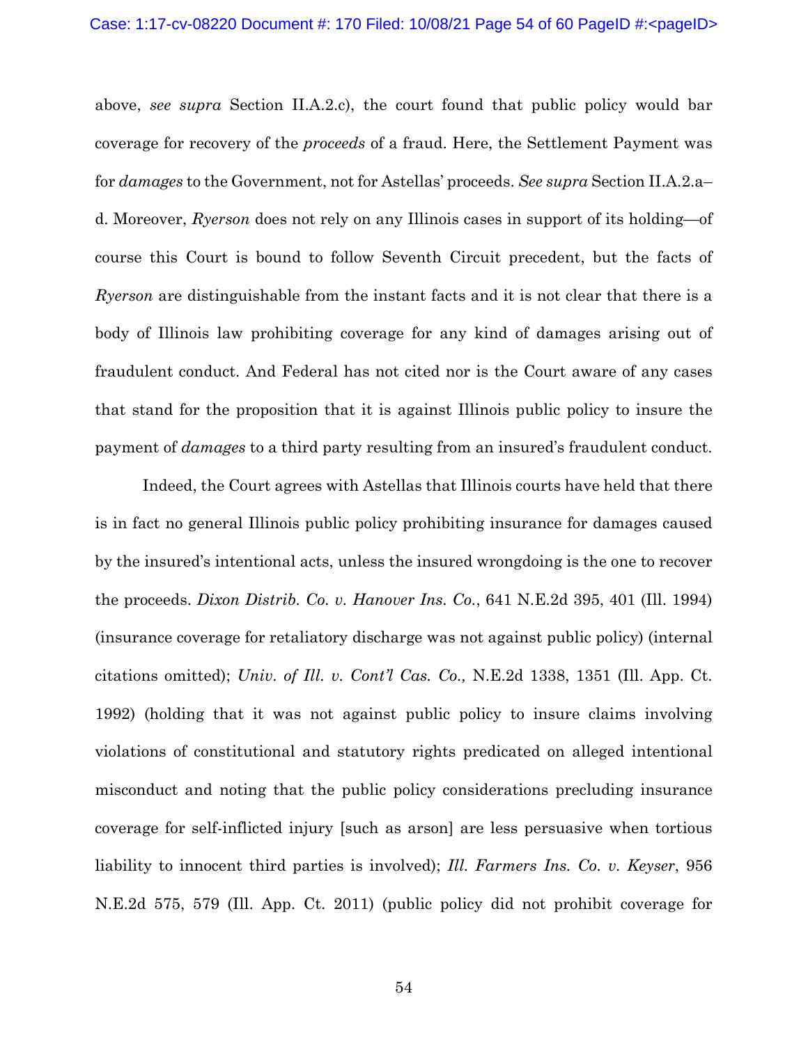above, *see supra* Section II.A.2.c), the court found that public policy would bar coverage for recovery of the *proceeds* of a fraud. Here, the Settlement Payment was for *damages* to the Government, not for Astellas' proceeds. *See supra* Section II.A.2.a–d. Moreover, *Ryerson* does not rely on any Illinois cases in support of its holding—of course this Court is bound to follow Seventh Circuit precedent, but the facts of *Ryerson* are distinguishable from the instant facts and it is not clear that there is a body of Illinois law prohibiting coverage for any kind of damages arising out of fraudulent conduct. And Federal has not cited nor is the Court aware of any cases that stand for the proposition that it is against Illinois public policy to insure the payment of *damages* to a third party resulting from an insured's fraudulent conduct.

Indeed, the Court agrees with Astellas that Illinois courts have held that there is in fact no general Illinois public policy prohibiting insurance for damages caused by the insured's intentional acts, unless the insured wrongdoing is the one to recover the proceeds. *Dixon Distrib. Co. v. Hanover Ins. Co.*, 641 N.E.2d 395, 401 (Ill. 1994) (insurance coverage for retaliatory discharge was not against public policy) (internal citations omitted); *Univ. of Ill. v. Cont'l Cas. Co.,* N.E.2d 1338, 1351 (Ill. App. Ct. 1992) (holding that it was not against public policy to insure claims involving violations of constitutional and statutory rights predicated on alleged intentional misconduct and noting that the public policy considerations precluding insurance coverage for self-inflicted injury [such as arson] are less persuasive when tortious liability to innocent third parties is involved); *Ill. Farmers Ins. Co. v. Keyser*, 956 N.E.2d 575, 579 (Ill. App. Ct. 2011) (public policy did not prohibit coverage for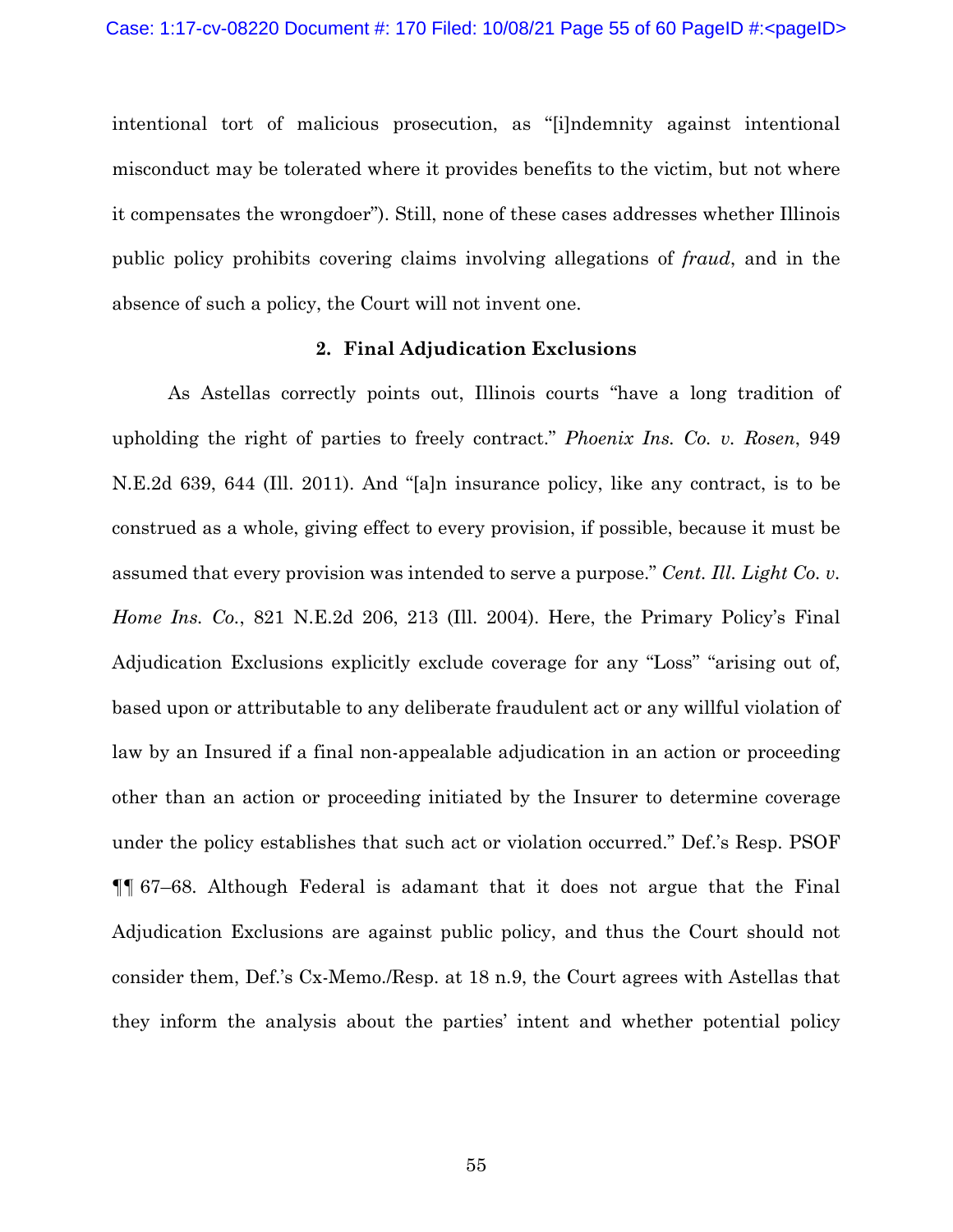intentional tort of malicious prosecution, as "[i]ndemnity against intentional misconduct may be tolerated where it provides benefits to the victim, but not where it compensates the wrongdoer"). Still, none of these cases addresses whether Illinois public policy prohibits covering claims involving allegations of *fraud*, and in the absence of such a policy, the Court will not invent one.

### 2. Final Adjudication Exclusions

As Astellas correctly points out, Illinois courts "have a long tradition of upholding the right of parties to freely contract." *Phoenix Ins. Co. v. Rosen*, 949 N.E.2d 639, 644 (Ill. 2011). And "[a]n insurance policy, like any contract, is to be construed as a whole, giving effect to every provision, if possible, because it must be assumed that every provision was intended to serve a purpose." *Cent. Ill. Light Co. v. Home Ins. Co.*, 821 N.E.2d 206, 213 (Ill. 2004). Here, the Primary Policy's Final Adjudication Exclusions explicitly exclude coverage for any "Loss" "arising out of, based upon or attributable to any deliberate fraudulent act or any willful violation of law by an Insured if a final non-appealable adjudication in an action or proceeding other than an action or proceeding initiated by the Insurer to determine coverage under the policy establishes that such act or violation occurred." Def.'s Resp. PSOF ¶¶ 67–68. Although Federal is adamant that it does not argue that the Final Adjudication Exclusions are against public policy, and thus the Court should not consider them, Def.'s Cx-Memo./Resp. at 18 n.9, the Court agrees with Astellas that they inform the analysis about the parties' intent and whether potential policy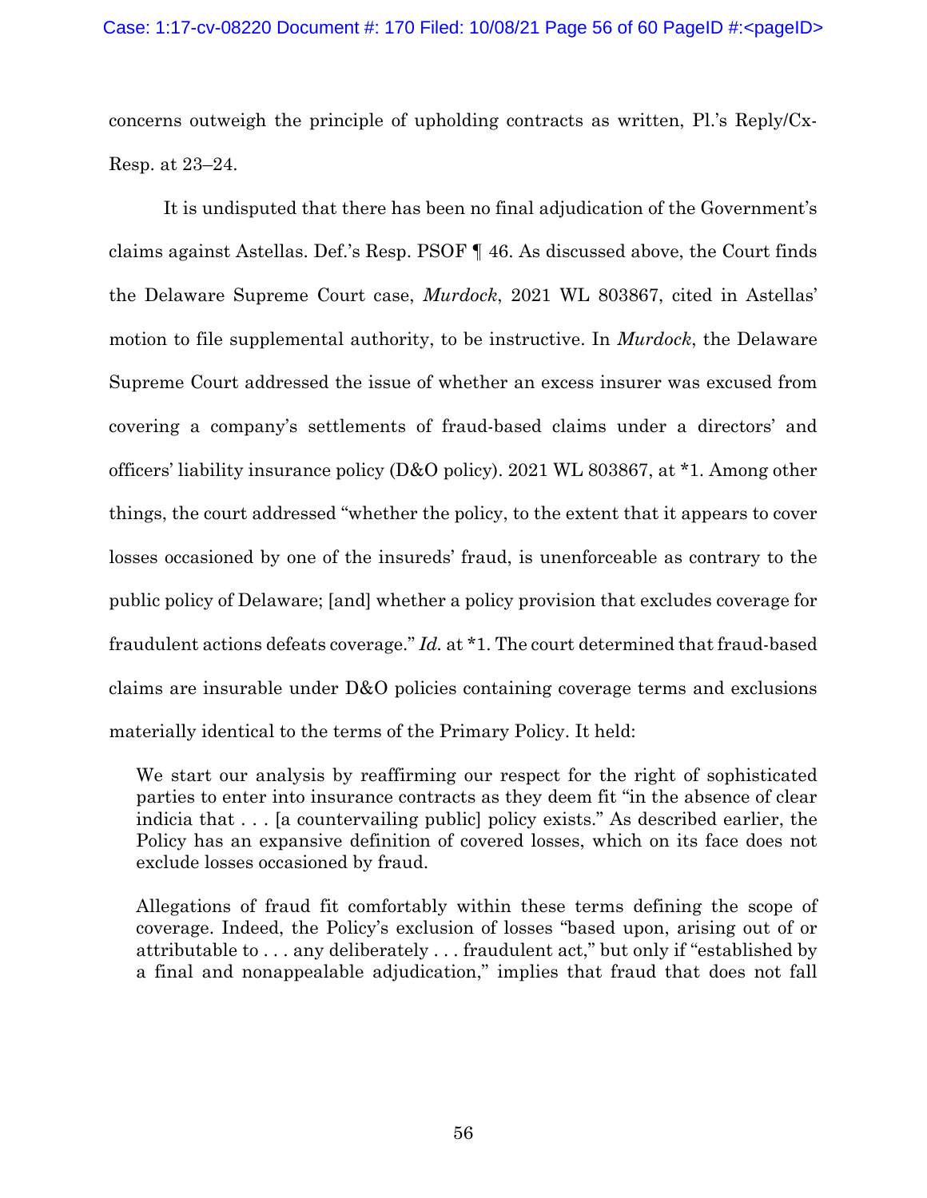concerns outweigh the principle of upholding contracts as written, Pl.'s Reply/Cx-Resp. at 23–24.

It is undisputed that there has been no final adjudication of the Government's claims against Astellas. Def.'s Resp. PSOF ¶ 46. As discussed above, the Court finds the Delaware Supreme Court case, *Murdock*, 2021 WL 803867, cited in Astellas' motion to file supplemental authority, to be instructive. In *Murdock*, the Delaware Supreme Court addressed the issue of whether an excess insurer was excused from covering a company's settlements of fraud-based claims under a directors' and officers' liability insurance policy (D&O policy). 2021 WL 803867, at *1. Among other things, the court addressed "whether the policy, to the extent that it appears to cover losses occasioned by one of the insureds' fraud, is unenforceable as contrary to the public policy of Delaware; [and] whether a policy provision that excludes coverage for fraudulent actions defeats coverage." *Id.* at *1. The court determined that fraud-based claims are insurable under D&O policies containing coverage terms and exclusions materially identical to the terms of the Primary Policy. It held:

> We start our analysis by reaffirming our respect for the right of sophisticated parties to enter into insurance contracts as they deem fit "in the absence of clear indicia that . . . [a countervailing public] policy exists." As described earlier, the Policy has an expansive definition of covered losses, which on its face does not exclude losses occasioned by fraud.
>
> Allegations of fraud fit comfortably within these terms defining the scope of coverage. Indeed, the Policy's exclusion of losses "based upon, arising out of or attributable to . . . any deliberately . . . fraudulent act," but only if "established by a final and nonappealable adjudication," implies that fraud that does not fall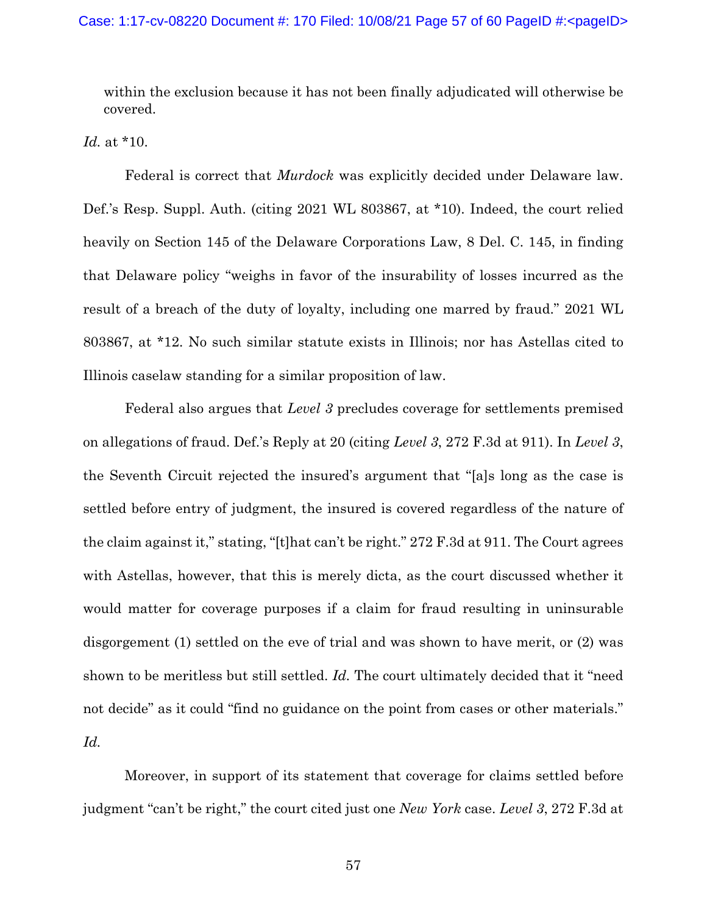within the exclusion because it has not been finally adjudicated will otherwise be covered.

*Id.* at *10.

Federal is correct that *Murdock* was explicitly decided under Delaware law. Def.'s Resp. Suppl. Auth. (citing 2021 WL 803867, at *10). Indeed, the court relied heavily on Section 145 of the Delaware Corporations Law, 8 Del. C. 145, in finding that Delaware policy "weighs in favor of the insurability of losses incurred as the result of a breach of the duty of loyalty, including one marred by fraud." 2021 WL 803867, at *12. No such similar statute exists in Illinois; nor has Astellas cited to Illinois caselaw standing for a similar proposition of law.

Federal also argues that *Level 3* precludes coverage for settlements premised on allegations of fraud. Def.'s Reply at 20 (citing *Level 3*, 272 F.3d at 911). In *Level 3*, the Seventh Circuit rejected the insured's argument that "[a]s long as the case is settled before entry of judgment, the insured is covered regardless of the nature of the claim against it," stating, "[t]hat can't be right." 272 F.3d at 911. The Court agrees with Astellas, however, that this is merely dicta, as the court discussed whether it would matter for coverage purposes if a claim for fraud resulting in uninsurable disgorgement (1) settled on the eve of trial and was shown to have merit, or (2) was shown to be meritless but still settled. *Id.* The court ultimately decided that it "need not decide" as it could "find no guidance on the point from cases or other materials." *Id.*

Moreover, in support of its statement that coverage for claims settled before judgment "can't be right," the court cited just one *New York* case. *Level 3*, 272 F.3d at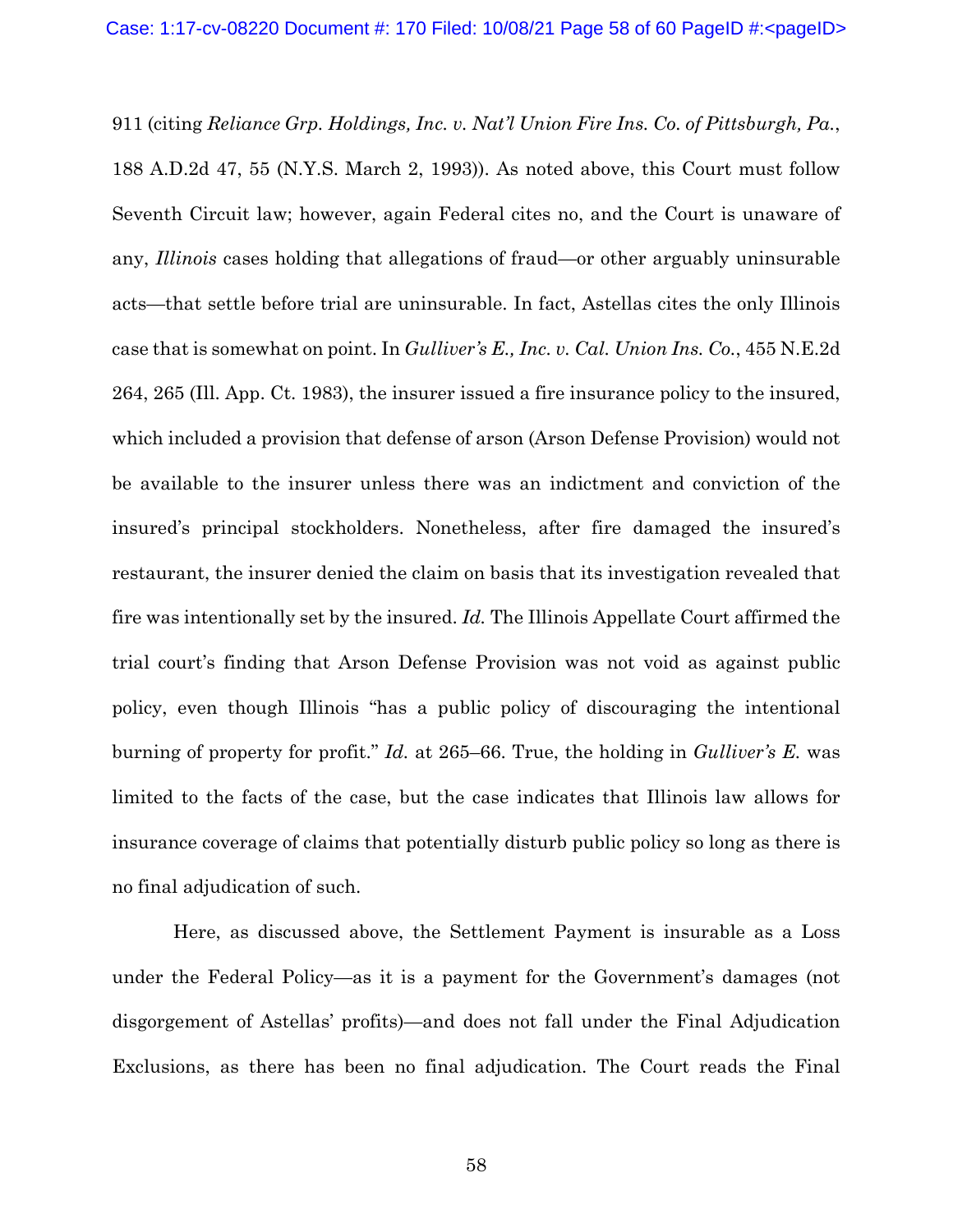911 (citing *Reliance Grp. Holdings, Inc. v. Nat'l Union Fire Ins. Co. of Pittsburgh, Pa.*, 188 A.D.2d 47, 55 (N.Y.S. March 2, 1993)). As noted above, this Court must follow Seventh Circuit law; however, again Federal cites no, and the Court is unaware of any, *Illinois* cases holding that allegations of fraud—or other arguably uninsurable acts—that settle before trial are uninsurable. In fact, Astellas cites the only Illinois case that is somewhat on point. In *Gulliver's E., Inc. v. Cal. Union Ins. Co.*, 455 N.E.2d 264, 265 (Ill. App. Ct. 1983), the insurer issued a fire insurance policy to the insured, which included a provision that defense of arson (Arson Defense Provision) would not be available to the insurer unless there was an indictment and conviction of the insured's principal stockholders. Nonetheless, after fire damaged the insured's restaurant, the insurer denied the claim on basis that its investigation revealed that fire was intentionally set by the insured. *Id.* The Illinois Appellate Court affirmed the trial court's finding that Arson Defense Provision was not void as against public policy, even though Illinois "has a public policy of discouraging the intentional burning of property for profit." *Id.* at 265–66. True, the holding in *Gulliver's E.* was limited to the facts of the case, but the case indicates that Illinois law allows for insurance coverage of claims that potentially disturb public policy so long as there is no final adjudication of such.

Here, as discussed above, the Settlement Payment is insurable as a Loss under the Federal Policy—as it is a payment for the Government's damages (not disgorgement of Astellas' profits)—and does not fall under the Final Adjudication Exclusions, as there has been no final adjudication. The Court reads the Final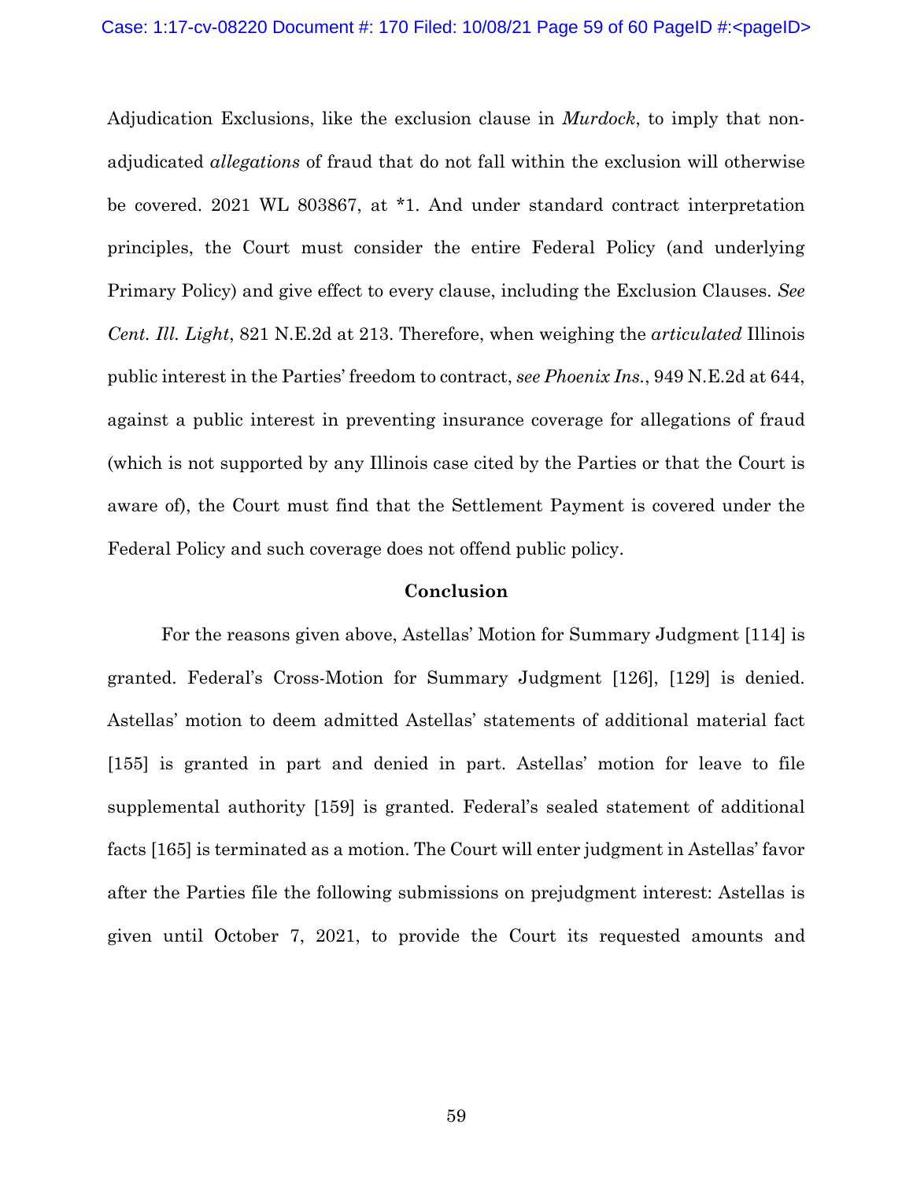Adjudication Exclusions, like the exclusion clause in *Murdock*, to imply that non-adjudicated *allegations* of fraud that do not fall within the exclusion will otherwise be covered. 2021 WL 803867, at *1. And under standard contract interpretation principles, the Court must consider the entire Federal Policy (and underlying Primary Policy) and give effect to every clause, including the Exclusion Clauses. *See Cent. Ill. Light*, 821 N.E.2d at 213. Therefore, when weighing the *articulated* Illinois public interest in the Parties' freedom to contract, *see Phoenix Ins.*, 949 N.E.2d at 644, against a public interest in preventing insurance coverage for allegations of fraud (which is not supported by any Illinois case cited by the Parties or that the Court is aware of), the Court must find that the Settlement Payment is covered under the Federal Policy and such coverage does not offend public policy.

**Conclusion**

For the reasons given above, Astellas' Motion for Summary Judgment [114] is granted. Federal's Cross-Motion for Summary Judgment [126], [129] is denied. Astellas' motion to deem admitted Astellas' statements of additional material fact [155] is granted in part and denied in part. Astellas' motion for leave to file supplemental authority [159] is granted. Federal's sealed statement of additional facts [165] is terminated as a motion. The Court will enter judgment in Astellas' favor after the Parties file the following submissions on prejudgment interest: Astellas is given until October 7, 2021, to provide the Court its requested amounts and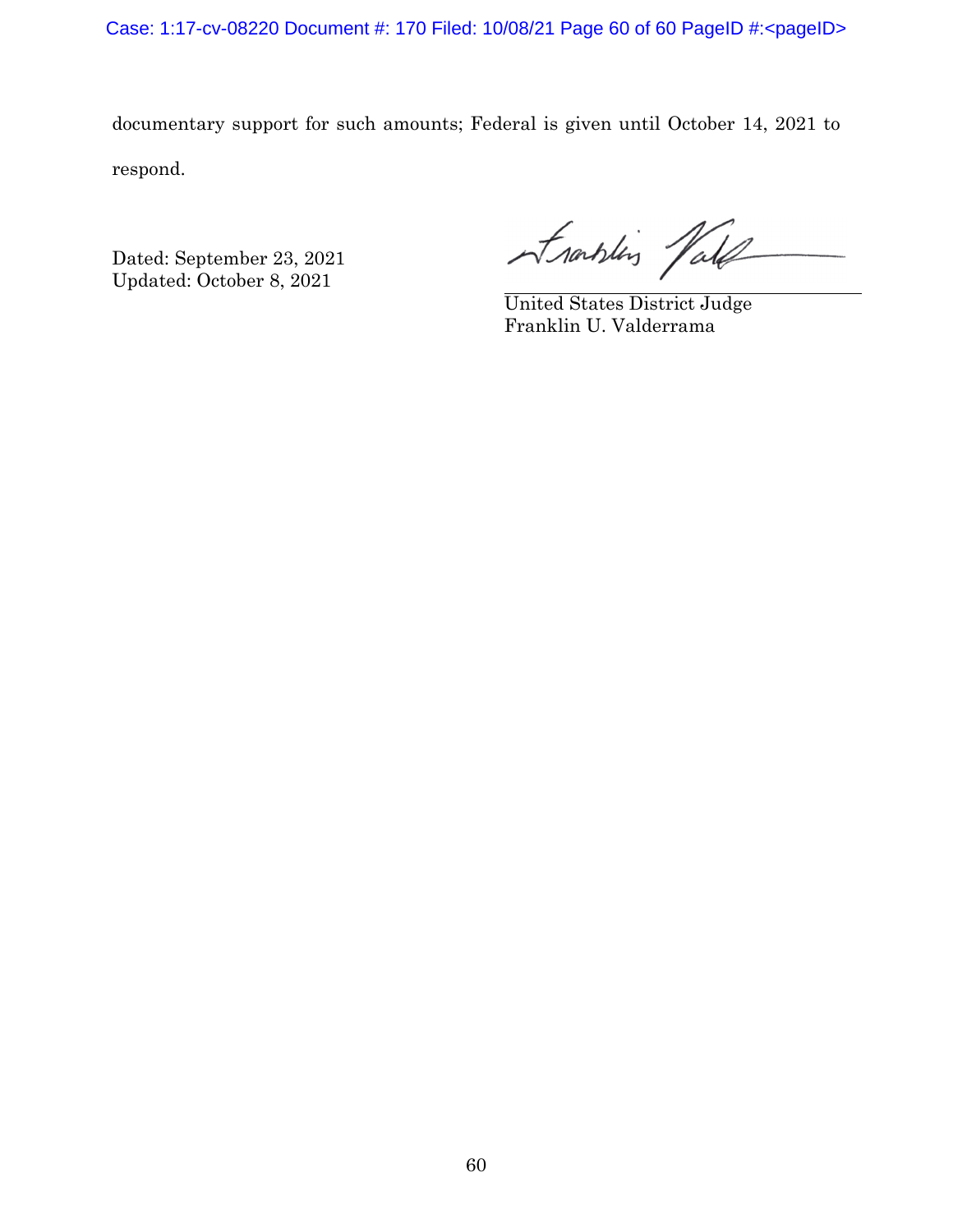documentary support for such amounts; Federal is given until October 14, 2021 to respond.

Dated: September 23, 2021
Updated: October 8, 2021

United States District Judge
Franklin U. Valderrama